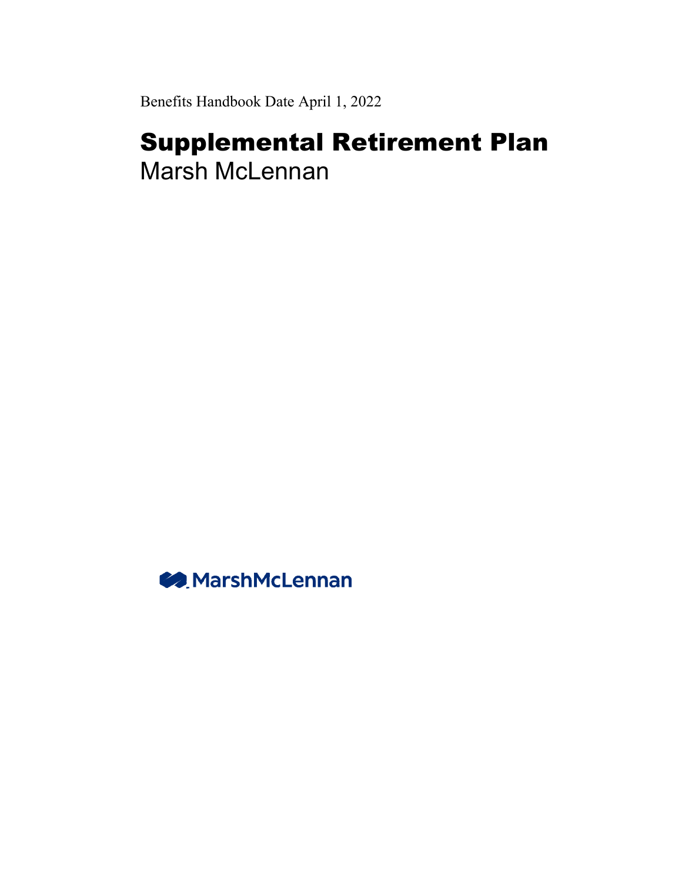Benefits Handbook Date April 1, 2022

# Supplemental Retirement Plan

Marsh McLennan

MarshMcLennan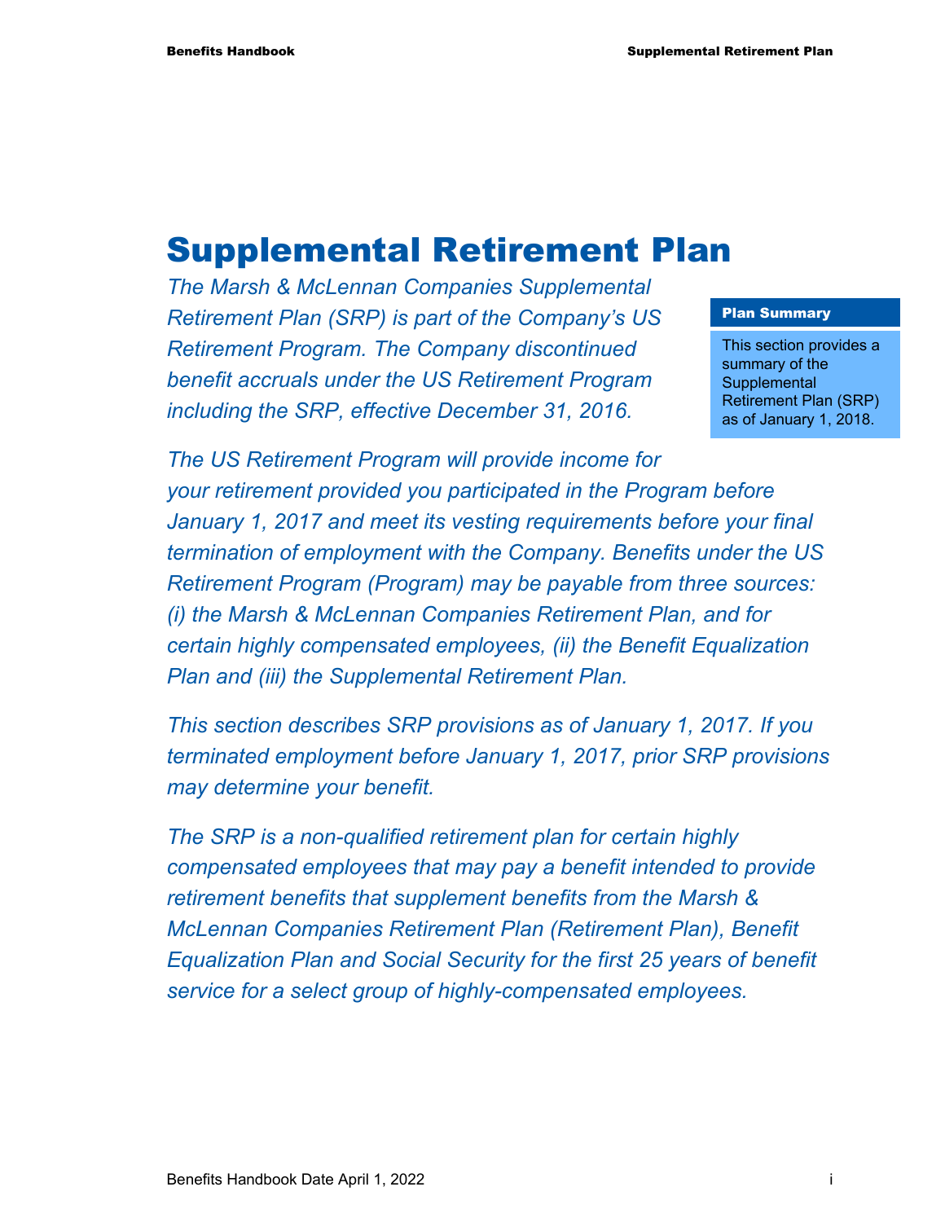# Supplemental Retirement Plan

*The Marsh & McLennan Companies Supplemental Retirement Plan (SRP) is part of the Company's US Retirement Program. The Company discontinued benefit accruals under the US Retirement Program including the SRP, effective December 31, 2016.*

**Plan Summary**

This section provides a summary of the Supplemental Retirement Plan (SRP) as of January 1, 2018.

*The US Retirement Program will provide income for your retirement provided you participated in the Program before January 1, 2017 and meet its vesting requirements before your final termination of employment with the Company. Benefits under the US Retirement Program (Program) may be payable from three sources: (i) the Marsh & McLennan Companies Retirement Plan, and for certain highly compensated employees, (ii) the Benefit Equalization Plan and (iii) the Supplemental Retirement Plan.*

*This section describes SRP provisions as of January 1, 2017. If you terminated employment before January 1, 2017, prior SRP provisions may determine your benefit.*

*The SRP is a non-qualified retirement plan for certain highly compensated employees that may pay a benefit intended to provide retirement benefits that supplement benefits from the Marsh & McLennan Companies Retirement Plan (Retirement Plan), Benefit Equalization Plan and Social Security for the first 25 years of benefit service for a select group of highly-compensated employees.*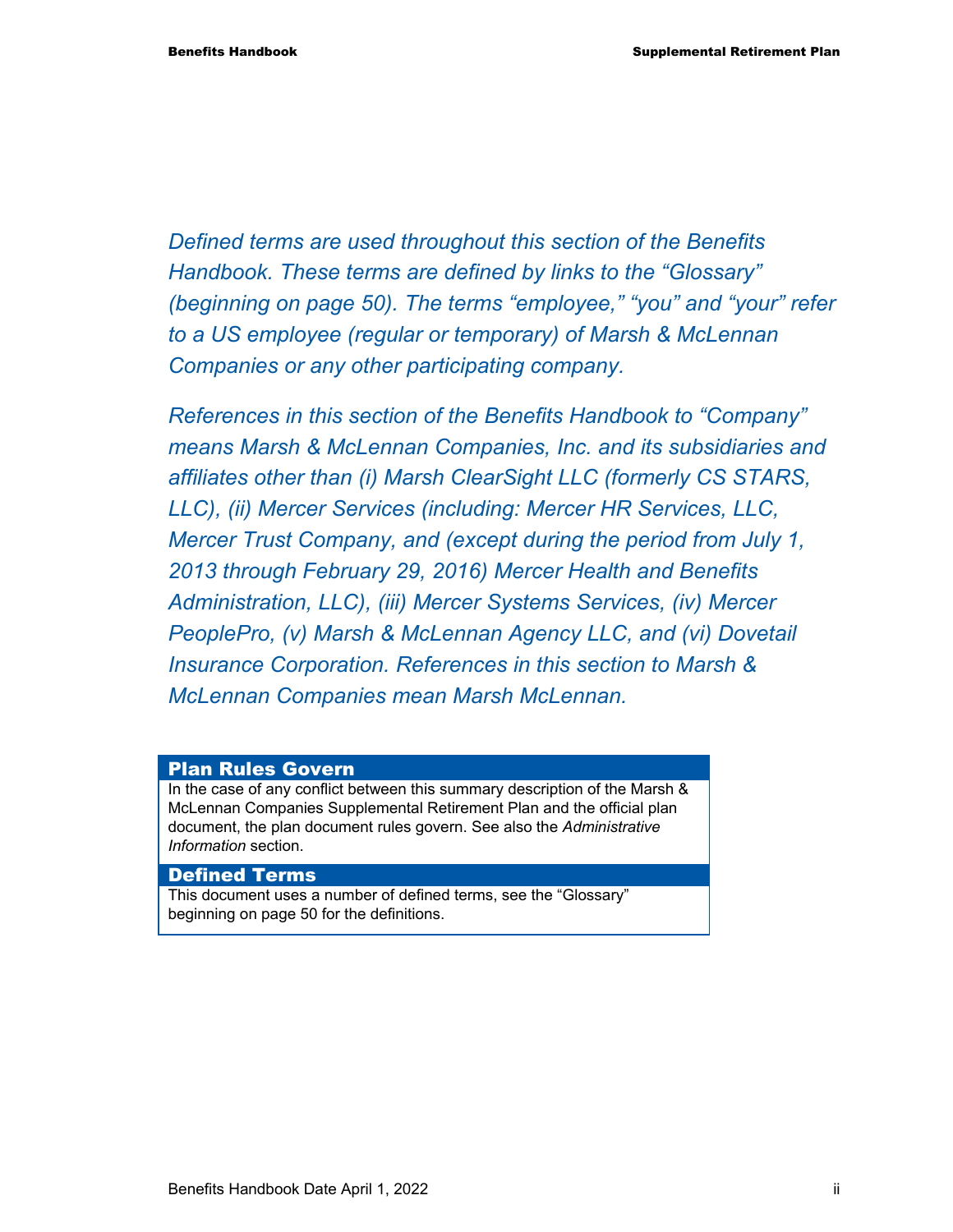*Defined terms are used throughout this section of the Benefits Handbook. These terms are defined by links to the "Glossary" (beginning on page 50). The terms "employee," "you" and "your" refer to a US employee (regular or temporary) of Marsh & McLennan Companies or any other participating company.*

*References in this section of the Benefits Handbook to "Company" means Marsh & McLennan Companies, Inc. and its subsidiaries and affiliates other than (i) Marsh ClearSight LLC (formerly CS STARS, LLC), (ii) Mercer Services (including: Mercer HR Services, LLC, Mercer Trust Company, and (except during the period from July 1, 2013 through February 29, 2016) Mercer Health and Benefits Administration, LLC), (iii) Mercer Systems Services, (iv) Mercer PeoplePro, (v) Marsh & McLennan Agency LLC, and (vi) Dovetail Insurance Corporation. References in this section to Marsh & McLennan Companies mean Marsh McLennan.*

## Plan Rules Govern

In the case of any conflict between this summary description of the Marsh & McLennan Companies Supplemental Retirement Plan and the official plan document, the plan document rules govern. See also the *Administrative Information* section.

## Defined Terms

This document uses a number of defined terms, see the "Glossary" beginning on page 50 for the definitions.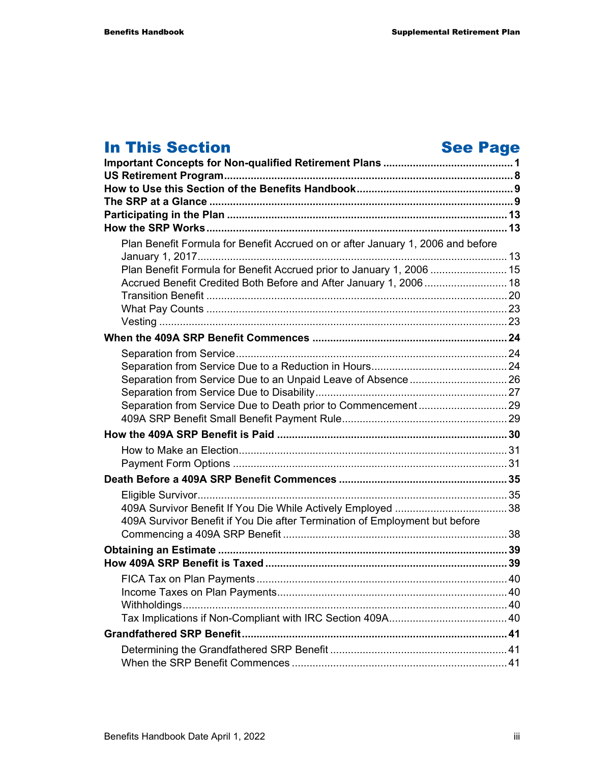| In This Section | See Page |
|---|---|
| **Important Concepts for Non-qualified Retirement Plans** | **1** |
| **US Retirement Program** | **8** |
| **How to Use this Section of the Benefits Handbook** | **9** |
| **The SRP at a Glance** | **9** |
| **Participating in the Plan** | **13** |
| **How the SRP Works** | **13** |
| Plan Benefit Formula for Benefit Accrued on or after January 1, 2006 and before January 1, 2017 | 13 |
| Plan Benefit Formula for Benefit Accrued prior to January 1, 2006 | 15 |
| Accrued Benefit Credited Both Before and After January 1, 2006 | 18 |
| Transition Benefit | 20 |
| What Pay Counts | 23 |
| Vesting | 23 |
| **When the 409A SRP Benefit Commences** | **24** |
| Separation from Service | 24 |
| Separation from Service Due to a Reduction in Hours | 24 |
| Separation from Service Due to an Unpaid Leave of Absence | 26 |
| Separation from Service Due to Disability | 27 |
| Separation from Service Due to Death prior to Commencement | 29 |
| 409A SRP Benefit Small Benefit Payment Rule | 29 |
| **How the 409A SRP Benefit is Paid** | **30** |
| How to Make an Election | 31 |
| Payment Form Options | 31 |
| **Death Before a 409A SRP Benefit Commences** | **35** |
| Eligible Survivor | 35 |
| 409A Survivor Benefit If You Die While Actively Employed | 38 |
| 409A Survivor Benefit if You Die after Termination of Employment but before Commencing a 409A SRP Benefit | 38 |
| **Obtaining an Estimate** | **39** |
| **How 409A SRP Benefit is Taxed** | **39** |
| FICA Tax on Plan Payments | 40 |
| Income Taxes on Plan Payments | 40 |
| Withholdings | 40 |
| Tax Implications if Non-Compliant with IRC Section 409A | 40 |
| **Grandfathered SRP Benefit** | **41** |
| Determining the Grandfathered SRP Benefit | 41 |
| When the SRP Benefit Commences | 41 |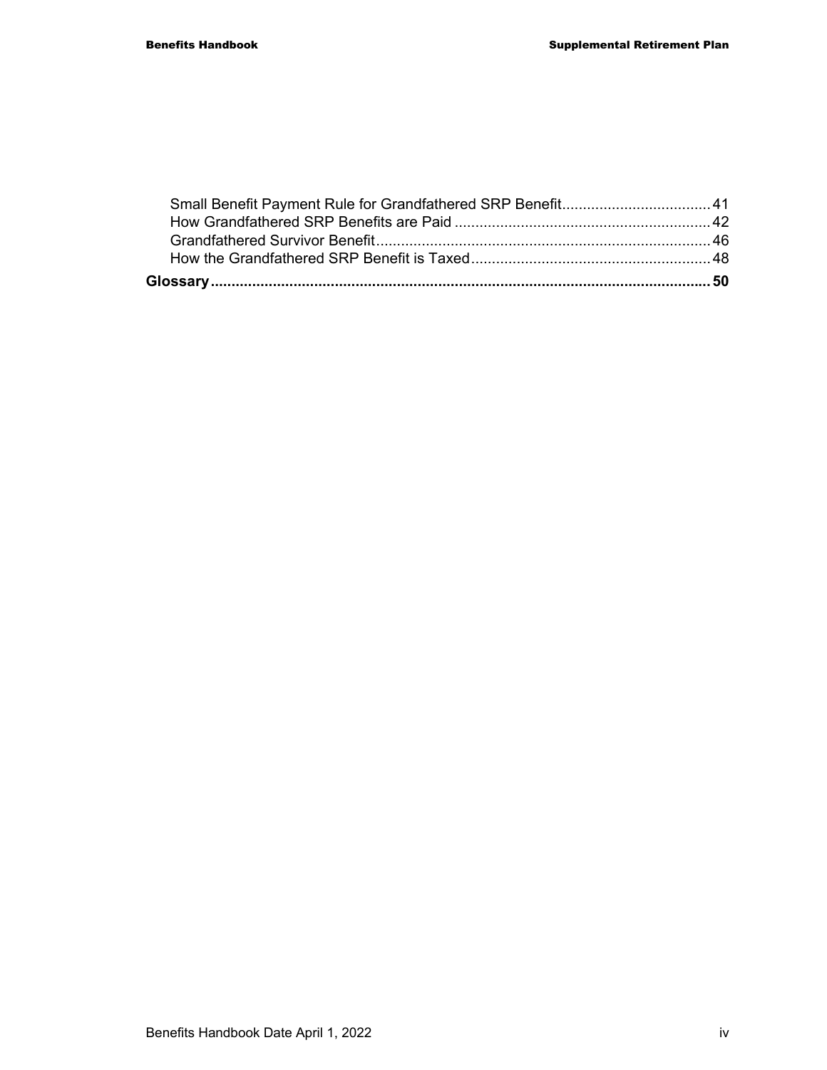Small Benefit Payment Rule for Grandfathered SRP Benefit ... 41
How Grandfathered SRP Benefits are Paid ... 42
Grandfathered Survivor Benefit ... 46
How the Grandfathered SRP Benefit is Taxed ... 48

**Glossary ... 50**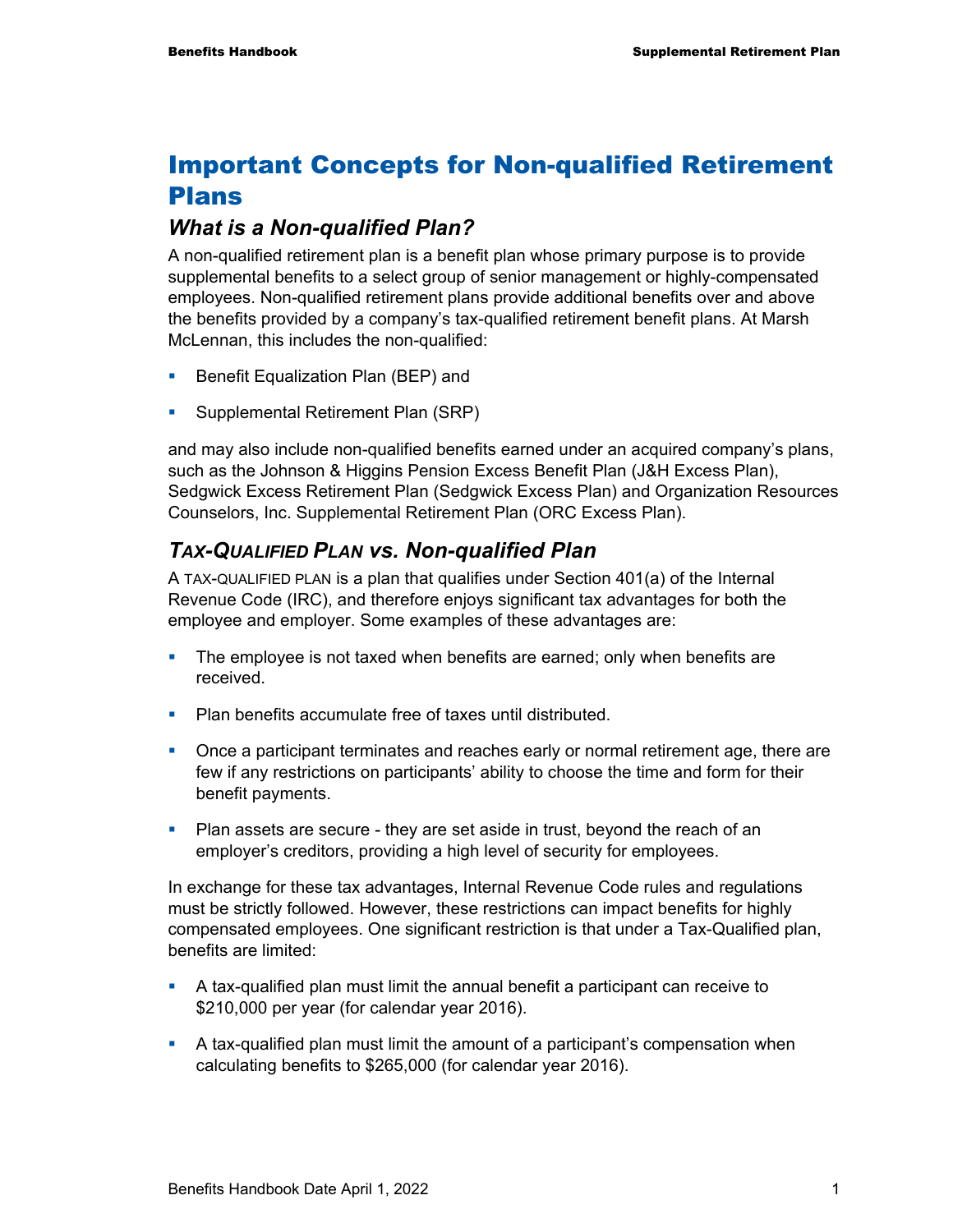# Important Concepts for Non-qualified Retirement Plans

## *What is a Non-qualified Plan?*

A non-qualified retirement plan is a benefit plan whose primary purpose is to provide supplemental benefits to a select group of senior management or highly-compensated employees. Non-qualified retirement plans provide additional benefits over and above the benefits provided by a company's tax-qualified retirement benefit plans. At Marsh McLennan, this includes the non-qualified:

- Benefit Equalization Plan (BEP) and
- Supplemental Retirement Plan (SRP)

and may also include non-qualified benefits earned under an acquired company's plans, such as the Johnson & Higgins Pension Excess Benefit Plan (J&H Excess Plan), Sedgwick Excess Retirement Plan (Sedgwick Excess Plan) and Organization Resources Counselors, Inc. Supplemental Retirement Plan (ORC Excess Plan).

## *TAX-QUALIFIED PLAN vs. Non-qualified Plan*

A TAX-QUALIFIED PLAN is a plan that qualifies under Section 401(a) of the Internal Revenue Code (IRC), and therefore enjoys significant tax advantages for both the employee and employer. Some examples of these advantages are:

- The employee is not taxed when benefits are earned; only when benefits are received.
- Plan benefits accumulate free of taxes until distributed.
- Once a participant terminates and reaches early or normal retirement age, there are few if any restrictions on participants' ability to choose the time and form for their benefit payments.
- Plan assets are secure - they are set aside in trust, beyond the reach of an employer's creditors, providing a high level of security for employees.

In exchange for these tax advantages, Internal Revenue Code rules and regulations must be strictly followed. However, these restrictions can impact benefits for highly compensated employees. One significant restriction is that under a Tax-Qualified plan, benefits are limited:

- A tax-qualified plan must limit the annual benefit a participant can receive to $210,000 per year (for calendar year 2016).
- A tax-qualified plan must limit the amount of a participant's compensation when calculating benefits to $265,000 (for calendar year 2016).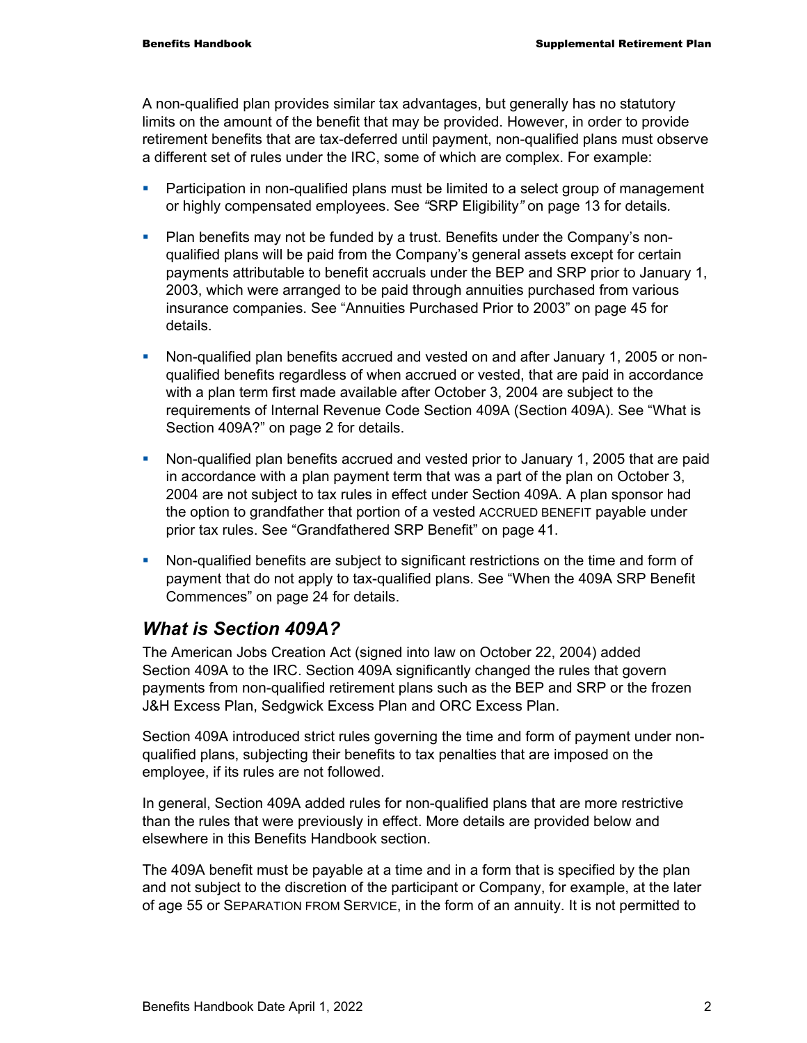A non-qualified plan provides similar tax advantages, but generally has no statutory limits on the amount of the benefit that may be provided. However, in order to provide retirement benefits that are tax-deferred until payment, non-qualified plans must observe a different set of rules under the IRC, some of which are complex. For example:

- Participation in non-qualified plans must be limited to a select group of management or highly compensated employees. See *"*SRP Eligibility*"* on page 13 for details*.*
- Plan benefits may not be funded by a trust. Benefits under the Company's non-qualified plans will be paid from the Company's general assets except for certain payments attributable to benefit accruals under the BEP and SRP prior to January 1, 2003, which were arranged to be paid through annuities purchased from various insurance companies. See "Annuities Purchased Prior to 2003" on page 45 for details.
- Non-qualified plan benefits accrued and vested on and after January 1, 2005 or non-qualified benefits regardless of when accrued or vested, that are paid in accordance with a plan term first made available after October 3, 2004 are subject to the requirements of Internal Revenue Code Section 409A (Section 409A). See "What is Section 409A?" on page 2 for details.
- Non-qualified plan benefits accrued and vested prior to January 1, 2005 that are paid in accordance with a plan payment term that was a part of the plan on October 3, 2004 are not subject to tax rules in effect under Section 409A. A plan sponsor had the option to grandfather that portion of a vested ACCRUED BENEFIT payable under prior tax rules. See "Grandfathered SRP Benefit" on page 41.
- Non-qualified benefits are subject to significant restrictions on the time and form of payment that do not apply to tax-qualified plans. See "When the 409A SRP Benefit Commences" on page 24 for details.

## *What is Section 409A?*

The American Jobs Creation Act (signed into law on October 22, 2004) added Section 409A to the IRC. Section 409A significantly changed the rules that govern payments from non-qualified retirement plans such as the BEP and SRP or the frozen J&H Excess Plan, Sedgwick Excess Plan and ORC Excess Plan.

Section 409A introduced strict rules governing the time and form of payment under non-qualified plans, subjecting their benefits to tax penalties that are imposed on the employee, if its rules are not followed.

In general, Section 409A added rules for non-qualified plans that are more restrictive than the rules that were previously in effect. More details are provided below and elsewhere in this Benefits Handbook section.

The 409A benefit must be payable at a time and in a form that is specified by the plan and not subject to the discretion of the participant or Company, for example, at the later of age 55 or SEPARATION FROM SERVICE, in the form of an annuity. It is not permitted to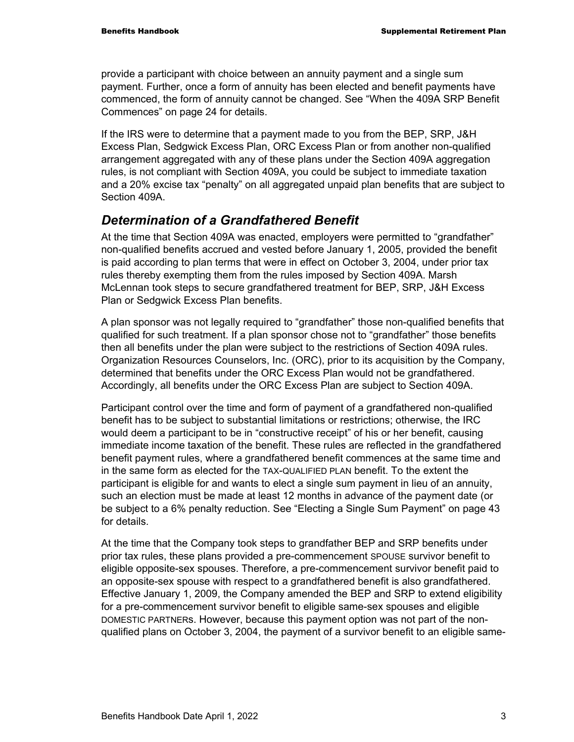provide a participant with choice between an annuity payment and a single sum payment. Further, once a form of annuity has been elected and benefit payments have commenced, the form of annuity cannot be changed. See "When the 409A SRP Benefit Commences" on page 24 for details.

If the IRS were to determine that a payment made to you from the BEP, SRP, J&H Excess Plan, Sedgwick Excess Plan, ORC Excess Plan or from another non-qualified arrangement aggregated with any of these plans under the Section 409A aggregation rules, is not compliant with Section 409A, you could be subject to immediate taxation and a 20% excise tax "penalty" on all aggregated unpaid plan benefits that are subject to Section 409A.

## *Determination of a Grandfathered Benefit*

At the time that Section 409A was enacted, employers were permitted to "grandfather" non-qualified benefits accrued and vested before January 1, 2005, provided the benefit is paid according to plan terms that were in effect on October 3, 2004, under prior tax rules thereby exempting them from the rules imposed by Section 409A. Marsh McLennan took steps to secure grandfathered treatment for BEP, SRP, J&H Excess Plan or Sedgwick Excess Plan benefits.

A plan sponsor was not legally required to "grandfather" those non-qualified benefits that qualified for such treatment. If a plan sponsor chose not to "grandfather" those benefits then all benefits under the plan were subject to the restrictions of Section 409A rules. Organization Resources Counselors, Inc. (ORC), prior to its acquisition by the Company, determined that benefits under the ORC Excess Plan would not be grandfathered. Accordingly, all benefits under the ORC Excess Plan are subject to Section 409A.

Participant control over the time and form of payment of a grandfathered non-qualified benefit has to be subject to substantial limitations or restrictions; otherwise, the IRC would deem a participant to be in "constructive receipt" of his or her benefit, causing immediate income taxation of the benefit. These rules are reflected in the grandfathered benefit payment rules, where a grandfathered benefit commences at the same time and in the same form as elected for the TAX-QUALIFIED PLAN benefit. To the extent the participant is eligible for and wants to elect a single sum payment in lieu of an annuity, such an election must be made at least 12 months in advance of the payment date (or be subject to a 6% penalty reduction. See "Electing a Single Sum Payment" on page 43 for details.

At the time that the Company took steps to grandfather BEP and SRP benefits under prior tax rules, these plans provided a pre-commencement SPOUSE survivor benefit to eligible opposite-sex spouses. Therefore, a pre-commencement survivor benefit paid to an opposite-sex spouse with respect to a grandfathered benefit is also grandfathered. Effective January 1, 2009, the Company amended the BEP and SRP to extend eligibility for a pre-commencement survivor benefit to eligible same-sex spouses and eligible DOMESTIC PARTNERS. However, because this payment option was not part of the non-qualified plans on October 3, 2004, the payment of a survivor benefit to an eligible same-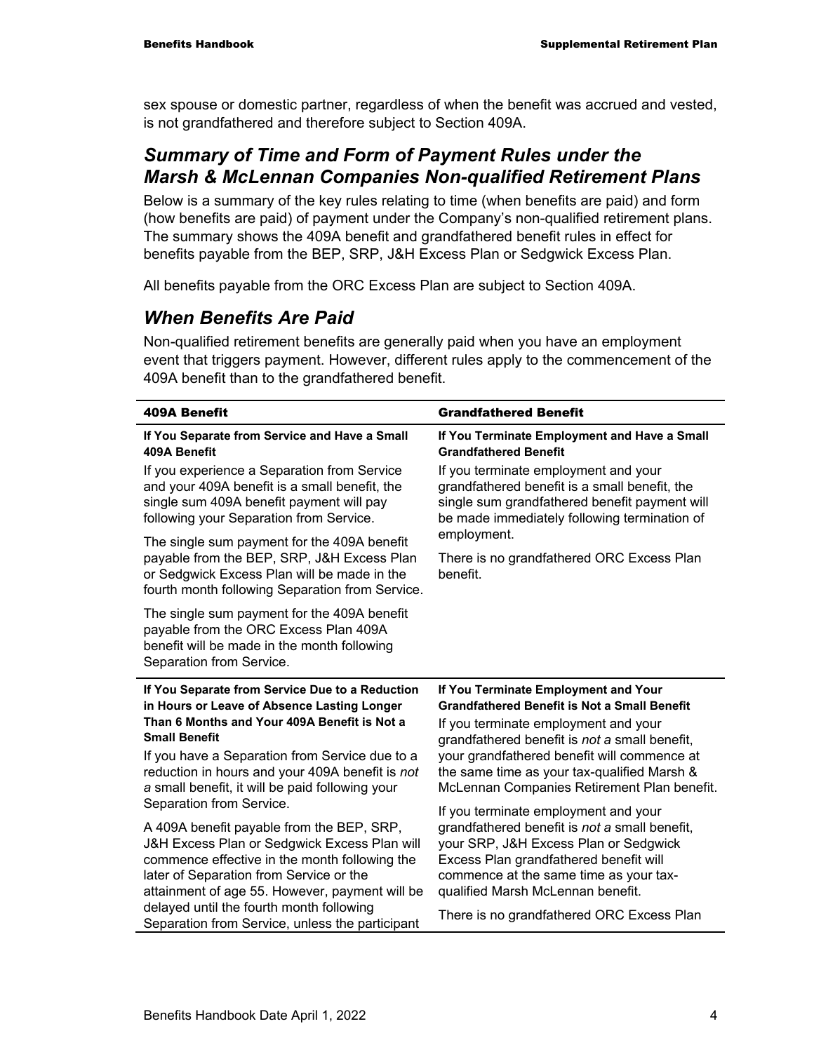sex spouse or domestic partner, regardless of when the benefit was accrued and vested, is not grandfathered and therefore subject to Section 409A.

## Summary of Time and Form of Payment Rules under the Marsh & McLennan Companies Non-qualified Retirement Plans

Below is a summary of the key rules relating to time (when benefits are paid) and form (how benefits are paid) of payment under the Company's non-qualified retirement plans. The summary shows the 409A benefit and grandfathered benefit rules in effect for benefits payable from the BEP, SRP, J&H Excess Plan or Sedgwick Excess Plan.

All benefits payable from the ORC Excess Plan are subject to Section 409A.

## When Benefits Are Paid

Non-qualified retirement benefits are generally paid when you have an employment event that triggers payment. However, different rules apply to the commencement of the 409A benefit than to the grandfathered benefit.

| 409A Benefit | Grandfathered Benefit |
|---|---|
| **If You Separate from Service and Have a Small 409A Benefit**<br><br>If you experience a Separation from Service and your 409A benefit is a small benefit, the single sum 409A benefit payment will pay following your Separation from Service.<br><br>The single sum payment for the 409A benefit payable from the BEP, SRP, J&H Excess Plan or Sedgwick Excess Plan will be made in the fourth month following Separation from Service.<br><br>The single sum payment for the 409A benefit payable from the ORC Excess Plan 409A benefit will be made in the month following Separation from Service. | **If You Terminate Employment and Have a Small Grandfathered Benefit**<br><br>If you terminate employment and your grandfathered benefit is a small benefit, the single sum grandfathered benefit payment will be made immediately following termination of employment.<br><br>There is no grandfathered ORC Excess Plan benefit. |
| **If You Separate from Service Due to a Reduction in Hours or Leave of Absence Lasting Longer Than 6 Months and Your 409A Benefit is Not a Small Benefit**<br><br>If you have a Separation from Service due to a reduction in hours and your 409A benefit is *not a* small benefit, it will be paid following your Separation from Service.<br><br>A 409A benefit payable from the BEP, SRP, J&H Excess Plan or Sedgwick Excess Plan will commence effective in the month following the later of Separation from Service or the attainment of age 55. However, payment will be delayed until the fourth month following Separation from Service, unless the participant | **If You Terminate Employment and Your Grandfathered Benefit is Not a Small Benefit**<br><br>If you terminate employment and your grandfathered benefit is *not a* small benefit, your grandfathered benefit will commence at the same time as your tax-qualified Marsh & McLennan Companies Retirement Plan benefit.<br><br>If you terminate employment and your grandfathered benefit is *not a* small benefit, your SRP, J&H Excess Plan or Sedgwick Excess Plan grandfathered benefit will commence at the same time as your tax-qualified Marsh McLennan benefit.<br><br>There is no grandfathered ORC Excess Plan |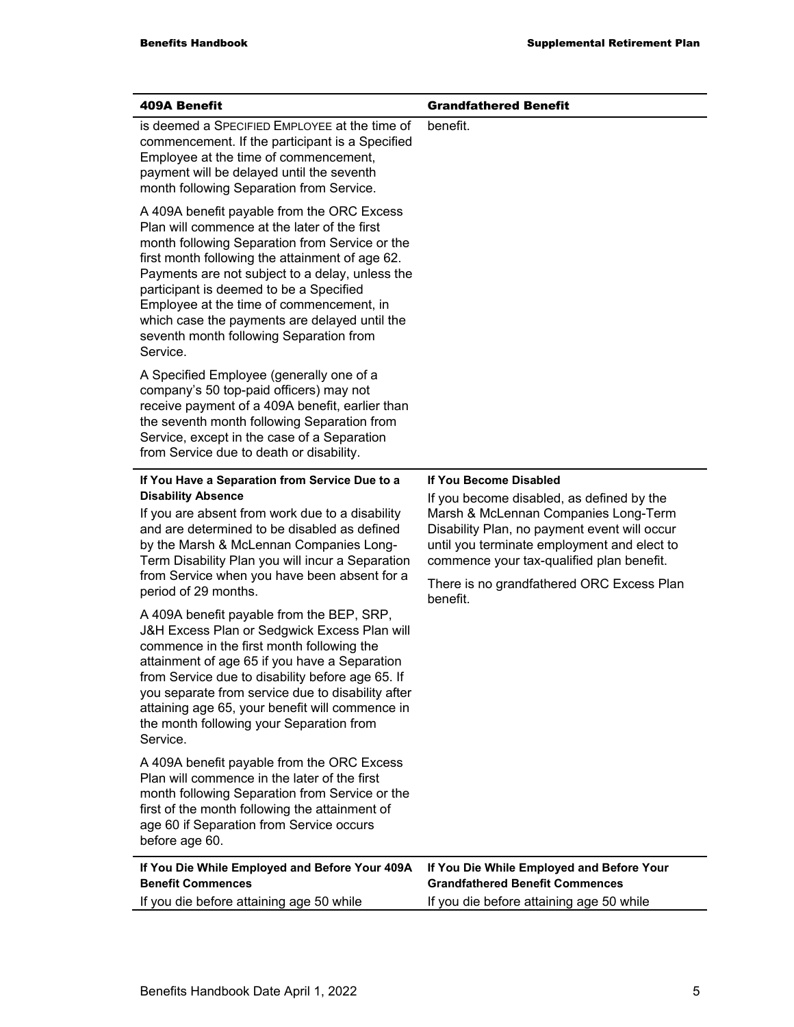| 409A Benefit | Grandfathered Benefit |
|---|---|
| is deemed a SPECIFIED EMPLOYEE at the time of commencement. If the participant is a Specified Employee at the time of commencement, payment will be delayed until the seventh month following Separation from Service.<br><br>A 409A benefit payable from the ORC Excess Plan will commence at the later of the first month following Separation from Service or the first month following the attainment of age 62. Payments are not subject to a delay, unless the participant is deemed to be a Specified Employee at the time of commencement, in which case the payments are delayed until the seventh month following Separation from Service.<br><br>A Specified Employee (generally one of a company's 50 top-paid officers) may not receive payment of a 409A benefit, earlier than the seventh month following Separation from Service, except in the case of a Separation from Service due to death or disability. | benefit. |
| **If You Have a Separation from Service Due to a Disability Absence**<br><br>If you are absent from work due to a disability and are determined to be disabled as defined by the Marsh & McLennan Companies Long-Term Disability Plan you will incur a Separation from Service when you have been absent for a period of 29 months.<br><br>A 409A benefit payable from the BEP, SRP, J&H Excess Plan or Sedgwick Excess Plan will commence in the first month following the attainment of age 65 if you have a Separation from Service due to disability before age 65. If you separate from service due to disability after attaining age 65, your benefit will commence in the month following your Separation from Service.<br><br>A 409A benefit payable from the ORC Excess Plan will commence in the later of the first month following Separation from Service or the first of the month following the attainment of age 60 if Separation from Service occurs before age 60. | **If You Become Disabled**<br><br>If you become disabled, as defined by the Marsh & McLennan Companies Long-Term Disability Plan, no payment event will occur until you terminate employment and elect to commence your tax-qualified plan benefit.<br><br>There is no grandfathered ORC Excess Plan benefit. |
| **If You Die While Employed and Before Your 409A Benefit Commences**<br><br>If you die before attaining age 50 while | **If You Die While Employed and Before Your Grandfathered Benefit Commences**<br><br>If you die before attaining age 50 while |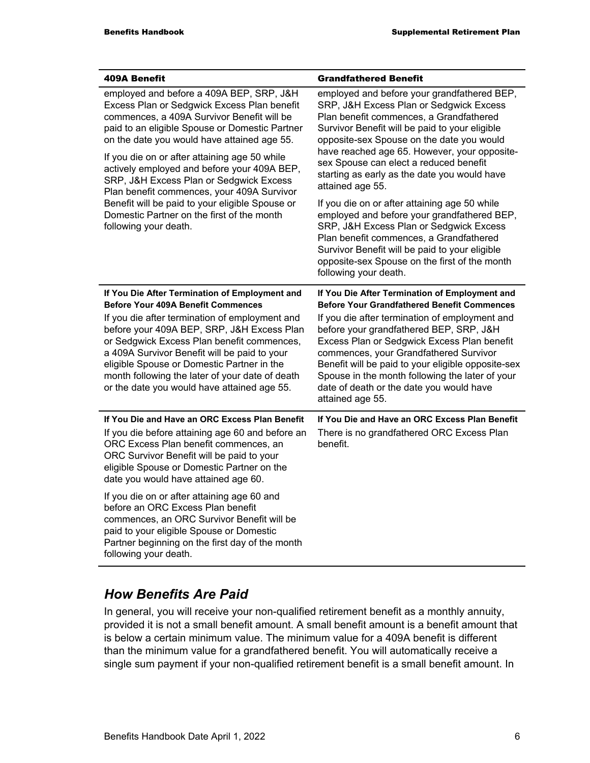| 409A Benefit | Grandfathered Benefit |
|---|---|
| employed and before a 409A BEP, SRP, J&H Excess Plan or Sedgwick Excess Plan benefit commences, a 409A Survivor Benefit will be paid to an eligible Spouse or Domestic Partner on the date you would have attained age 55.<br><br>If you die on or after attaining age 50 while actively employed and before your 409A BEP, SRP, J&H Excess Plan or Sedgwick Excess Plan benefit commences, your 409A Survivor Benefit will be paid to your eligible Spouse or Domestic Partner on the first of the month following your death. | employed and before your grandfathered BEP, SRP, J&H Excess Plan or Sedgwick Excess Plan benefit commences, a Grandfathered Survivor Benefit will be paid to your eligible opposite-sex Spouse on the date you would have reached age 65. However, your opposite-sex Spouse can elect a reduced benefit starting as early as the date you would have attained age 55.<br><br>If you die on or after attaining age 50 while employed and before your grandfathered BEP, SRP, J&H Excess Plan or Sedgwick Excess Plan benefit commences, a Grandfathered Survivor Benefit will be paid to your eligible opposite-sex Spouse on the first of the month following your death. |
| **If You Die After Termination of Employment and Before Your 409A Benefit Commences**<br><br>If you die after termination of employment and before your 409A BEP, SRP, J&H Excess Plan or Sedgwick Excess Plan benefit commences, a 409A Survivor Benefit will be paid to your eligible Spouse or Domestic Partner in the month following the later of your date of death or the date you would have attained age 55. | **If You Die After Termination of Employment and Before Your Grandfathered Benefit Commences**<br><br>If you die after termination of employment and before your grandfathered BEP, SRP, J&H Excess Plan or Sedgwick Excess Plan benefit commences, your Grandfathered Survivor Benefit will be paid to your eligible opposite-sex Spouse in the month following the later of your date of death or the date you would have attained age 55. |
| **If You Die and Have an ORC Excess Plan Benefit**<br><br>If you die before attaining age 60 and before an ORC Excess Plan benefit commences, an ORC Survivor Benefit will be paid to your eligible Spouse or Domestic Partner on the date you would have attained age 60.<br><br>If you die on or after attaining age 60 and before an ORC Excess Plan benefit commences, an ORC Survivor Benefit will be paid to your eligible Spouse or Domestic Partner beginning on the first day of the month following your death. | **If You Die and Have an ORC Excess Plan Benefit**<br><br>There is no grandfathered ORC Excess Plan benefit. |

## *How Benefits Are Paid*

In general, you will receive your non-qualified retirement benefit as a monthly annuity, provided it is not a small benefit amount. A small benefit amount is a benefit amount that is below a certain minimum value. The minimum value for a 409A benefit is different than the minimum value for a grandfathered benefit. You will automatically receive a single sum payment if your non-qualified retirement benefit is a small benefit amount. In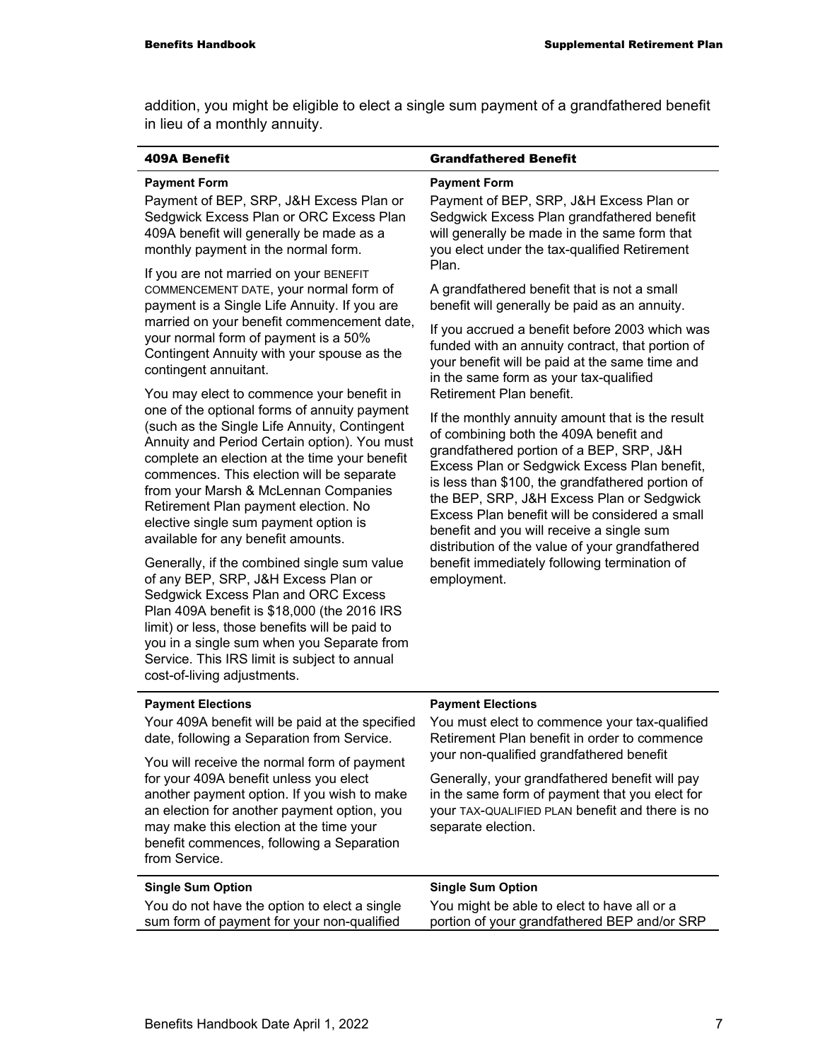addition, you might be eligible to elect a single sum payment of a grandfathered benefit in lieu of a monthly annuity.

| 409A Benefit | Grandfathered Benefit |
| --- | --- |
| **Payment Form**<br><br>Payment of BEP, SRP, J&H Excess Plan or Sedgwick Excess Plan or ORC Excess Plan 409A benefit will generally be made as a monthly payment in the normal form.<br><br>If you are not married on your BENEFIT COMMENCEMENT DATE, your normal form of payment is a Single Life Annuity. If you are married on your benefit commencement date, your normal form of payment is a 50% Contingent Annuity with your spouse as the contingent annuitant.<br><br>You may elect to commence your benefit in one of the optional forms of annuity payment (such as the Single Life Annuity, Contingent Annuity and Period Certain option). You must complete an election at the time your benefit commences. This election will be separate from your Marsh & McLennan Companies Retirement Plan payment election. No elective single sum payment option is available for any benefit amounts.<br><br>Generally, if the combined single sum value of any BEP, SRP, J&H Excess Plan or Sedgwick Excess Plan and ORC Excess Plan 409A benefit is $18,000 (the 2016 IRS limit) or less, those benefits will be paid to you in a single sum when you Separate from Service. This IRS limit is subject to annual cost-of-living adjustments. | **Payment Form**<br><br>Payment of BEP, SRP, J&H Excess Plan or Sedgwick Excess Plan grandfathered benefit will generally be made in the same form that you elect under the tax-qualified Retirement Plan.<br><br>A grandfathered benefit that is not a small benefit will generally be paid as an annuity.<br><br>If you accrued a benefit before 2003 which was funded with an annuity contract, that portion of your benefit will be paid at the same time and in the same form as your tax-qualified Retirement Plan benefit.<br><br>If the monthly annuity amount that is the result of combining both the 409A benefit and grandfathered portion of a BEP, SRP, J&H Excess Plan or Sedgwick Excess Plan benefit, is less than $100, the grandfathered portion of the BEP, SRP, J&H Excess Plan or Sedgwick Excess Plan benefit will be considered a small benefit and you will receive a single sum distribution of the value of your grandfathered benefit immediately following termination of employment. |
| **Payment Elections**<br><br>Your 409A benefit will be paid at the specified date, following a Separation from Service.<br><br>You will receive the normal form of payment for your 409A benefit unless you elect another payment option. If you wish to make an election for another payment option, you may make this election at the time your benefit commences, following a Separation from Service. | **Payment Elections**<br><br>You must elect to commence your tax-qualified Retirement Plan benefit in order to commence your non-qualified grandfathered benefit<br><br>Generally, your grandfathered benefit will pay in the same form of payment that you elect for your TAX-QUALIFIED PLAN benefit and there is no separate election. |
| **Single Sum Option**<br><br>You do not have the option to elect a single sum form of payment for your non-qualified | **Single Sum Option**<br><br>You might be able to elect to have all or a portion of your grandfathered BEP and/or SRP |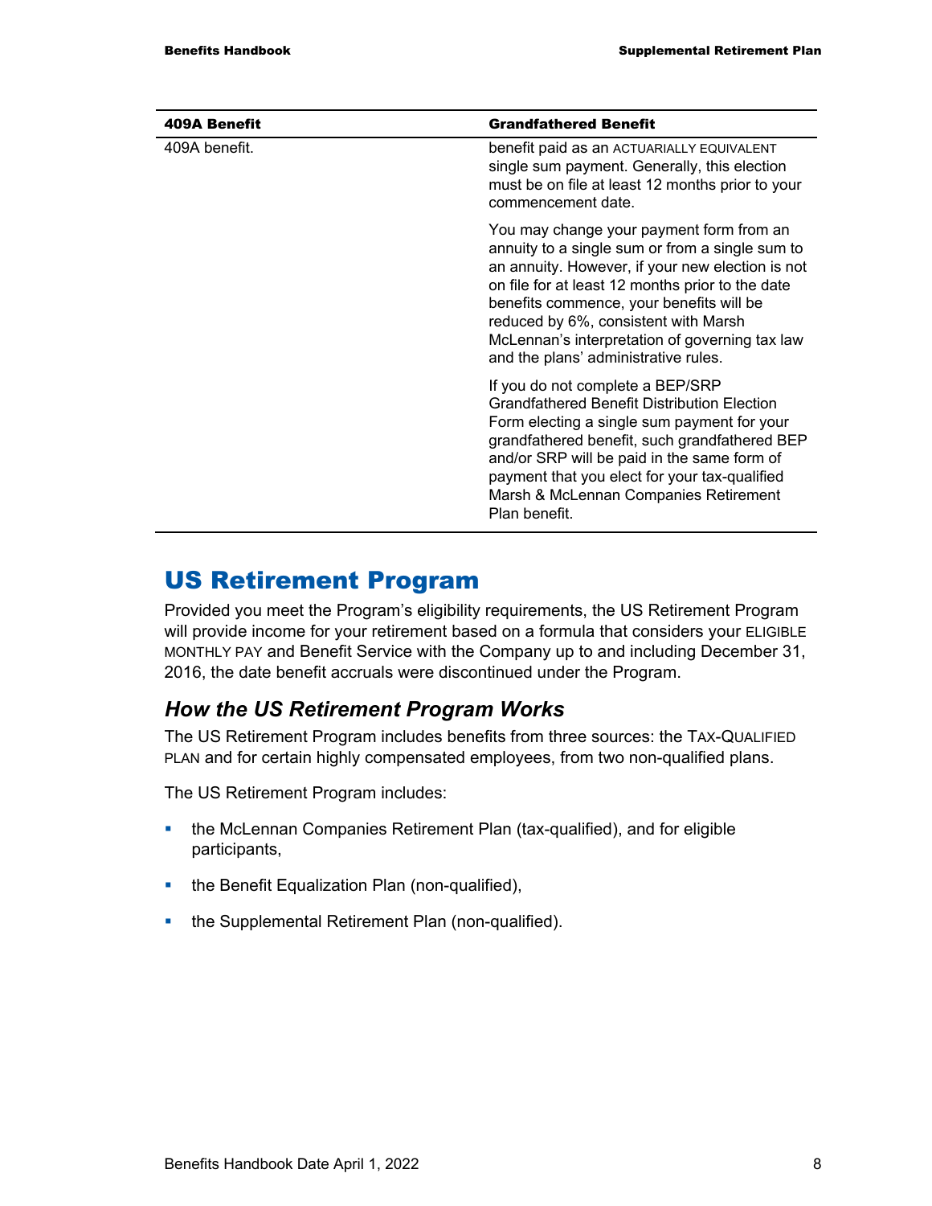| 409A Benefit | Grandfathered Benefit |
|---|---|
| 409A benefit. | benefit paid as an ACTUARIALLY EQUIVALENT single sum payment. Generally, this election must be on file at least 12 months prior to your commencement date. |
| | You may change your payment form from an annuity to a single sum or from a single sum to an annuity. However, if your new election is not on file for at least 12 months prior to the date benefits commence, your benefits will be reduced by 6%, consistent with Marsh McLennan's interpretation of governing tax law and the plans' administrative rules. |
| | If you do not complete a BEP/SRP Grandfathered Benefit Distribution Election Form electing a single sum payment for your grandfathered benefit, such grandfathered BEP and/or SRP will be paid in the same form of payment that you elect for your tax-qualified Marsh & McLennan Companies Retirement Plan benefit. |

# US Retirement Program

Provided you meet the Program's eligibility requirements, the US Retirement Program will provide income for your retirement based on a formula that considers your ELIGIBLE MONTHLY PAY and Benefit Service with the Company up to and including December 31, 2016, the date benefit accruals were discontinued under the Program.

## *How the US Retirement Program Works*

The US Retirement Program includes benefits from three sources: the TAX-QUALIFIED PLAN and for certain highly compensated employees, from two non-qualified plans.

The US Retirement Program includes:

- the McLennan Companies Retirement Plan (tax-qualified), and for eligible participants,
- the Benefit Equalization Plan (non-qualified),
- the Supplemental Retirement Plan (non-qualified).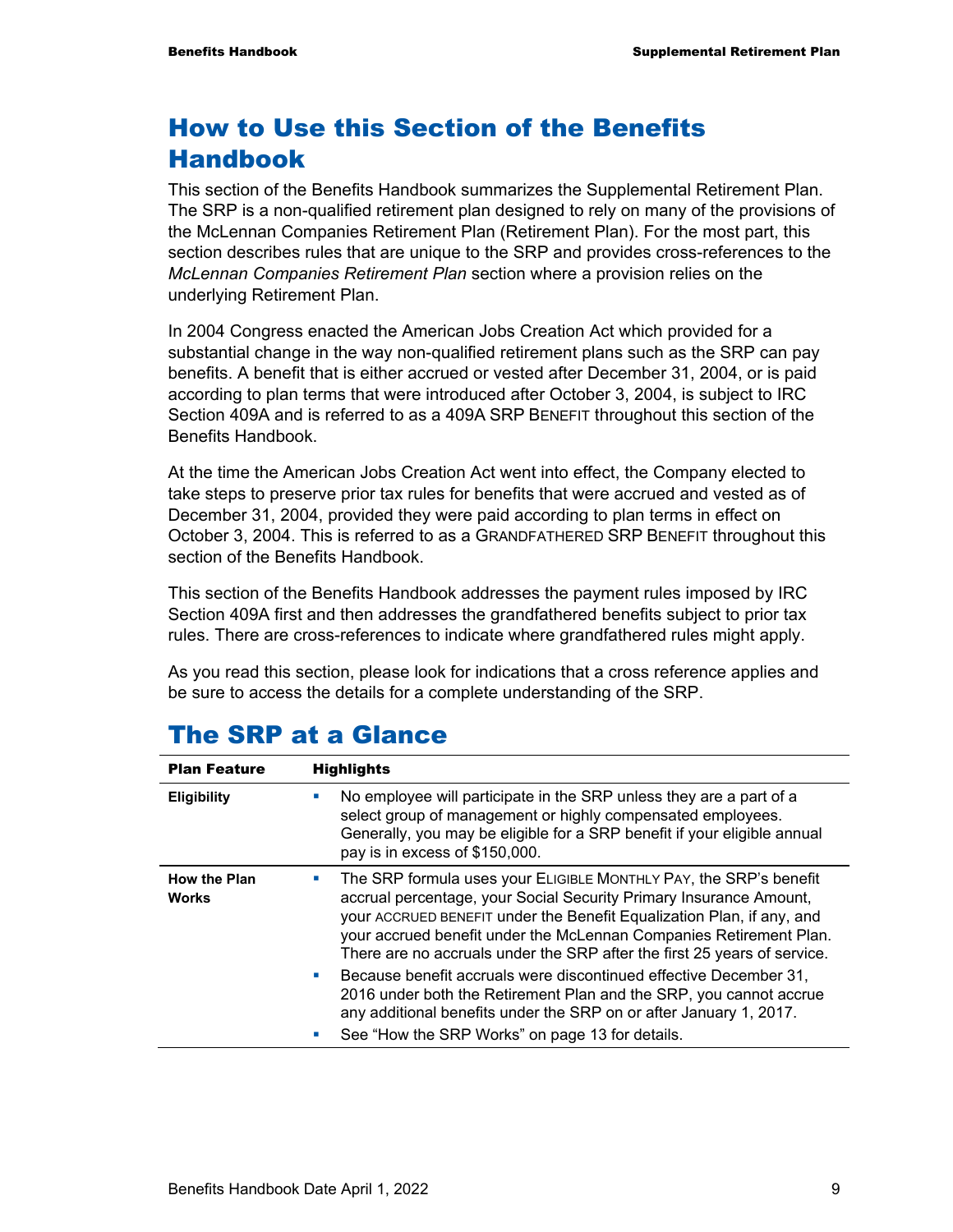# How to Use this Section of the Benefits Handbook

This section of the Benefits Handbook summarizes the Supplemental Retirement Plan. The SRP is a non-qualified retirement plan designed to rely on many of the provisions of the McLennan Companies Retirement Plan (Retirement Plan). For the most part, this section describes rules that are unique to the SRP and provides cross-references to the *McLennan Companies Retirement Plan* section where a provision relies on the underlying Retirement Plan.

In 2004 Congress enacted the American Jobs Creation Act which provided for a substantial change in the way non-qualified retirement plans such as the SRP can pay benefits. A benefit that is either accrued or vested after December 31, 2004, or is paid according to plan terms that were introduced after October 3, 2004, is subject to IRC Section 409A and is referred to as a 409A SRP BENEFIT throughout this section of the Benefits Handbook.

At the time the American Jobs Creation Act went into effect, the Company elected to take steps to preserve prior tax rules for benefits that were accrued and vested as of December 31, 2004, provided they were paid according to plan terms in effect on October 3, 2004. This is referred to as a GRANDFATHERED SRP BENEFIT throughout this section of the Benefits Handbook.

This section of the Benefits Handbook addresses the payment rules imposed by IRC Section 409A first and then addresses the grandfathered benefits subject to prior tax rules. There are cross-references to indicate where grandfathered rules might apply.

As you read this section, please look for indications that a cross reference applies and be sure to access the details for a complete understanding of the SRP.

# The SRP at a Glance

| Plan Feature | Highlights |
|---|---|
| **Eligibility** | ▪ No employee will participate in the SRP unless they are a part of a select group of management or highly compensated employees. Generally, you may be eligible for a SRP benefit if your eligible annual pay is in excess of $150,000. |
| **How the Plan Works** | ▪ The SRP formula uses your ELIGIBLE MONTHLY PAY, the SRP's benefit accrual percentage, your Social Security Primary Insurance Amount, your ACCRUED BENEFIT under the Benefit Equalization Plan, if any, and your accrued benefit under the McLennan Companies Retirement Plan. There are no accruals under the SRP after the first 25 years of service.<br>▪ Because benefit accruals were discontinued effective December 31, 2016 under both the Retirement Plan and the SRP, you cannot accrue any additional benefits under the SRP on or after January 1, 2017.<br>▪ See "How the SRP Works" on page 13 for details. |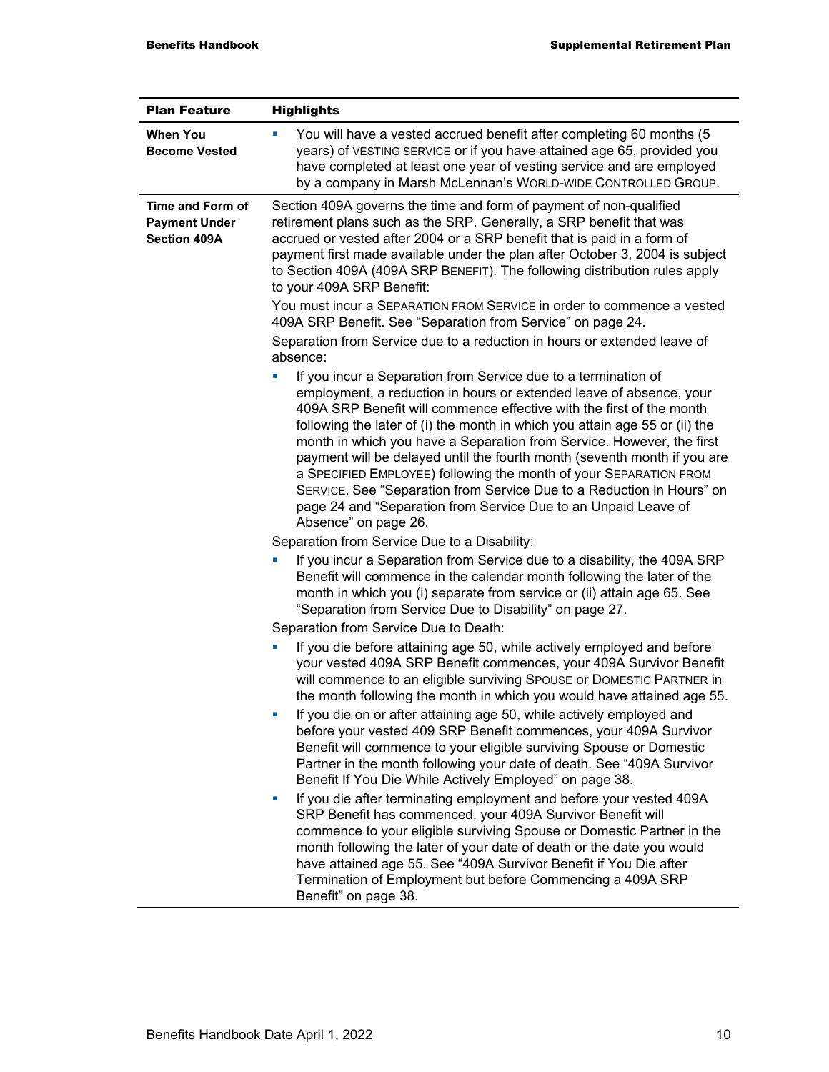| Plan Feature | Highlights |
|---|---|
| **When You Become Vested** | - You will have a vested accrued benefit after completing 60 months (5 years) of VESTING SERVICE or if you have attained age 65, provided you have completed at least one year of vesting service and are employed by a company in Marsh McLennan's WORLD-WIDE CONTROLLED GROUP. |
| **Time and Form of Payment Under Section 409A** | Section 409A governs the time and form of payment of non-qualified retirement plans such as the SRP. Generally, a SRP benefit that was accrued or vested after 2004 or a SRP benefit that is paid in a form of payment first made available under the plan after October 3, 2004 is subject to Section 409A (409A SRP BENEFIT). The following distribution rules apply to your 409A SRP Benefit:<br>You must incur a SEPARATION FROM SERVICE in order to commence a vested 409A SRP Benefit. See "Separation from Service" on page 24.<br>Separation from Service due to a reduction in hours or extended leave of absence:<br>- If you incur a Separation from Service due to a termination of employment, a reduction in hours or extended leave of absence, your 409A SRP Benefit will commence effective with the first of the month following the later of (i) the month in which you attain age 55 or (ii) the month in which you have a Separation from Service. However, the first payment will be delayed until the fourth month (seventh month if you are a SPECIFIED EMPLOYEE) following the month of your SEPARATION FROM SERVICE. See "Separation from Service Due to a Reduction in Hours" on page 24 and "Separation from Service Due to an Unpaid Leave of Absence" on page 26.<br>Separation from Service Due to a Disability:<br>- If you incur a Separation from Service due to a disability, the 409A SRP Benefit will commence in the calendar month following the later of the month in which you (i) separate from service or (ii) attain age 65. See "Separation from Service Due to Disability" on page 27.<br>Separation from Service Due to Death:<br>- If you die before attaining age 50, while actively employed and before your vested 409A SRP Benefit commences, your 409A Survivor Benefit will commence to an eligible surviving SPOUSE or DOMESTIC PARTNER in the month following the month in which you would have attained age 55.<br>- If you die on or after attaining age 50, while actively employed and before your vested 409 SRP Benefit commences, your 409A Survivor Benefit will commence to your eligible surviving Spouse or Domestic Partner in the month following your date of death. See "409A Survivor Benefit If You Die While Actively Employed" on page 38.<br>- If you die after terminating employment and before your vested 409A SRP Benefit has commenced, your 409A Survivor Benefit will commence to your eligible surviving Spouse or Domestic Partner in the month following the later of your date of death or the date you would have attained age 55. See "409A Survivor Benefit if You Die after Termination of Employment but before Commencing a 409A SRP Benefit" on page 38. |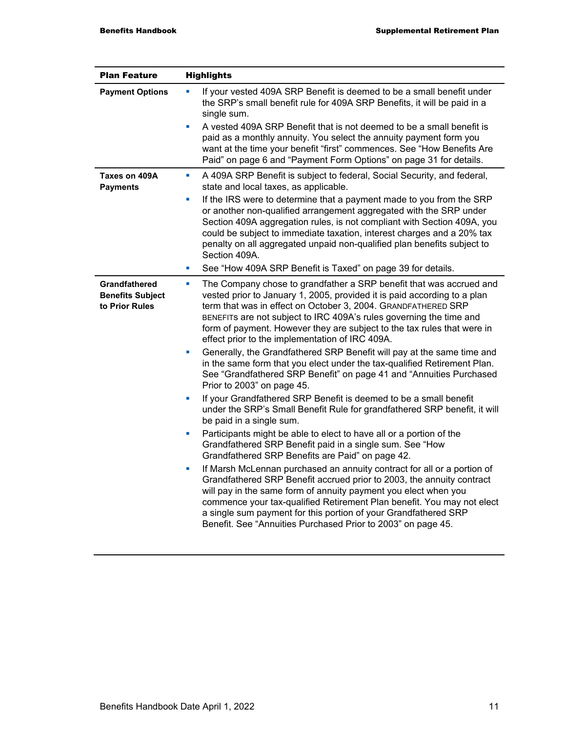| Plan Feature | Highlights |
|---|---|
| **Payment Options** | ▪ If your vested 409A SRP Benefit is deemed to be a small benefit under the SRP's small benefit rule for 409A SRP Benefits, it will be paid in a single sum.<br>▪ A vested 409A SRP Benefit that is not deemed to be a small benefit is paid as a monthly annuity. You select the annuity payment form you want at the time your benefit "first" commences. See "How Benefits Are Paid" on page 6 and "Payment Form Options" on page 31 for details. |
| **Taxes on 409A Payments** | ▪ A 409A SRP Benefit is subject to federal, Social Security, and federal, state and local taxes, as applicable.<br>▪ If the IRS were to determine that a payment made to you from the SRP or another non-qualified arrangement aggregated with the SRP under Section 409A aggregation rules, is not compliant with Section 409A, you could be subject to immediate taxation, interest charges and a 20% tax penalty on all aggregated unpaid non-qualified plan benefits subject to Section 409A.<br>▪ See "How 409A SRP Benefit is Taxed" on page 39 for details. |
| **Grandfathered Benefits Subject to Prior Rules** | ▪ The Company chose to grandfather a SRP benefit that was accrued and vested prior to January 1, 2005, provided it is paid according to a plan term that was in effect on October 3, 2004. GRANDFATHERED SRP BENEFITS are not subject to IRC 409A's rules governing the time and form of payment. However they are subject to the tax rules that were in effect prior to the implementation of IRC 409A.<br>▪ Generally, the Grandfathered SRP Benefit will pay at the same time and in the same form that you elect under the tax-qualified Retirement Plan. See "Grandfathered SRP Benefit" on page 41 and "Annuities Purchased Prior to 2003" on page 45.<br>▪ If your Grandfathered SRP Benefit is deemed to be a small benefit under the SRP's Small Benefit Rule for grandfathered SRP benefit, it will be paid in a single sum.<br>▪ Participants might be able to elect to have all or a portion of the Grandfathered SRP Benefit paid in a single sum. See "How Grandfathered SRP Benefits are Paid" on page 42.<br>▪ If Marsh McLennan purchased an annuity contract for all or a portion of Grandfathered SRP Benefit accrued prior to 2003, the annuity contract will pay in the same form of annuity payment you elect when you commence your tax-qualified Retirement Plan benefit. You may not elect a single sum payment for this portion of your Grandfathered SRP Benefit. See "Annuities Purchased Prior to 2003" on page 45. |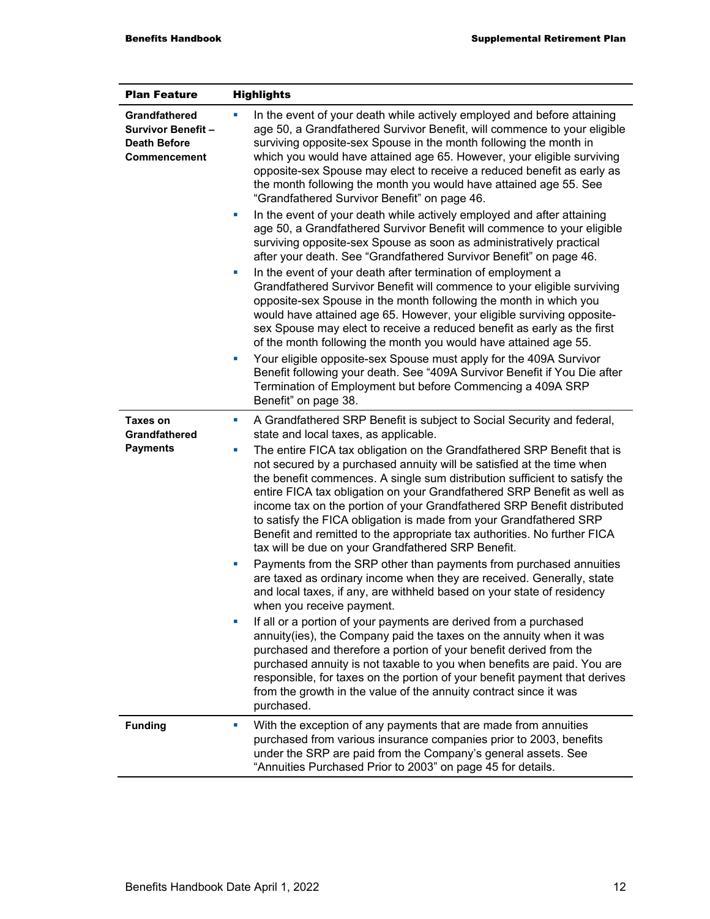| Plan Feature | Highlights |
|---|---|
| **Grandfathered Survivor Benefit – Death Before Commencement** | ▪ In the event of your death while actively employed and before attaining age 50, a Grandfathered Survivor Benefit, will commence to your eligible surviving opposite-sex Spouse in the month following the month in which you would have attained age 65. However, your eligible surviving opposite-sex Spouse may elect to receive a reduced benefit as early as the month following the month you would have attained age 55. See "Grandfathered Survivor Benefit" on page 46.<br>▪ In the event of your death while actively employed and after attaining age 50, a Grandfathered Survivor Benefit will commence to your eligible surviving opposite-sex Spouse as soon as administratively practical after your death. See "Grandfathered Survivor Benefit" on page 46.<br>▪ In the event of your death after termination of employment a Grandfathered Survivor Benefit will commence to your eligible surviving opposite-sex Spouse in the month following the month in which you would have attained age 65. However, your eligible surviving opposite-sex Spouse may elect to receive a reduced benefit as early as the first of the month following the month you would have attained age 55.<br>▪ Your eligible opposite-sex Spouse must apply for the 409A Survivor Benefit following your death. See "409A Survivor Benefit if You Die after Termination of Employment but before Commencing a 409A SRP Benefit" on page 38. |
| **Taxes on Grandfathered Payments** | ▪ A Grandfathered SRP Benefit is subject to Social Security and federal, state and local taxes, as applicable.<br>▪ The entire FICA tax obligation on the Grandfathered SRP Benefit that is not secured by a purchased annuity will be satisfied at the time when the benefit commences. A single sum distribution sufficient to satisfy the entire FICA tax obligation on your Grandfathered SRP Benefit as well as income tax on the portion of your Grandfathered SRP Benefit distributed to satisfy the FICA obligation is made from your Grandfathered SRP Benefit and remitted to the appropriate tax authorities. No further FICA tax will be due on your Grandfathered SRP Benefit.<br>▪ Payments from the SRP other than payments from purchased annuities are taxed as ordinary income when they are received. Generally, state and local taxes, if any, are withheld based on your state of residency when you receive payment.<br>▪ If all or a portion of your payments are derived from a purchased annuity(ies), the Company paid the taxes on the annuity when it was purchased and therefore a portion of your benefit derived from the purchased annuity is not taxable to you when benefits are paid. You are responsible, for taxes on the portion of your benefit payment that derives from the growth in the value of the annuity contract since it was purchased. |
| **Funding** | ▪ With the exception of any payments that are made from annuities purchased from various insurance companies prior to 2003, benefits under the SRP are paid from the Company's general assets. See "Annuities Purchased Prior to 2003" on page 45 for details. |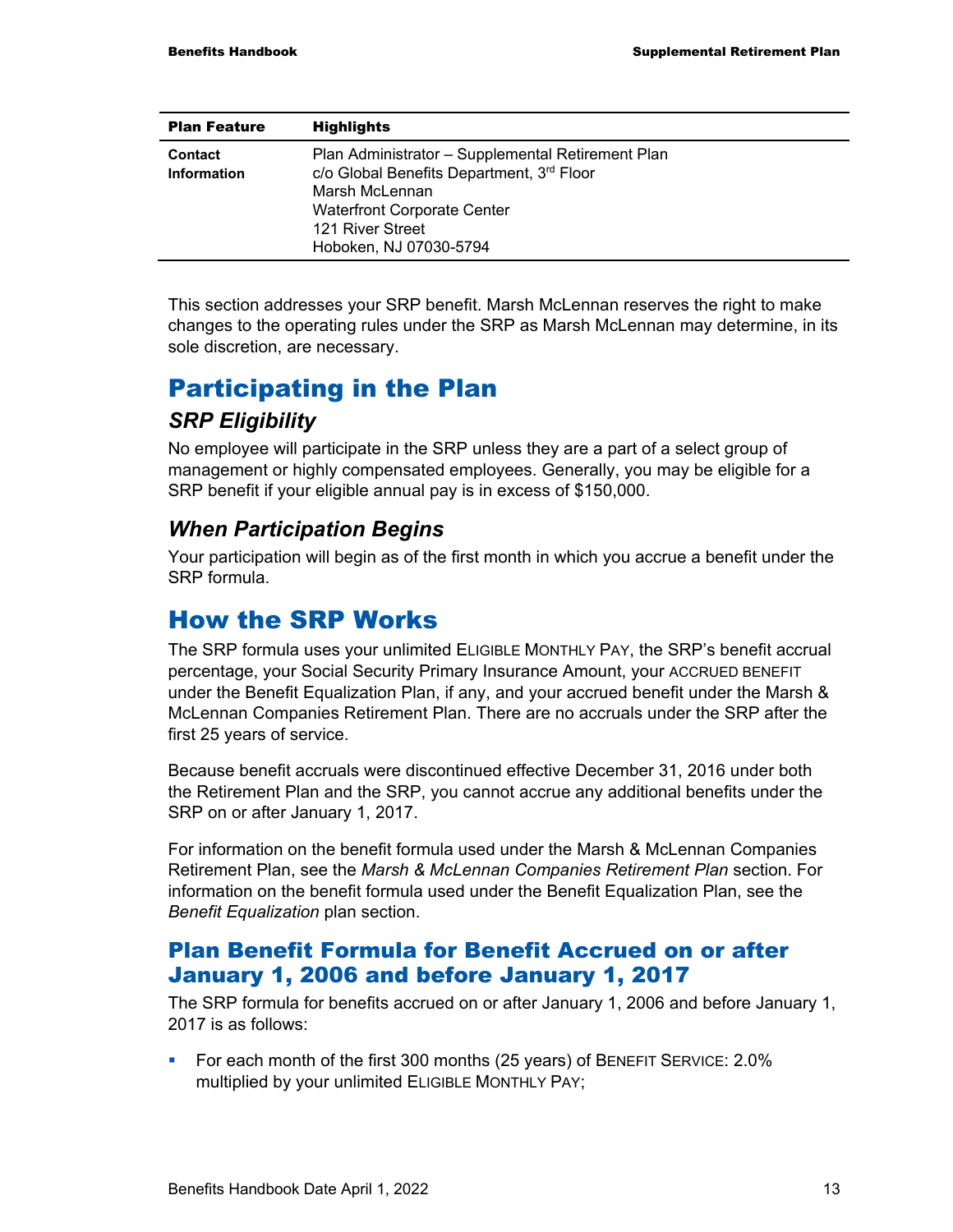| Plan Feature | Highlights |
|---|---|
| **Contact Information** | Plan Administrator – Supplemental Retirement Plan<br>c/o Global Benefits Department, 3rd Floor<br>Marsh McLennan<br>Waterfront Corporate Center<br>121 River Street<br>Hoboken, NJ 07030-5794 |

This section addresses your SRP benefit. Marsh McLennan reserves the right to make changes to the operating rules under the SRP as Marsh McLennan may determine, in its sole discretion, are necessary.

# Participating in the Plan

## *SRP Eligibility*

No employee will participate in the SRP unless they are a part of a select group of management or highly compensated employees. Generally, you may be eligible for a SRP benefit if your eligible annual pay is in excess of $150,000.

## *When Participation Begins*

Your participation will begin as of the first month in which you accrue a benefit under the SRP formula.

# How the SRP Works

The SRP formula uses your unlimited ELIGIBLE MONTHLY PAY, the SRP's benefit accrual percentage, your Social Security Primary Insurance Amount, your ACCRUED BENEFIT under the Benefit Equalization Plan, if any, and your accrued benefit under the Marsh & McLennan Companies Retirement Plan. There are no accruals under the SRP after the first 25 years of service.

Because benefit accruals were discontinued effective December 31, 2016 under both the Retirement Plan and the SRP, you cannot accrue any additional benefits under the SRP on or after January 1, 2017.

For information on the benefit formula used under the Marsh & McLennan Companies Retirement Plan, see the *Marsh & McLennan Companies Retirement Plan* section. For information on the benefit formula used under the Benefit Equalization Plan, see the *Benefit Equalization* plan section.

## Plan Benefit Formula for Benefit Accrued on or after January 1, 2006 and before January 1, 2017

The SRP formula for benefits accrued on or after January 1, 2006 and before January 1, 2017 is as follows:

- For each month of the first 300 months (25 years) of BENEFIT SERVICE: 2.0% multiplied by your unlimited ELIGIBLE MONTHLY PAY;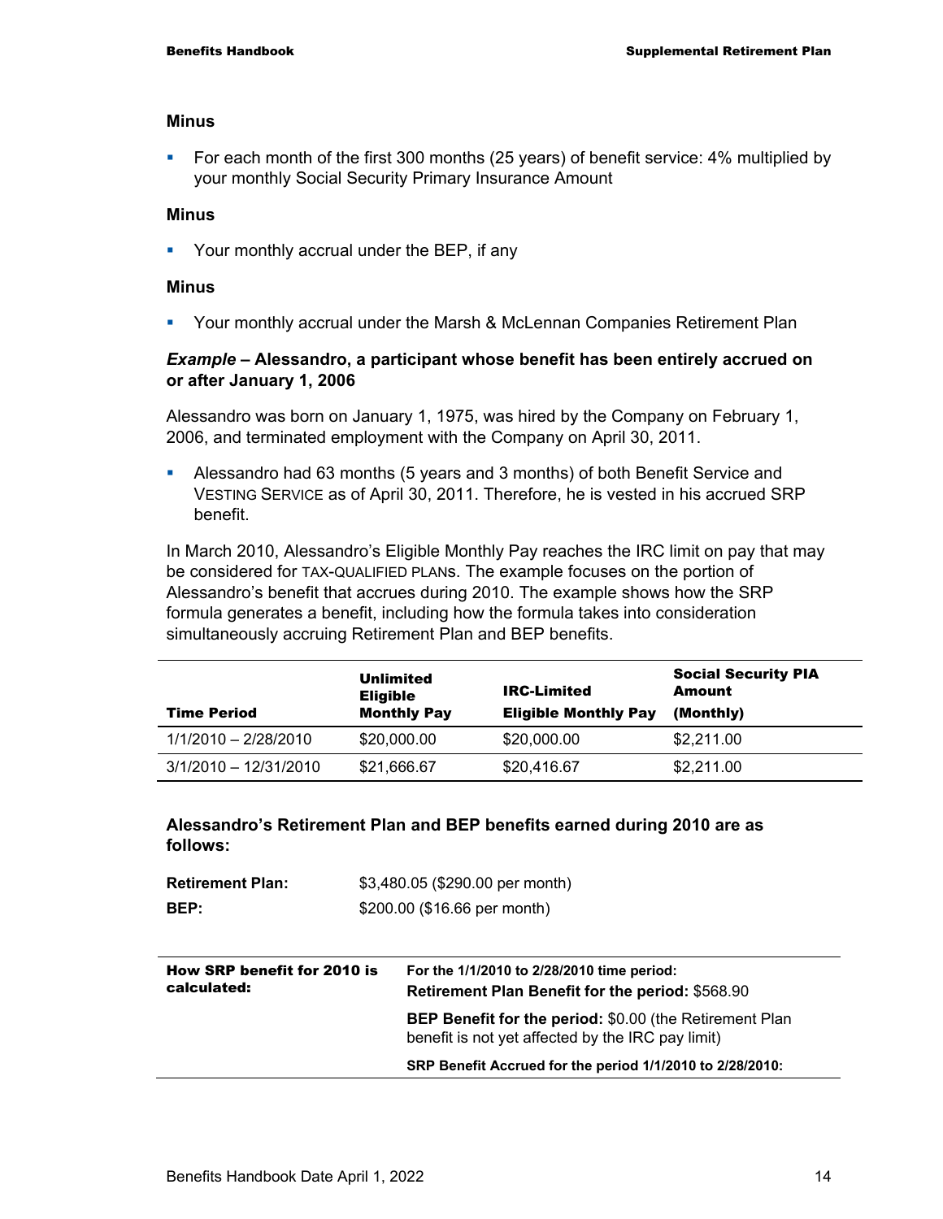**Minus**

- For each month of the first 300 months (25 years) of benefit service: 4% multiplied by your monthly Social Security Primary Insurance Amount

**Minus**

- Your monthly accrual under the BEP, if any

**Minus**

- Your monthly accrual under the Marsh & McLennan Companies Retirement Plan

***Example* – Alessandro, a participant whose benefit has been entirely accrued on or after January 1, 2006**

Alessandro was born on January 1, 1975, was hired by the Company on February 1, 2006, and terminated employment with the Company on April 30, 2011.

- Alessandro had 63 months (5 years and 3 months) of both Benefit Service and VESTING SERVICE as of April 30, 2011. Therefore, he is vested in his accrued SRP benefit.

In March 2010, Alessandro's Eligible Monthly Pay reaches the IRC limit on pay that may be considered for TAX-QUALIFIED PLANS. The example focuses on the portion of Alessandro's benefit that accrues during 2010. The example shows how the SRP formula generates a benefit, including how the formula takes into consideration simultaneously accruing Retirement Plan and BEP benefits.

| Time Period | Unlimited Eligible Monthly Pay | IRC-Limited Eligible Monthly Pay | Social Security PIA Amount (Monthly) |
|---|---|---|---|
| 1/1/2010 – 2/28/2010 | $20,000.00 | $20,000.00 | $2,211.00 |
| 3/1/2010 – 12/31/2010 | $21,666.67 | $20,416.67 | $2,211.00 |

**Alessandro's Retirement Plan and BEP benefits earned during 2010 are as follows:**

| | |
|---|---|
| **Retirement Plan:** | $3,480.05 ($290.00 per month) |
| **BEP:** | $200.00 ($16.66 per month) |

| How SRP benefit for 2010 is calculated: | For the 1/1/2010 to 2/28/2010 time period: **Retirement Plan Benefit for the period:** $568.90 |
|---|---|
| | **BEP Benefit for the period:** $0.00 (the Retirement Plan benefit is not yet affected by the IRC pay limit) |
| | **SRP Benefit Accrued for the period 1/1/2010 to 2/28/2010:** |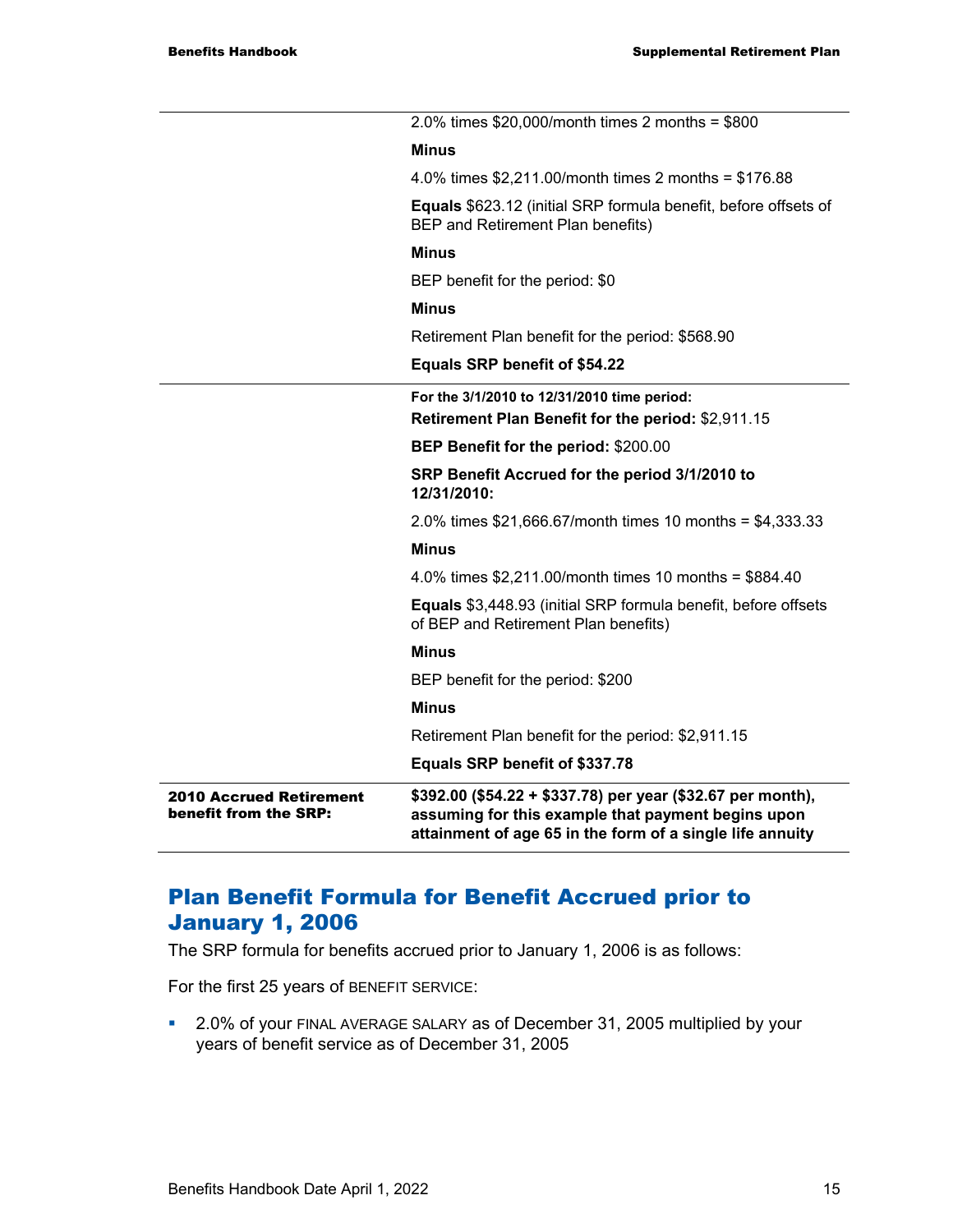| | |
|---|---|
| | 2.0% times $20,000/month times 2 months = $800<br>**Minus**<br>4.0% times $2,211.00/month times 2 months = $176.88<br>**Equals** $623.12 (initial SRP formula benefit, before offsets of BEP and Retirement Plan benefits)<br>**Minus**<br>BEP benefit for the period: $0<br>**Minus**<br>Retirement Plan benefit for the period: $568.90<br>**Equals SRP benefit of $54.22** |
| | **For the 3/1/2010 to 12/31/2010 time period:**<br>**Retirement Plan Benefit for the period:** $2,911.15<br>**BEP Benefit for the period:** $200.00<br>**SRP Benefit Accrued for the period 3/1/2010 to 12/31/2010:**<br>2.0% times $21,666.67/month times 10 months = $4,333.33<br>**Minus**<br>4.0% times $2,211.00/month times 10 months = $884.40<br>**Equals** $3,448.93 (initial SRP formula benefit, before offsets of BEP and Retirement Plan benefits)<br>**Minus**<br>BEP benefit for the period: $200<br>**Minus**<br>Retirement Plan benefit for the period: $2,911.15<br>**Equals SRP benefit of $337.78** |
| **2010 Accrued Retirement benefit from the SRP:** | **$392.00 ($54.22 + $337.78) per year ($32.67 per month), assuming for this example that payment begins upon attainment of age 65 in the form of a single life annuity** |

## Plan Benefit Formula for Benefit Accrued prior to January 1, 2006

The SRP formula for benefits accrued prior to January 1, 2006 is as follows:

For the first 25 years of BENEFIT SERVICE:

- 2.0% of your FINAL AVERAGE SALARY as of December 31, 2005 multiplied by your years of benefit service as of December 31, 2005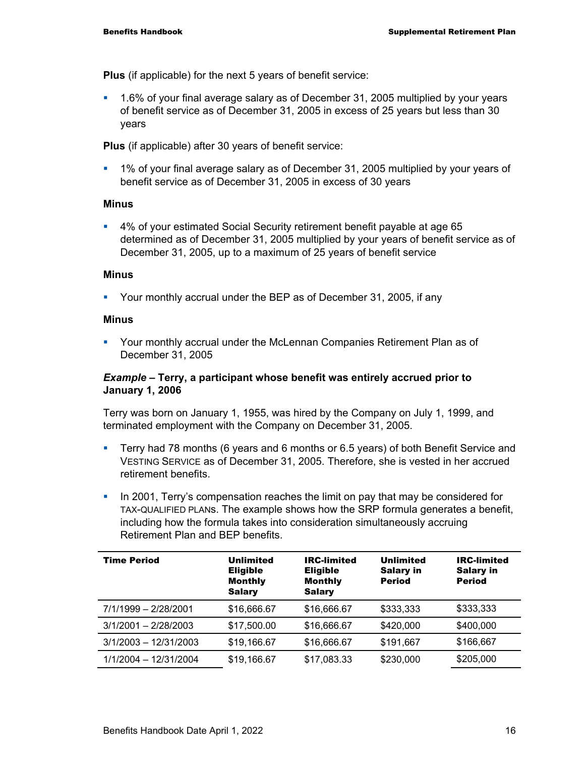**Plus** (if applicable) for the next 5 years of benefit service:

- 1.6% of your final average salary as of December 31, 2005 multiplied by your years of benefit service as of December 31, 2005 in excess of 25 years but less than 30 years

**Plus** (if applicable) after 30 years of benefit service:

- 1% of your final average salary as of December 31, 2005 multiplied by your years of benefit service as of December 31, 2005 in excess of 30 years

**Minus**

- 4% of your estimated Social Security retirement benefit payable at age 65 determined as of December 31, 2005 multiplied by your years of benefit service as of December 31, 2005, up to a maximum of 25 years of benefit service

**Minus**

- Your monthly accrual under the BEP as of December 31, 2005, if any

**Minus**

- Your monthly accrual under the McLennan Companies Retirement Plan as of December 31, 2005

***Example* – Terry, a participant whose benefit was entirely accrued prior to January 1, 2006**

Terry was born on January 1, 1955, was hired by the Company on July 1, 1999, and terminated employment with the Company on December 31, 2005.

- Terry had 78 months (6 years and 6 months or 6.5 years) of both Benefit Service and VESTING SERVICE as of December 31, 2005. Therefore, she is vested in her accrued retirement benefits.
- In 2001, Terry's compensation reaches the limit on pay that may be considered for TAX-QUALIFIED PLANS. The example shows how the SRP formula generates a benefit, including how the formula takes into consideration simultaneously accruing Retirement Plan and BEP benefits.

| Time Period | Unlimited Eligible Monthly Salary | IRC-limited Eligible Monthly Salary | Unlimited Salary in Period | IRC-limited Salary in Period |
|---|---|---|---|---|
| 7/1/1999 – 2/28/2001 | $16,666.67 | $16,666.67 | $333,333 | $333,333 |
| 3/1/2001 – 2/28/2003 | $17,500.00 | $16,666.67 | $420,000 | $400,000 |
| 3/1/2003 – 12/31/2003 | $19,166.67 | $16,666.67 | $191,667 | $166,667 |
| 1/1/2004 – 12/31/2004 | $19,166.67 | $17,083.33 | $230,000 | $205,000 |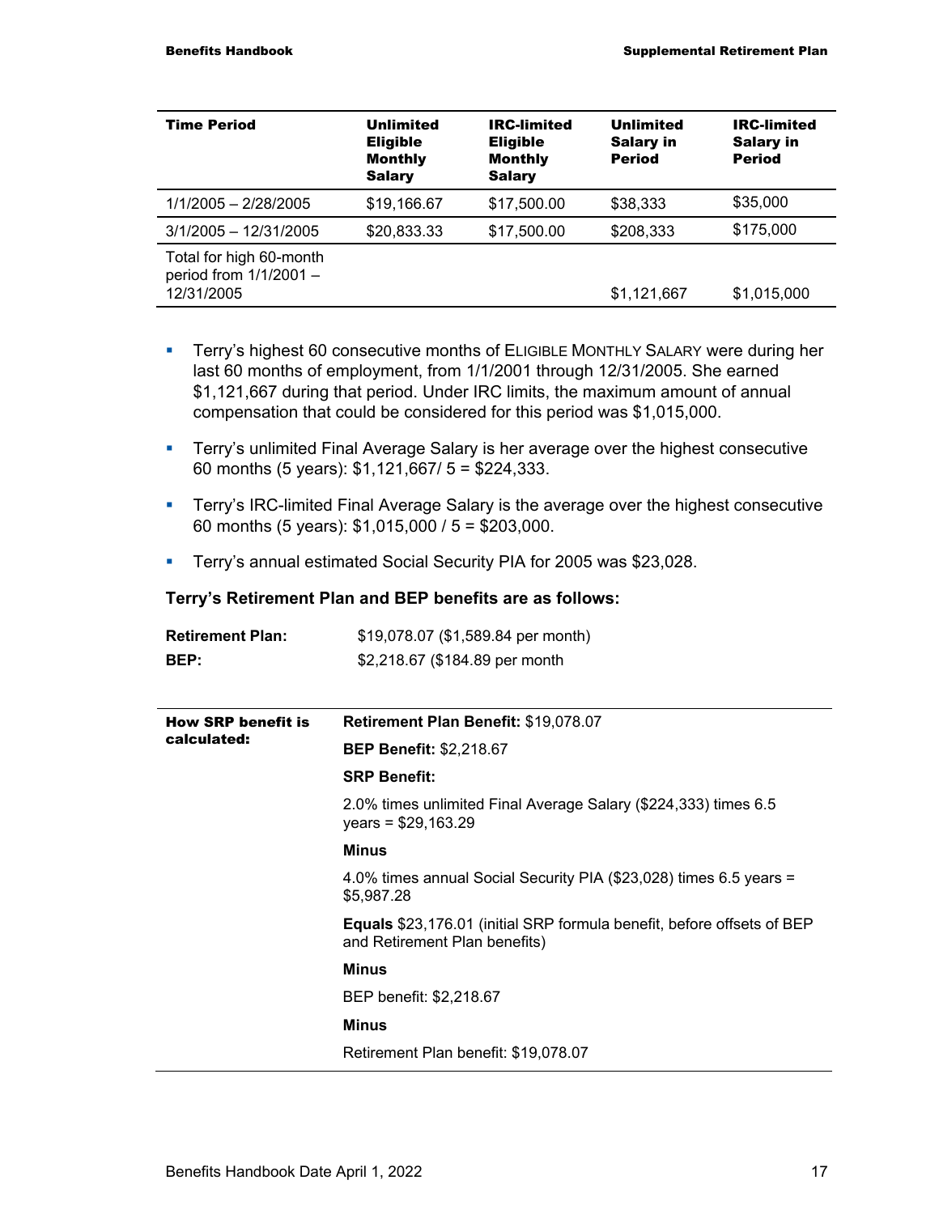| Time Period | Unlimited Eligible Monthly Salary | IRC-limited Eligible Monthly Salary | Unlimited Salary in Period | IRC-limited Salary in Period |
|---|---|---|---|---|
| 1/1/2005 – 2/28/2005 | $19,166.67 | $17,500.00 | $38,333 | $35,000 |
| 3/1/2005 – 12/31/2005 | $20,833.33 | $17,500.00 | $208,333 | $175,000 |
| Total for high 60-month period from 1/1/2001 – 12/31/2005 | | | $1,121,667 | $1,015,000 |

- Terry's highest 60 consecutive months of ELIGIBLE MONTHLY SALARY were during her last 60 months of employment, from 1/1/2001 through 12/31/2005. She earned $1,121,667 during that period. Under IRC limits, the maximum amount of annual compensation that could be considered for this period was $1,015,000.
- Terry's unlimited Final Average Salary is her average over the highest consecutive 60 months (5 years): $1,121,667/ 5 = $224,333.
- Terry's IRC-limited Final Average Salary is the average over the highest consecutive 60 months (5 years): $1,015,000 / 5 = $203,000.
- Terry's annual estimated Social Security PIA for 2005 was $23,028.

**Terry's Retirement Plan and BEP benefits are as follows:**

| | |
|---|---|
| **Retirement Plan:** | $19,078.07 ($1,589.84 per month) |
| **BEP:** | $2,218.67 ($184.89 per month |

| | |
|---|---|
| **How SRP benefit is calculated:** | **Retirement Plan Benefit:** $19,078.07 |
| | **BEP Benefit:** $2,218.67 |
| | **SRP Benefit:** |
| | 2.0% times unlimited Final Average Salary ($224,333) times 6.5 years = $29,163.29 |
| | **Minus** |
| | 4.0% times annual Social Security PIA ($23,028) times 6.5 years = $5,987.28 |
| | **Equals** $23,176.01 (initial SRP formula benefit, before offsets of BEP and Retirement Plan benefits) |
| | **Minus** |
| | BEP benefit: $2,218.67 |
| | **Minus** |
| | Retirement Plan benefit: $19,078.07 |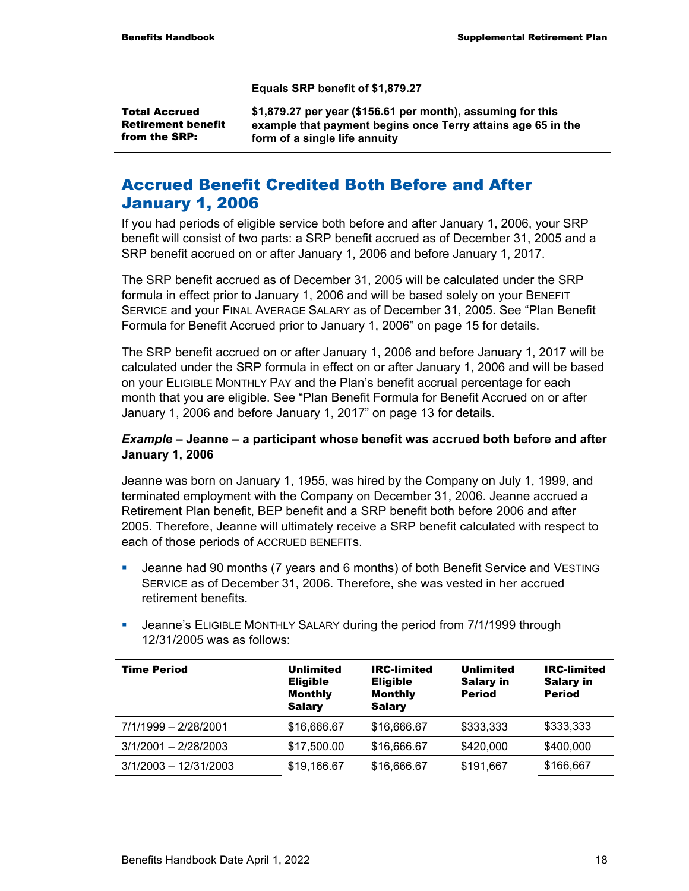| | Equals SRP benefit of $1,879.27 |
|---|---|
| **Total Accrued Retirement benefit from the SRP:** | **$1,879.27 per year ($156.61 per month), assuming for this example that payment begins once Terry attains age 65 in the form of a single life annuity** |

## Accrued Benefit Credited Both Before and After January 1, 2006

If you had periods of eligible service both before and after January 1, 2006, your SRP benefit will consist of two parts: a SRP benefit accrued as of December 31, 2005 and a SRP benefit accrued on or after January 1, 2006 and before January 1, 2017.

The SRP benefit accrued as of December 31, 2005 will be calculated under the SRP formula in effect prior to January 1, 2006 and will be based solely on your BENEFIT SERVICE and your FINAL AVERAGE SALARY as of December 31, 2005. See "Plan Benefit Formula for Benefit Accrued prior to January 1, 2006" on page 15 for details.

The SRP benefit accrued on or after January 1, 2006 and before January 1, 2017 will be calculated under the SRP formula in effect on or after January 1, 2006 and will be based on your ELIGIBLE MONTHLY PAY and the Plan's benefit accrual percentage for each month that you are eligible. See "Plan Benefit Formula for Benefit Accrued on or after January 1, 2006 and before January 1, 2017" on page 13 for details.

***Example* – Jeanne – a participant whose benefit was accrued both before and after January 1, 2006**

Jeanne was born on January 1, 1955, was hired by the Company on July 1, 1999, and terminated employment with the Company on December 31, 2006. Jeanne accrued a Retirement Plan benefit, BEP benefit and a SRP benefit both before 2006 and after 2005. Therefore, Jeanne will ultimately receive a SRP benefit calculated with respect to each of those periods of ACCRUED BENEFITs.

- Jeanne had 90 months (7 years and 6 months) of both Benefit Service and VESTING SERVICE as of December 31, 2006. Therefore, she was vested in her accrued retirement benefits.
- Jeanne's ELIGIBLE MONTHLY SALARY during the period from 7/1/1999 through 12/31/2005 was as follows:

| Time Period | Unlimited Eligible Monthly Salary | IRC-limited Eligible Monthly Salary | Unlimited Salary in Period | IRC-limited Salary in Period |
|---|---|---|---|---|
| 7/1/1999 – 2/28/2001 | $16,666.67 | $16,666.67 | $333,333 | $333,333 |
| 3/1/2001 – 2/28/2003 | $17,500.00 | $16,666.67 | $420,000 | $400,000 |
| 3/1/2003 – 12/31/2003 | $19,166.67 | $16,666.67 | $191,667 | $166,667 |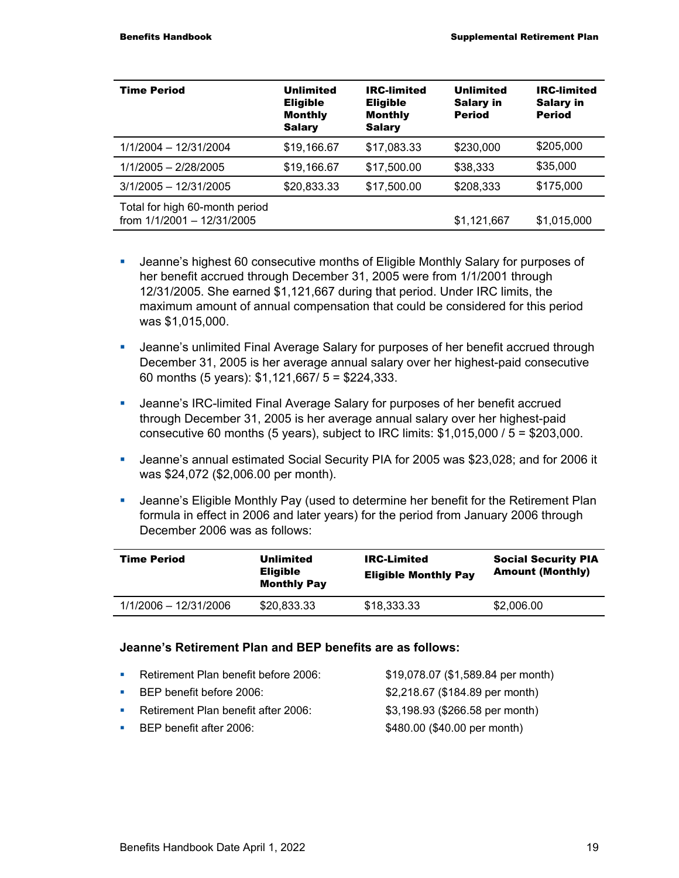| Time Period | Unlimited Eligible Monthly Salary | IRC-limited Eligible Monthly Salary | Unlimited Salary in Period | IRC-limited Salary in Period |
|---|---|---|---|---|
| 1/1/2004 – 12/31/2004 | $19,166.67 | $17,083.33 | $230,000 | $205,000 |
| 1/1/2005 – 2/28/2005 | $19,166.67 | $17,500.00 | $38,333 | $35,000 |
| 3/1/2005 – 12/31/2005 | $20,833.33 | $17,500.00 | $208,333 | $175,000 |
| Total for high 60-month period from 1/1/2001 – 12/31/2005 | | | $1,121,667 | $1,015,000 |

- Jeanne's highest 60 consecutive months of Eligible Monthly Salary for purposes of her benefit accrued through December 31, 2005 were from 1/1/2001 through 12/31/2005. She earned $1,121,667 during that period. Under IRC limits, the maximum amount of annual compensation that could be considered for this period was $1,015,000.
- Jeanne's unlimited Final Average Salary for purposes of her benefit accrued through December 31, 2005 is her average annual salary over her highest-paid consecutive 60 months (5 years): $1,121,667/ 5 = $224,333.
- Jeanne's IRC-limited Final Average Salary for purposes of her benefit accrued through December 31, 2005 is her average annual salary over her highest-paid consecutive 60 months (5 years), subject to IRC limits: $1,015,000 / 5 = $203,000.
- Jeanne's annual estimated Social Security PIA for 2005 was $23,028; and for 2006 it was $24,072 ($2,006.00 per month).
- Jeanne's Eligible Monthly Pay (used to determine her benefit for the Retirement Plan formula in effect in 2006 and later years) for the period from January 2006 through December 2006 was as follows:

| Time Period | Unlimited Eligible Monthly Pay | IRC-Limited Eligible Monthly Pay | Social Security PIA Amount (Monthly) |
|---|---|---|---|
| 1/1/2006 – 12/31/2006 | $20,833.33 | $18,333.33 | $2,006.00 |

**Jeanne's Retirement Plan and BEP benefits are as follows:**

- Retirement Plan benefit before 2006: $19,078.07 ($1,589.84 per month)
- BEP benefit before 2006: $2,218.67 ($184.89 per month)
- Retirement Plan benefit after 2006: $3,198.93 ($266.58 per month)
- BEP benefit after 2006: $480.00 ($40.00 per month)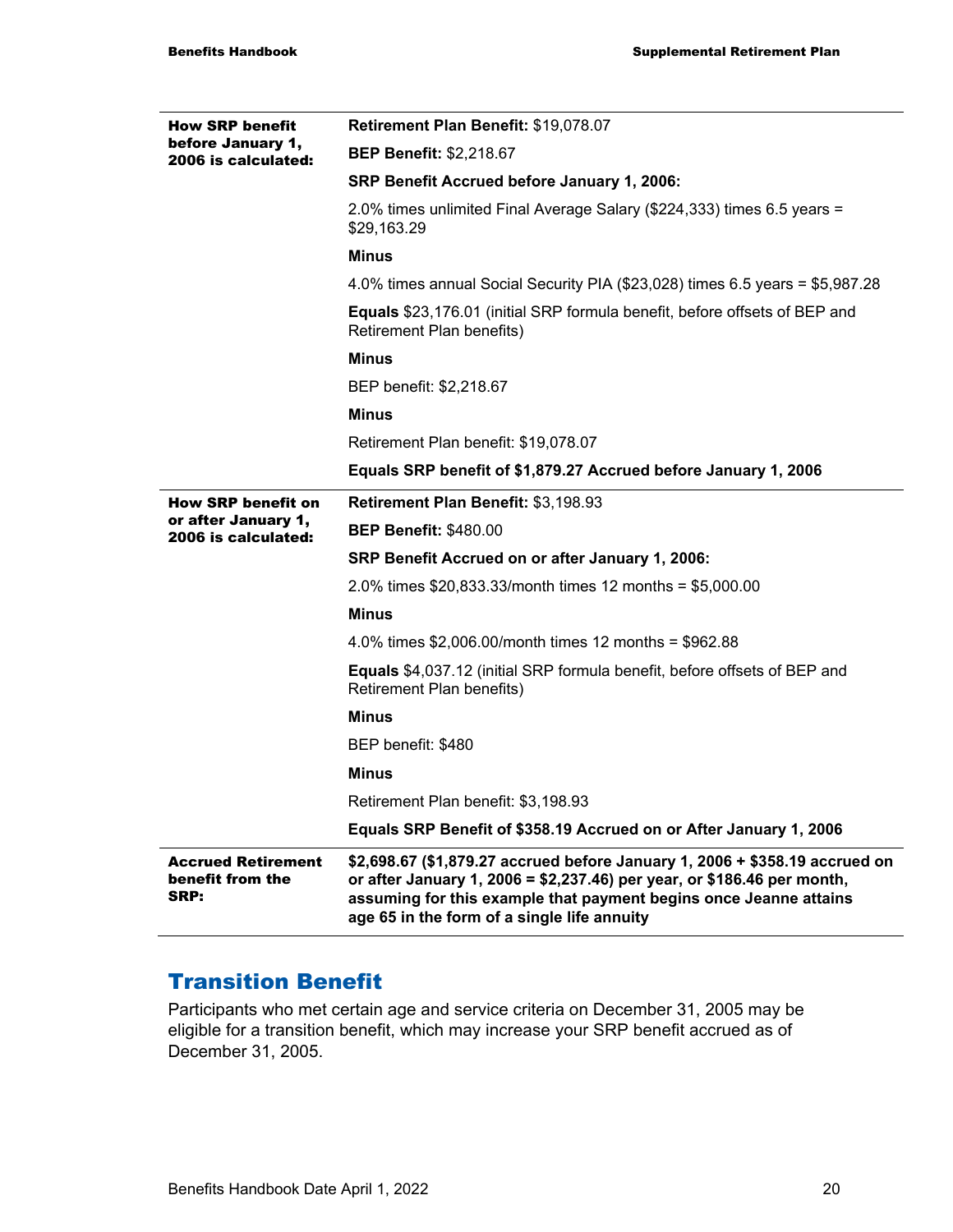| | |
|---|---|
| **How SRP benefit before January 1, 2006 is calculated:** | **Retirement Plan Benefit:** \$19,078.07<br><br>**BEP Benefit:** \$2,218.67<br><br>**SRP Benefit Accrued before January 1, 2006:**<br><br>2.0% times unlimited Final Average Salary (\$224,333) times 6.5 years = \$29,163.29<br><br>**Minus**<br><br>4.0% times annual Social Security PIA (\$23,028) times 6.5 years = \$5,987.28<br><br>**Equals** \$23,176.01 (initial SRP formula benefit, before offsets of BEP and Retirement Plan benefits)<br><br>**Minus**<br><br>BEP benefit: \$2,218.67<br><br>**Minus**<br><br>Retirement Plan benefit: \$19,078.07<br><br>**Equals SRP benefit of \$1,879.27 Accrued before January 1, 2006** |
| **How SRP benefit on or after January 1, 2006 is calculated:** | **Retirement Plan Benefit:** \$3,198.93<br><br>**BEP Benefit:** \$480.00<br><br>**SRP Benefit Accrued on or after January 1, 2006:**<br><br>2.0% times \$20,833.33/month times 12 months = \$5,000.00<br><br>**Minus**<br><br>4.0% times \$2,006.00/month times 12 months = \$962.88<br><br>**Equals** \$4,037.12 (initial SRP formula benefit, before offsets of BEP and Retirement Plan benefits)<br><br>**Minus**<br><br>BEP benefit: \$480<br><br>**Minus**<br><br>Retirement Plan benefit: \$3,198.93<br><br>**Equals SRP Benefit of \$358.19 Accrued on or After January 1, 2006** |
| **Accrued Retirement benefit from the SRP:** | **\$2,698.67 (\$1,879.27 accrued before January 1, 2006 + \$358.19 accrued on or after January 1, 2006 = \$2,237.46) per year, or \$186.46 per month, assuming for this example that payment begins once Jeanne attains age 65 in the form of a single life annuity** |

## Transition Benefit

Participants who met certain age and service criteria on December 31, 2005 may be eligible for a transition benefit, which may increase your SRP benefit accrued as of December 31, 2005.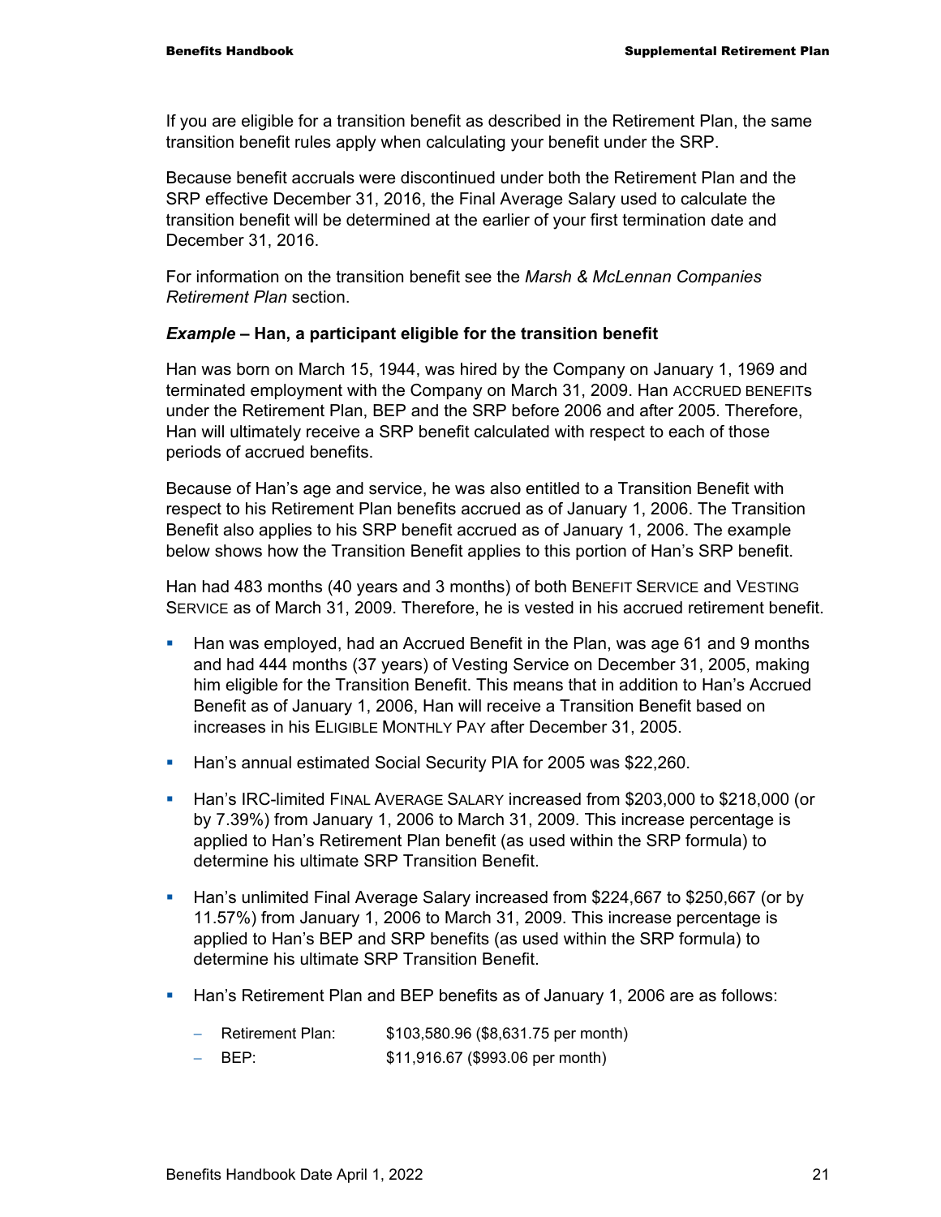If you are eligible for a transition benefit as described in the Retirement Plan, the same transition benefit rules apply when calculating your benefit under the SRP.

Because benefit accruals were discontinued under both the Retirement Plan and the SRP effective December 31, 2016, the Final Average Salary used to calculate the transition benefit will be determined at the earlier of your first termination date and December 31, 2016.

For information on the transition benefit see the *Marsh & McLennan Companies Retirement Plan* section.

***Example* – Han, a participant eligible for the transition benefit**

Han was born on March 15, 1944, was hired by the Company on January 1, 1969 and terminated employment with the Company on March 31, 2009. Han ACCRUED BENEFITS under the Retirement Plan, BEP and the SRP before 2006 and after 2005. Therefore, Han will ultimately receive a SRP benefit calculated with respect to each of those periods of accrued benefits.

Because of Han's age and service, he was also entitled to a Transition Benefit with respect to his Retirement Plan benefits accrued as of January 1, 2006. The Transition Benefit also applies to his SRP benefit accrued as of January 1, 2006. The example below shows how the Transition Benefit applies to this portion of Han's SRP benefit.

Han had 483 months (40 years and 3 months) of both BENEFIT SERVICE and VESTING SERVICE as of March 31, 2009. Therefore, he is vested in his accrued retirement benefit.

- Han was employed, had an Accrued Benefit in the Plan, was age 61 and 9 months and had 444 months (37 years) of Vesting Service on December 31, 2005, making him eligible for the Transition Benefit. This means that in addition to Han's Accrued Benefit as of January 1, 2006, Han will receive a Transition Benefit based on increases in his ELIGIBLE MONTHLY PAY after December 31, 2005.
- Han's annual estimated Social Security PIA for 2005 was $22,260.
- Han's IRC-limited FINAL AVERAGE SALARY increased from $203,000 to $218,000 (or by 7.39%) from January 1, 2006 to March 31, 2009. This increase percentage is applied to Han's Retirement Plan benefit (as used within the SRP formula) to determine his ultimate SRP Transition Benefit.
- Han's unlimited Final Average Salary increased from $224,667 to $250,667 (or by 11.57%) from January 1, 2006 to March 31, 2009. This increase percentage is applied to Han's BEP and SRP benefits (as used within the SRP formula) to determine his ultimate SRP Transition Benefit.
- Han's Retirement Plan and BEP benefits as of January 1, 2006 are as follows:
  - Retirement Plan: $103,580.96 ($8,631.75 per month)
  - BEP: $11,916.67 ($993.06 per month)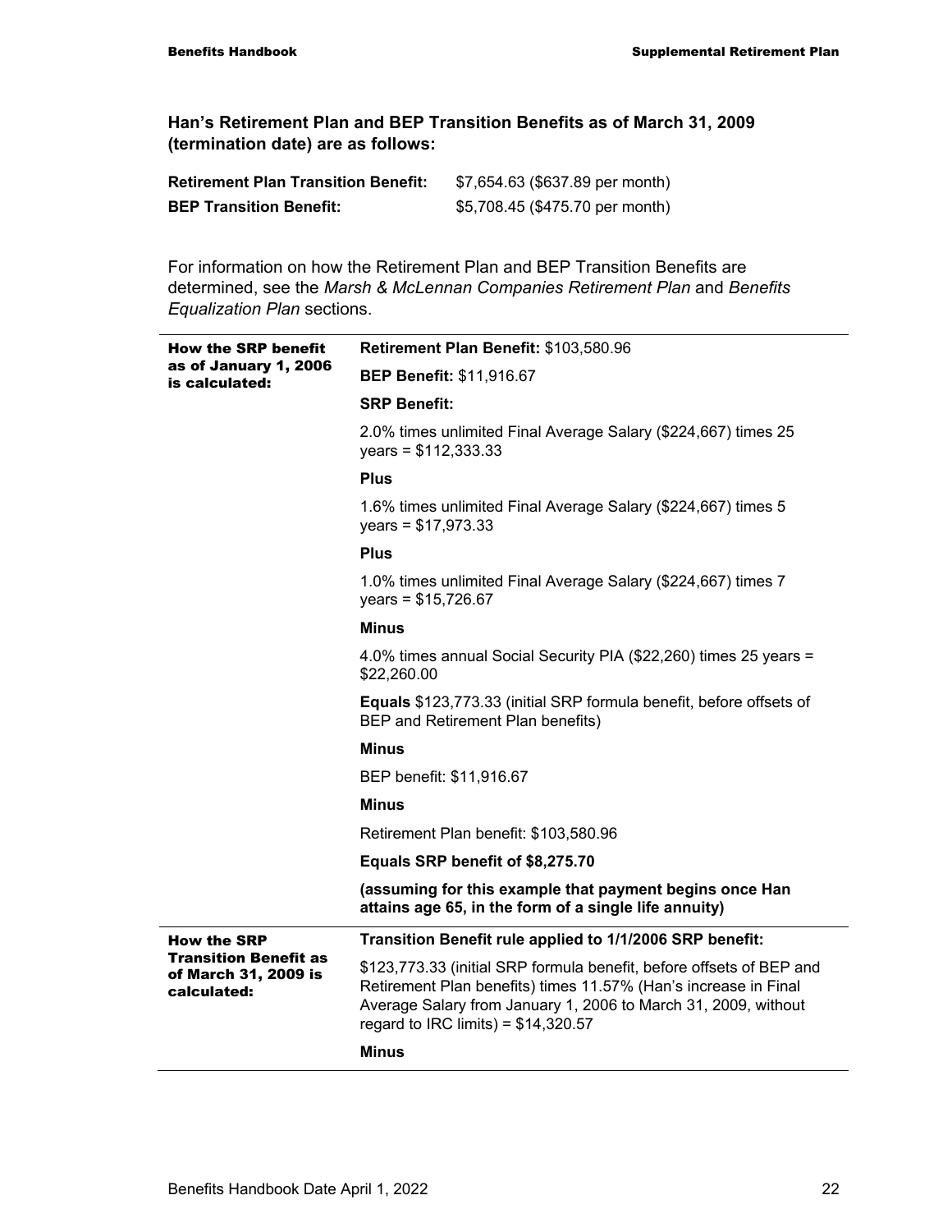**Han's Retirement Plan and BEP Transition Benefits as of March 31, 2009 (termination date) are as follows:**

| | |
|---|---|
| **Retirement Plan Transition Benefit:** | $7,654.63 ($637.89 per month) |
| **BEP Transition Benefit:** | $5,708.45 ($475.70 per month) |

For information on how the Retirement Plan and BEP Transition Benefits are determined, see the *Marsh & McLennan Companies Retirement Plan* and *Benefits Equalization Plan* sections.

| | |
|---|---|
| **How the SRP benefit as of January 1, 2006 is calculated:** | **Retirement Plan Benefit:** $103,580.96 |
| | **BEP Benefit:** $11,916.67 |
| | **SRP Benefit:** |
| | 2.0% times unlimited Final Average Salary ($224,667) times 25 years = $112,333.33 |
| | **Plus** |
| | 1.6% times unlimited Final Average Salary ($224,667) times 5 years = $17,973.33 |
| | **Plus** |
| | 1.0% times unlimited Final Average Salary ($224,667) times 7 years = $15,726.67 |
| | **Minus** |
| | 4.0% times annual Social Security PIA ($22,260) times 25 years = $22,260.00 |
| | **Equals** $123,773.33 (initial SRP formula benefit, before offsets of BEP and Retirement Plan benefits) |
| | **Minus** |
| | BEP benefit: $11,916.67 |
| | **Minus** |
| | Retirement Plan benefit: $103,580.96 |
| | **Equals SRP benefit of $8,275.70** |
| | **(assuming for this example that payment begins once Han attains age 65, in the form of a single life annuity)** |
| **How the SRP Transition Benefit as of March 31, 2009 is calculated:** | **Transition Benefit rule applied to 1/1/2006 SRP benefit:** |
| | $123,773.33 (initial SRP formula benefit, before offsets of BEP and Retirement Plan benefits) times 11.57% (Han's increase in Final Average Salary from January 1, 2006 to March 31, 2009, without regard to IRC limits) = $14,320.57 |
| | **Minus** |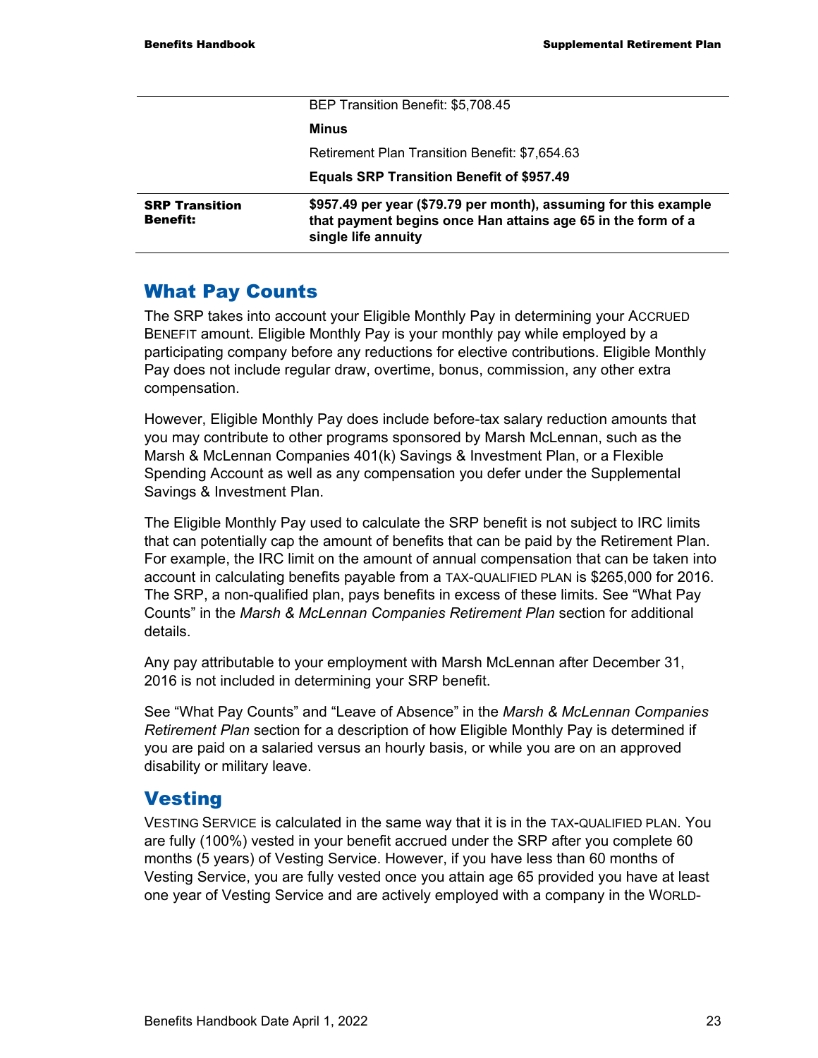|  |  |
|---|---|
|  | BEP Transition Benefit: $5,708.45 |
|  | **Minus** |
|  | Retirement Plan Transition Benefit: $7,654.63 |
|  | **Equals SRP Transition Benefit of $957.49** |
| **SRP Transition Benefit:** | **$957.49 per year ($79.79 per month), assuming for this example that payment begins once Han attains age 65 in the form of a single life annuity** |

## What Pay Counts

The SRP takes into account your Eligible Monthly Pay in determining your ACCRUED BENEFIT amount. Eligible Monthly Pay is your monthly pay while employed by a participating company before any reductions for elective contributions. Eligible Monthly Pay does not include regular draw, overtime, bonus, commission, any other extra compensation.

However, Eligible Monthly Pay does include before-tax salary reduction amounts that you may contribute to other programs sponsored by Marsh McLennan, such as the Marsh & McLennan Companies 401(k) Savings & Investment Plan, or a Flexible Spending Account as well as any compensation you defer under the Supplemental Savings & Investment Plan.

The Eligible Monthly Pay used to calculate the SRP benefit is not subject to IRC limits that can potentially cap the amount of benefits that can be paid by the Retirement Plan. For example, the IRC limit on the amount of annual compensation that can be taken into account in calculating benefits payable from a TAX-QUALIFIED PLAN is $265,000 for 2016. The SRP, a non-qualified plan, pays benefits in excess of these limits. See "What Pay Counts" in the *Marsh & McLennan Companies Retirement Plan* section for additional details.

Any pay attributable to your employment with Marsh McLennan after December 31, 2016 is not included in determining your SRP benefit.

See "What Pay Counts" and "Leave of Absence" in the *Marsh & McLennan Companies Retirement Plan* section for a description of how Eligible Monthly Pay is determined if you are paid on a salaried versus an hourly basis, or while you are on an approved disability or military leave.

## Vesting

VESTING SERVICE is calculated in the same way that it is in the TAX-QUALIFIED PLAN. You are fully (100%) vested in your benefit accrued under the SRP after you complete 60 months (5 years) of Vesting Service. However, if you have less than 60 months of Vesting Service, you are fully vested once you attain age 65 provided you have at least one year of Vesting Service and are actively employed with a company in the WORLD-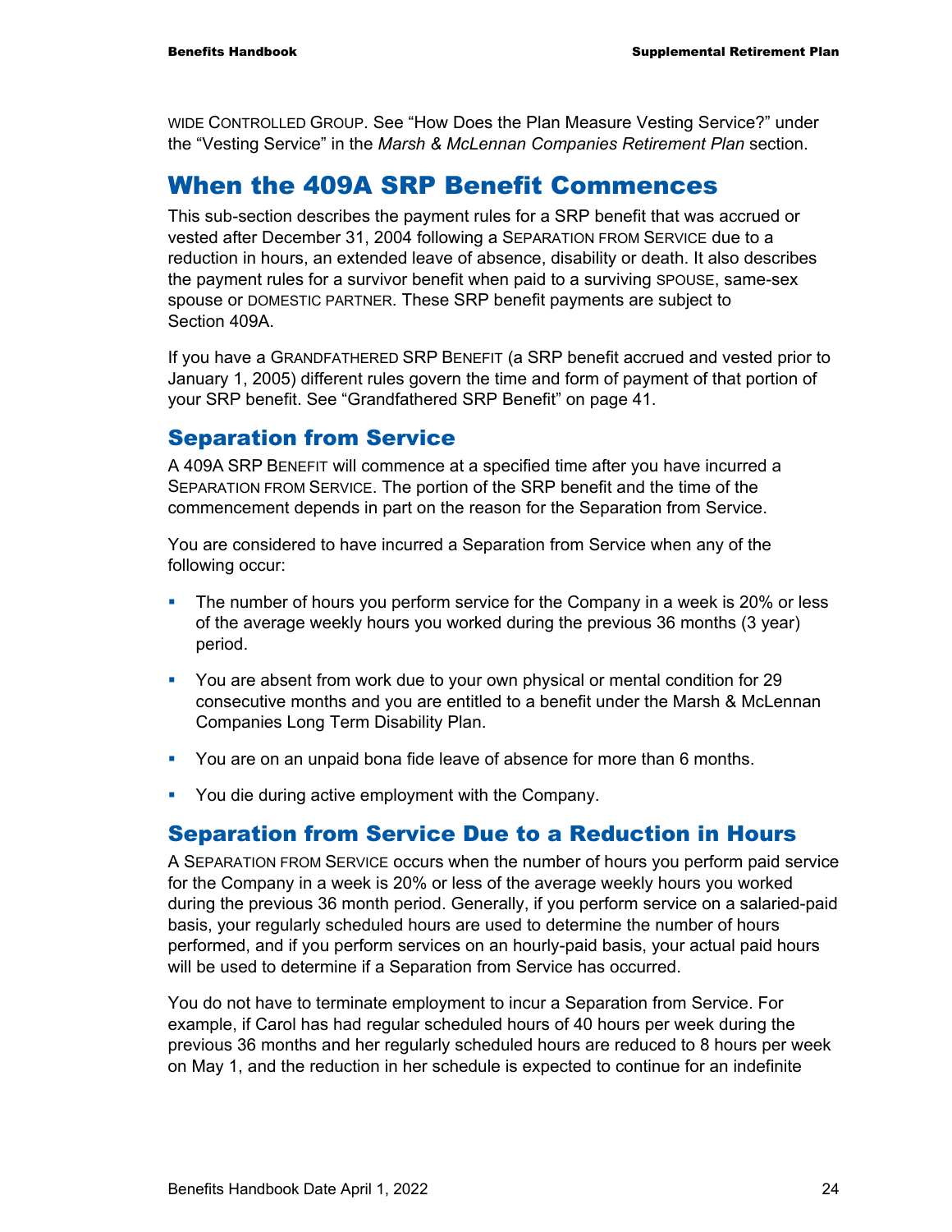WIDE CONTROLLED GROUP. See "How Does the Plan Measure Vesting Service?" under the "Vesting Service" in the *Marsh & McLennan Companies Retirement Plan* section.

# When the 409A SRP Benefit Commences

This sub-section describes the payment rules for a SRP benefit that was accrued or vested after December 31, 2004 following a SEPARATION FROM SERVICE due to a reduction in hours, an extended leave of absence, disability or death. It also describes the payment rules for a survivor benefit when paid to a surviving SPOUSE, same-sex spouse or DOMESTIC PARTNER. These SRP benefit payments are subject to Section 409A.

If you have a GRANDFATHERED SRP BENEFIT (a SRP benefit accrued and vested prior to January 1, 2005) different rules govern the time and form of payment of that portion of your SRP benefit. See "Grandfathered SRP Benefit" on page 41.

## Separation from Service

A 409A SRP BENEFIT will commence at a specified time after you have incurred a SEPARATION FROM SERVICE. The portion of the SRP benefit and the time of the commencement depends in part on the reason for the Separation from Service.

You are considered to have incurred a Separation from Service when any of the following occur:

- The number of hours you perform service for the Company in a week is 20% or less of the average weekly hours you worked during the previous 36 months (3 year) period.
- You are absent from work due to your own physical or mental condition for 29 consecutive months and you are entitled to a benefit under the Marsh & McLennan Companies Long Term Disability Plan.
- You are on an unpaid bona fide leave of absence for more than 6 months.
- You die during active employment with the Company.

## Separation from Service Due to a Reduction in Hours

A SEPARATION FROM SERVICE occurs when the number of hours you perform paid service for the Company in a week is 20% or less of the average weekly hours you worked during the previous 36 month period. Generally, if you perform service on a salaried-paid basis, your regularly scheduled hours are used to determine the number of hours performed, and if you perform services on an hourly-paid basis, your actual paid hours will be used to determine if a Separation from Service has occurred.

You do not have to terminate employment to incur a Separation from Service. For example, if Carol has had regular scheduled hours of 40 hours per week during the previous 36 months and her regularly scheduled hours are reduced to 8 hours per week on May 1, and the reduction in her schedule is expected to continue for an indefinite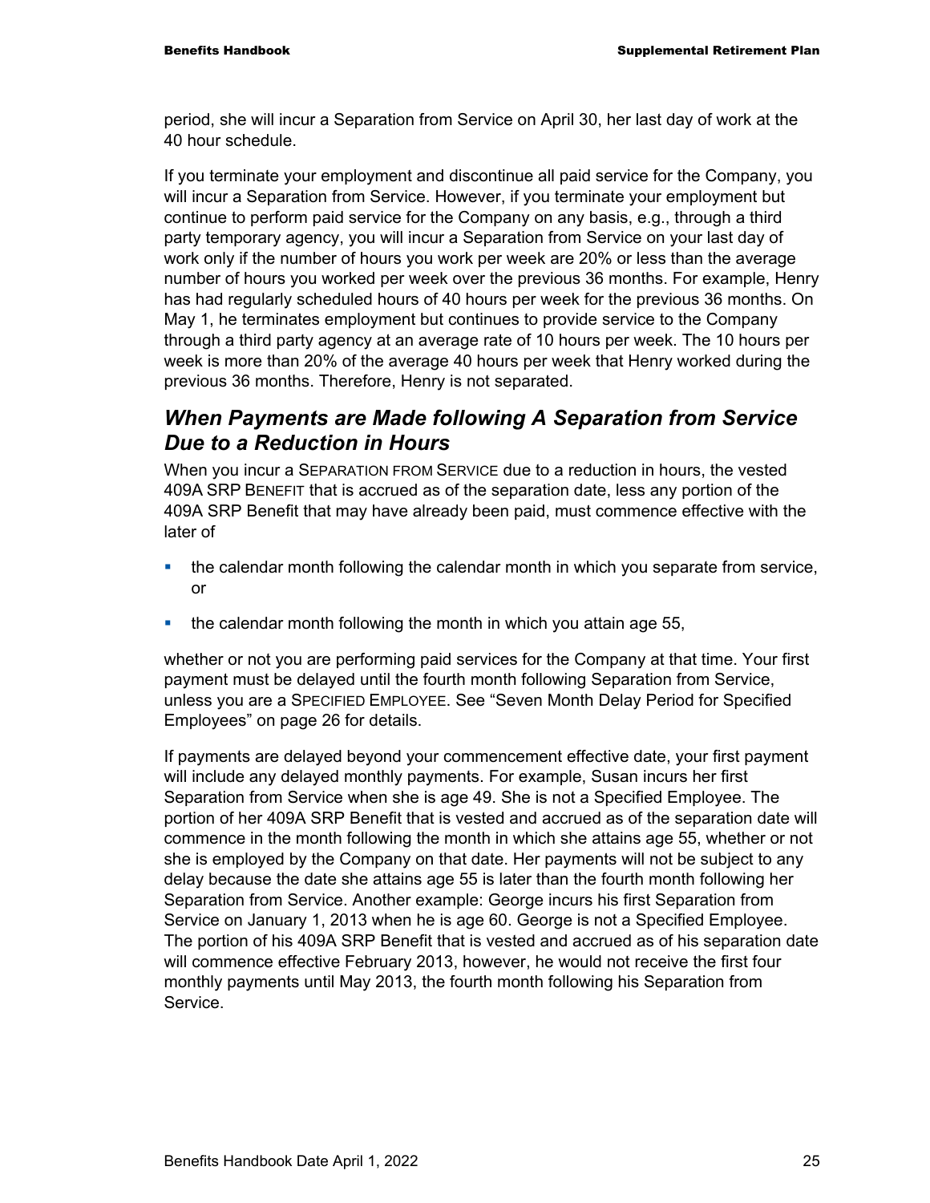period, she will incur a Separation from Service on April 30, her last day of work at the 40 hour schedule.

If you terminate your employment and discontinue all paid service for the Company, you will incur a Separation from Service. However, if you terminate your employment but continue to perform paid service for the Company on any basis, e.g., through a third party temporary agency, you will incur a Separation from Service on your last day of work only if the number of hours you work per week are 20% or less than the average number of hours you worked per week over the previous 36 months. For example, Henry has had regularly scheduled hours of 40 hours per week for the previous 36 months. On May 1, he terminates employment but continues to provide service to the Company through a third party agency at an average rate of 10 hours per week. The 10 hours per week is more than 20% of the average 40 hours per week that Henry worked during the previous 36 months. Therefore, Henry is not separated.

## *When Payments are Made following A Separation from Service Due to a Reduction in Hours*

When you incur a SEPARATION FROM SERVICE due to a reduction in hours, the vested 409A SRP BENEFIT that is accrued as of the separation date, less any portion of the 409A SRP Benefit that may have already been paid, must commence effective with the later of

- the calendar month following the calendar month in which you separate from service, or
- the calendar month following the month in which you attain age 55,

whether or not you are performing paid services for the Company at that time. Your first payment must be delayed until the fourth month following Separation from Service, unless you are a SPECIFIED EMPLOYEE. See "Seven Month Delay Period for Specified Employees" on page 26 for details.

If payments are delayed beyond your commencement effective date, your first payment will include any delayed monthly payments. For example, Susan incurs her first Separation from Service when she is age 49. She is not a Specified Employee. The portion of her 409A SRP Benefit that is vested and accrued as of the separation date will commence in the month following the month in which she attains age 55, whether or not she is employed by the Company on that date. Her payments will not be subject to any delay because the date she attains age 55 is later than the fourth month following her Separation from Service. Another example: George incurs his first Separation from Service on January 1, 2013 when he is age 60. George is not a Specified Employee. The portion of his 409A SRP Benefit that is vested and accrued as of his separation date will commence effective February 2013, however, he would not receive the first four monthly payments until May 2013, the fourth month following his Separation from Service.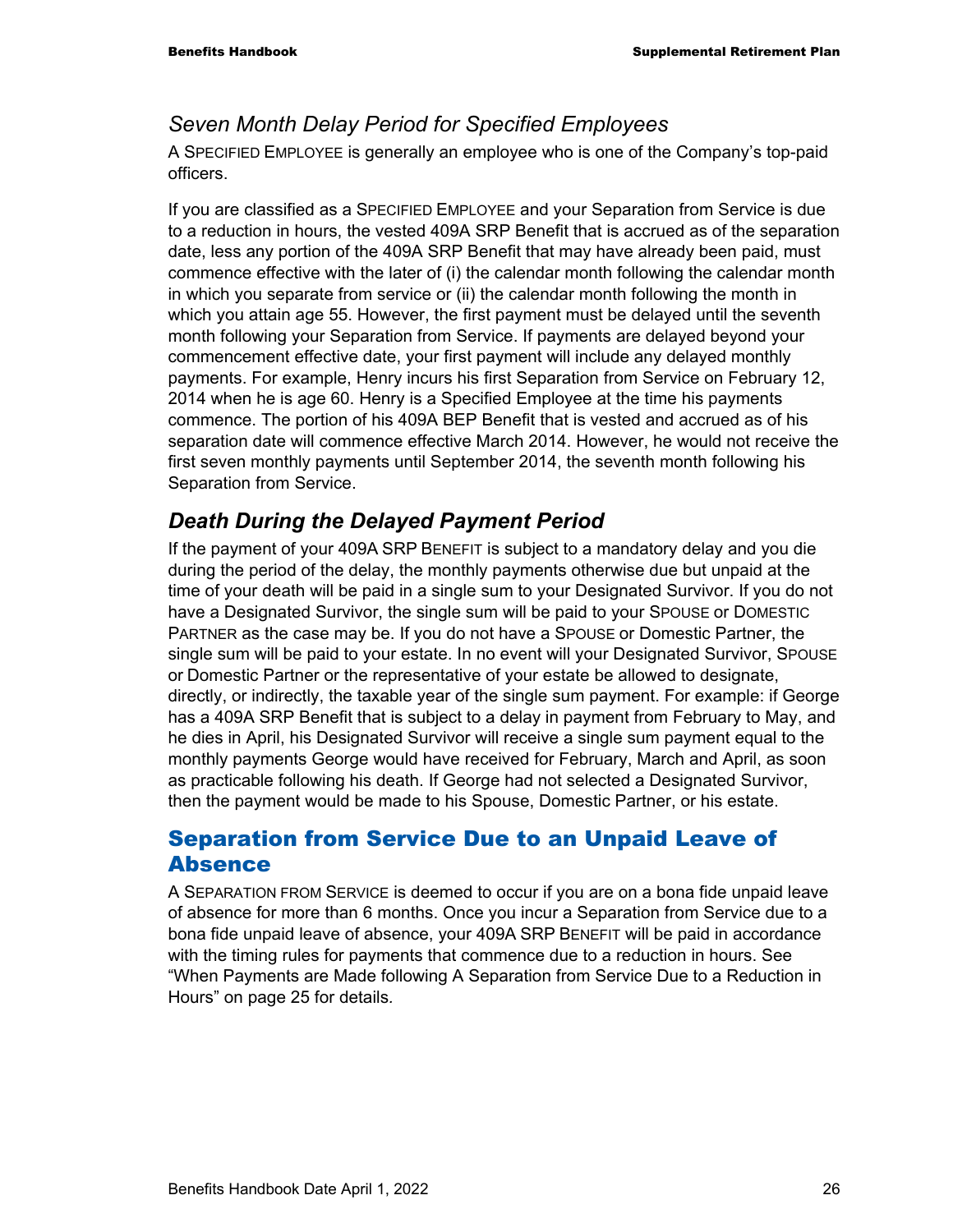### *Seven Month Delay Period for Specified Employees*

A SPECIFIED EMPLOYEE is generally an employee who is one of the Company's top-paid officers.

If you are classified as a SPECIFIED EMPLOYEE and your Separation from Service is due to a reduction in hours, the vested 409A SRP Benefit that is accrued as of the separation date, less any portion of the 409A SRP Benefit that may have already been paid, must commence effective with the later of (i) the calendar month following the calendar month in which you separate from service or (ii) the calendar month following the month in which you attain age 55. However, the first payment must be delayed until the seventh month following your Separation from Service. If payments are delayed beyond your commencement effective date, your first payment will include any delayed monthly payments. For example, Henry incurs his first Separation from Service on February 12, 2014 when he is age 60. Henry is a Specified Employee at the time his payments commence. The portion of his 409A BEP Benefit that is vested and accrued as of his separation date will commence effective March 2014. However, he would not receive the first seven monthly payments until September 2014, the seventh month following his Separation from Service.

### ***Death During the Delayed Payment Period***

If the payment of your 409A SRP BENEFIT is subject to a mandatory delay and you die during the period of the delay, the monthly payments otherwise due but unpaid at the time of your death will be paid in a single sum to your Designated Survivor. If you do not have a Designated Survivor, the single sum will be paid to your SPOUSE or DOMESTIC PARTNER as the case may be. If you do not have a SPOUSE or Domestic Partner, the single sum will be paid to your estate. In no event will your Designated Survivor, SPOUSE or Domestic Partner or the representative of your estate be allowed to designate, directly, or indirectly, the taxable year of the single sum payment. For example: if George has a 409A SRP Benefit that is subject to a delay in payment from February to May, and he dies in April, his Designated Survivor will receive a single sum payment equal to the monthly payments George would have received for February, March and April, as soon as practicable following his death. If George had not selected a Designated Survivor, then the payment would be made to his Spouse, Domestic Partner, or his estate.

## **Separation from Service Due to an Unpaid Leave of Absence**

A SEPARATION FROM SERVICE is deemed to occur if you are on a bona fide unpaid leave of absence for more than 6 months. Once you incur a Separation from Service due to a bona fide unpaid leave of absence, your 409A SRP BENEFIT will be paid in accordance with the timing rules for payments that commence due to a reduction in hours. See "When Payments are Made following A Separation from Service Due to a Reduction in Hours" on page 25 for details.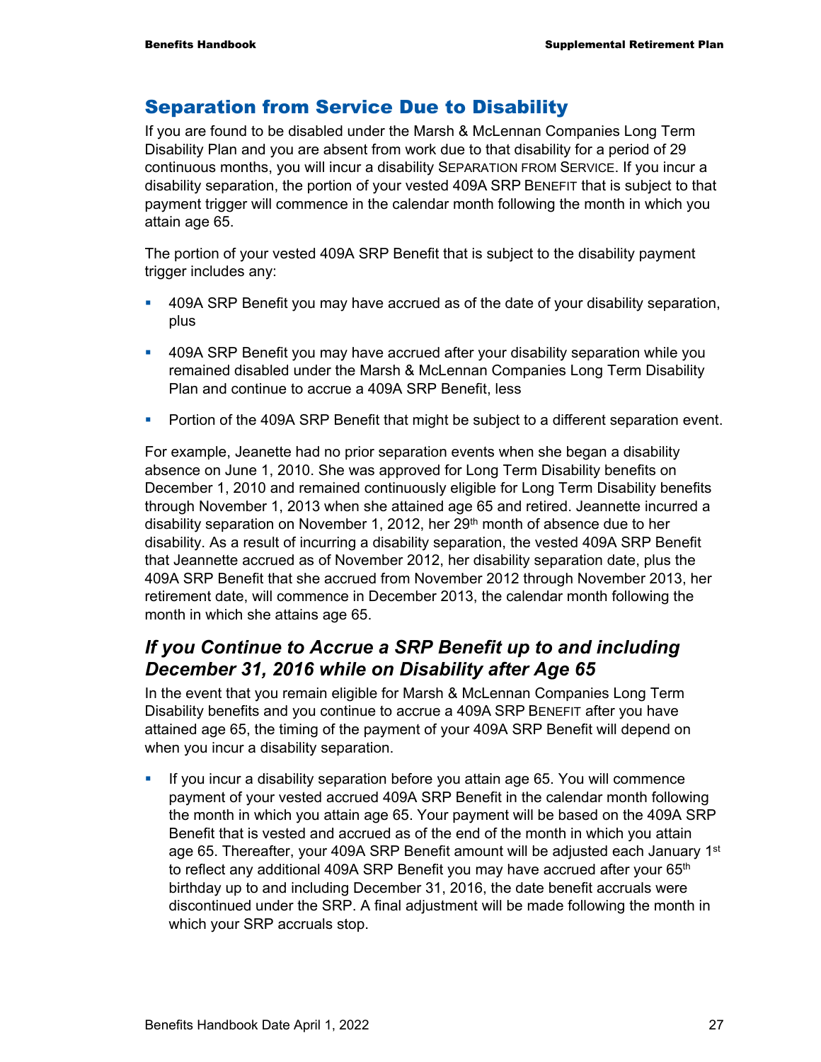## Separation from Service Due to Disability

If you are found to be disabled under the Marsh & McLennan Companies Long Term Disability Plan and you are absent from work due to that disability for a period of 29 continuous months, you will incur a disability SEPARATION FROM SERVICE. If you incur a disability separation, the portion of your vested 409A SRP BENEFIT that is subject to that payment trigger will commence in the calendar month following the month in which you attain age 65.

The portion of your vested 409A SRP Benefit that is subject to the disability payment trigger includes any:

- 409A SRP Benefit you may have accrued as of the date of your disability separation, plus
- 409A SRP Benefit you may have accrued after your disability separation while you remained disabled under the Marsh & McLennan Companies Long Term Disability Plan and continue to accrue a 409A SRP Benefit, less
- Portion of the 409A SRP Benefit that might be subject to a different separation event.

For example, Jeanette had no prior separation events when she began a disability absence on June 1, 2010. She was approved for Long Term Disability benefits on December 1, 2010 and remained continuously eligible for Long Term Disability benefits through November 1, 2013 when she attained age 65 and retired. Jeannette incurred a disability separation on November 1, 2012, her 29th month of absence due to her disability. As a result of incurring a disability separation, the vested 409A SRP Benefit that Jeannette accrued as of November 2012, her disability separation date, plus the 409A SRP Benefit that she accrued from November 2012 through November 2013, her retirement date, will commence in December 2013, the calendar month following the month in which she attains age 65.

### *If you Continue to Accrue a SRP Benefit up to and including December 31, 2016 while on Disability after Age 65*

In the event that you remain eligible for Marsh & McLennan Companies Long Term Disability benefits and you continue to accrue a 409A SRP BENEFIT after you have attained age 65, the timing of the payment of your 409A SRP Benefit will depend on when you incur a disability separation.

- If you incur a disability separation before you attain age 65. You will commence payment of your vested accrued 409A SRP Benefit in the calendar month following the month in which you attain age 65. Your payment will be based on the 409A SRP Benefit that is vested and accrued as of the end of the month in which you attain age 65. Thereafter, your 409A SRP Benefit amount will be adjusted each January 1st to reflect any additional 409A SRP Benefit you may have accrued after your 65th birthday up to and including December 31, 2016, the date benefit accruals were discontinued under the SRP. A final adjustment will be made following the month in which your SRP accruals stop.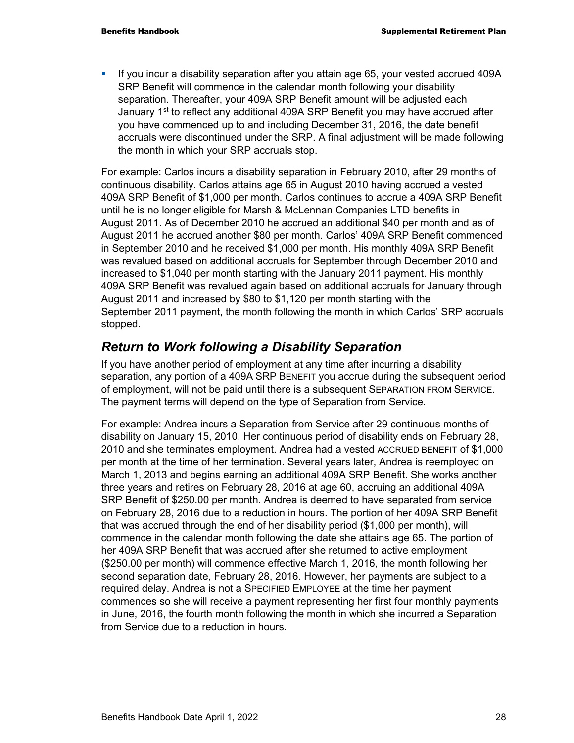- If you incur a disability separation after you attain age 65, your vested accrued 409A SRP Benefit will commence in the calendar month following your disability separation. Thereafter, your 409A SRP Benefit amount will be adjusted each January 1st to reflect any additional 409A SRP Benefit you may have accrued after you have commenced up to and including December 31, 2016, the date benefit accruals were discontinued under the SRP. A final adjustment will be made following the month in which your SRP accruals stop.

For example: Carlos incurs a disability separation in February 2010, after 29 months of continuous disability. Carlos attains age 65 in August 2010 having accrued a vested 409A SRP Benefit of $1,000 per month. Carlos continues to accrue a 409A SRP Benefit until he is no longer eligible for Marsh & McLennan Companies LTD benefits in August 2011. As of December 2010 he accrued an additional $40 per month and as of August 2011 he accrued another $80 per month. Carlos' 409A SRP Benefit commenced in September 2010 and he received $1,000 per month. His monthly 409A SRP Benefit was revalued based on additional accruals for September through December 2010 and increased to $1,040 per month starting with the January 2011 payment. His monthly 409A SRP Benefit was revalued again based on additional accruals for January through August 2011 and increased by $80 to $1,120 per month starting with the September 2011 payment, the month following the month in which Carlos' SRP accruals stopped.

## *Return to Work following a Disability Separation*

If you have another period of employment at any time after incurring a disability separation, any portion of a 409A SRP BENEFIT you accrue during the subsequent period of employment, will not be paid until there is a subsequent SEPARATION FROM SERVICE. The payment terms will depend on the type of Separation from Service.

For example: Andrea incurs a Separation from Service after 29 continuous months of disability on January 15, 2010. Her continuous period of disability ends on February 28, 2010 and she terminates employment. Andrea had a vested ACCRUED BENEFIT of $1,000 per month at the time of her termination. Several years later, Andrea is reemployed on March 1, 2013 and begins earning an additional 409A SRP Benefit. She works another three years and retires on February 28, 2016 at age 60, accruing an additional 409A SRP Benefit of $250.00 per month. Andrea is deemed to have separated from service on February 28, 2016 due to a reduction in hours. The portion of her 409A SRP Benefit that was accrued through the end of her disability period ($1,000 per month), will commence in the calendar month following the date she attains age 65. The portion of her 409A SRP Benefit that was accrued after she returned to active employment ($250.00 per month) will commence effective March 1, 2016, the month following her second separation date, February 28, 2016. However, her payments are subject to a required delay. Andrea is not a SPECIFIED EMPLOYEE at the time her payment commences so she will receive a payment representing her first four monthly payments in June, 2016, the fourth month following the month in which she incurred a Separation from Service due to a reduction in hours.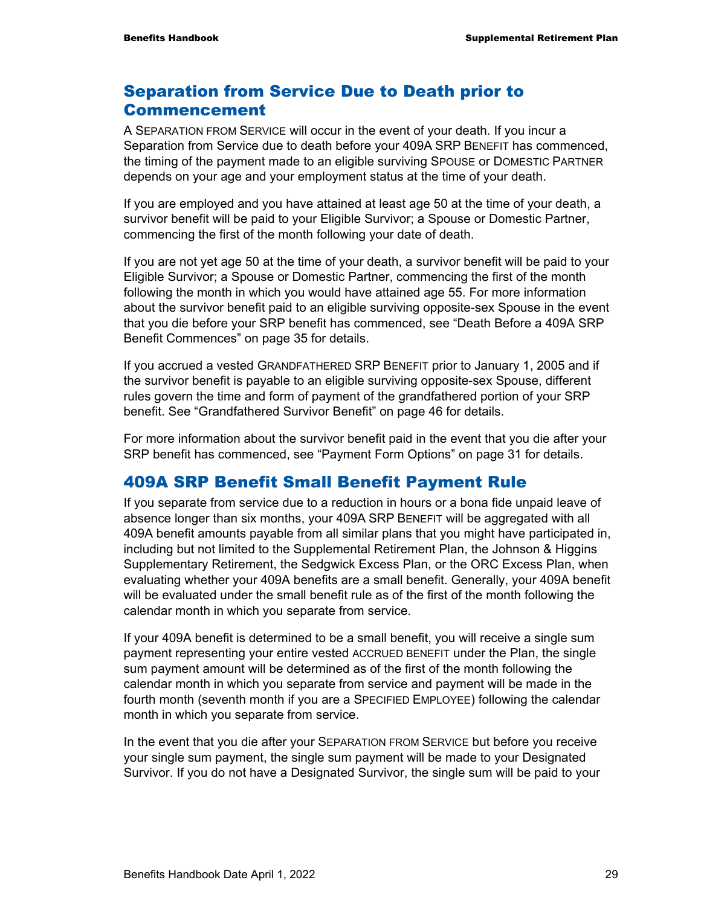## Separation from Service Due to Death prior to Commencement

A SEPARATION FROM SERVICE will occur in the event of your death. If you incur a Separation from Service due to death before your 409A SRP BENEFIT has commenced, the timing of the payment made to an eligible surviving SPOUSE or DOMESTIC PARTNER depends on your age and your employment status at the time of your death.

If you are employed and you have attained at least age 50 at the time of your death, a survivor benefit will be paid to your Eligible Survivor; a Spouse or Domestic Partner, commencing the first of the month following your date of death.

If you are not yet age 50 at the time of your death, a survivor benefit will be paid to your Eligible Survivor; a Spouse or Domestic Partner, commencing the first of the month following the month in which you would have attained age 55. For more information about the survivor benefit paid to an eligible surviving opposite-sex Spouse in the event that you die before your SRP benefit has commenced, see "Death Before a 409A SRP Benefit Commences" on page 35 for details.

If you accrued a vested GRANDFATHERED SRP BENEFIT prior to January 1, 2005 and if the survivor benefit is payable to an eligible surviving opposite-sex Spouse, different rules govern the time and form of payment of the grandfathered portion of your SRP benefit. See "Grandfathered Survivor Benefit" on page 46 for details.

For more information about the survivor benefit paid in the event that you die after your SRP benefit has commenced, see "Payment Form Options" on page 31 for details.

## 409A SRP Benefit Small Benefit Payment Rule

If you separate from service due to a reduction in hours or a bona fide unpaid leave of absence longer than six months, your 409A SRP BENEFIT will be aggregated with all 409A benefit amounts payable from all similar plans that you might have participated in, including but not limited to the Supplemental Retirement Plan, the Johnson & Higgins Supplementary Retirement, the Sedgwick Excess Plan, or the ORC Excess Plan, when evaluating whether your 409A benefits are a small benefit. Generally, your 409A benefit will be evaluated under the small benefit rule as of the first of the month following the calendar month in which you separate from service.

If your 409A benefit is determined to be a small benefit, you will receive a single sum payment representing your entire vested ACCRUED BENEFIT under the Plan, the single sum payment amount will be determined as of the first of the month following the calendar month in which you separate from service and payment will be made in the fourth month (seventh month if you are a SPECIFIED EMPLOYEE) following the calendar month in which you separate from service.

In the event that you die after your SEPARATION FROM SERVICE but before you receive your single sum payment, the single sum payment will be made to your Designated Survivor. If you do not have a Designated Survivor, the single sum will be paid to your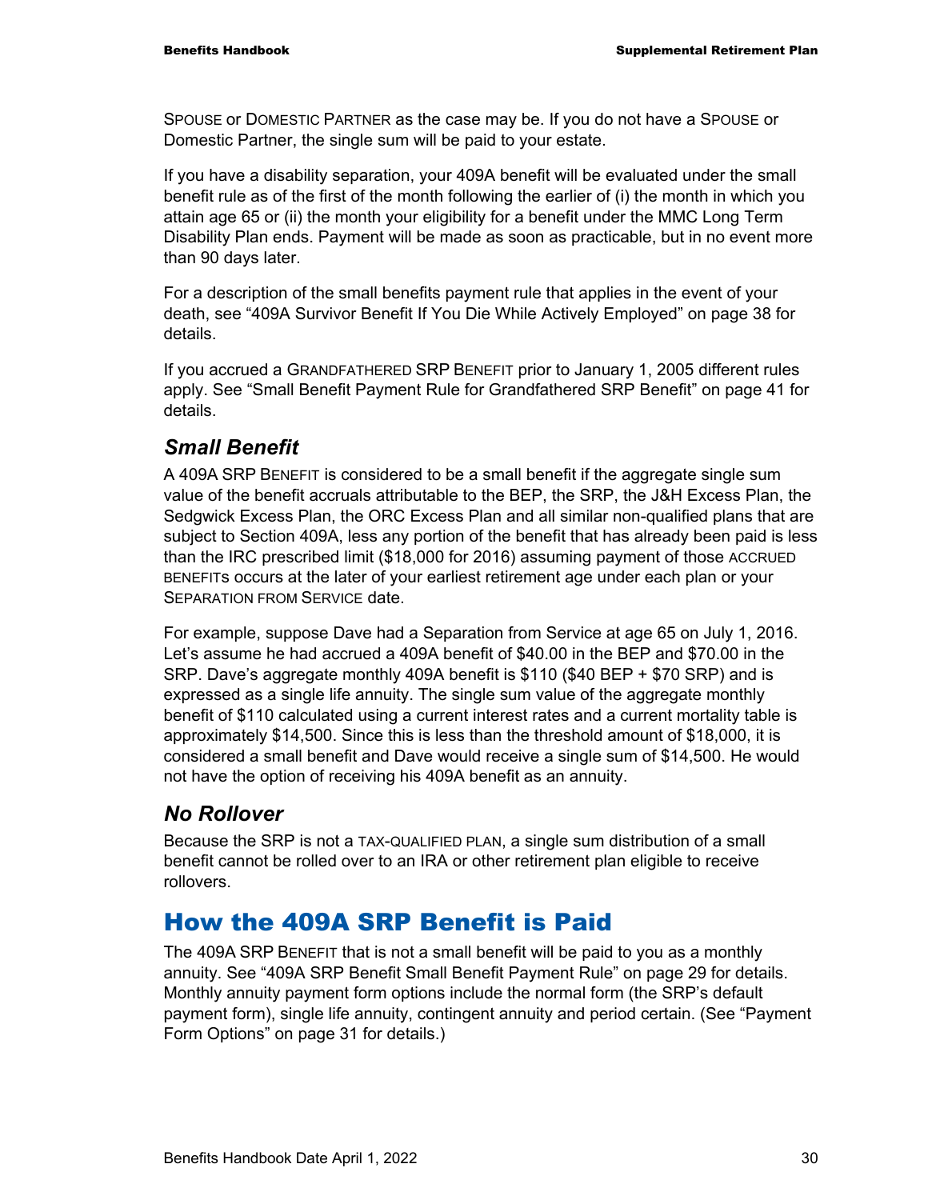SPOUSE or DOMESTIC PARTNER as the case may be. If you do not have a SPOUSE or Domestic Partner, the single sum will be paid to your estate.

If you have a disability separation, your 409A benefit will be evaluated under the small benefit rule as of the first of the month following the earlier of (i) the month in which you attain age 65 or (ii) the month your eligibility for a benefit under the MMC Long Term Disability Plan ends. Payment will be made as soon as practicable, but in no event more than 90 days later.

For a description of the small benefits payment rule that applies in the event of your death, see "409A Survivor Benefit If You Die While Actively Employed" on page 38 for details.

If you accrued a GRANDFATHERED SRP BENEFIT prior to January 1, 2005 different rules apply. See "Small Benefit Payment Rule for Grandfathered SRP Benefit" on page 41 for details.

### *Small Benefit*

A 409A SRP BENEFIT is considered to be a small benefit if the aggregate single sum value of the benefit accruals attributable to the BEP, the SRP, the J&H Excess Plan, the Sedgwick Excess Plan, the ORC Excess Plan and all similar non-qualified plans that are subject to Section 409A, less any portion of the benefit that has already been paid is less than the IRC prescribed limit ($18,000 for 2016) assuming payment of those ACCRUED BENEFITS occurs at the later of your earliest retirement age under each plan or your SEPARATION FROM SERVICE date.

For example, suppose Dave had a Separation from Service at age 65 on July 1, 2016. Let's assume he had accrued a 409A benefit of $40.00 in the BEP and $70.00 in the SRP. Dave's aggregate monthly 409A benefit is $110 ($40 BEP + $70 SRP) and is expressed as a single life annuity. The single sum value of the aggregate monthly benefit of $110 calculated using a current interest rates and a current mortality table is approximately $14,500. Since this is less than the threshold amount of $18,000, it is considered a small benefit and Dave would receive a single sum of $14,500. He would not have the option of receiving his 409A benefit as an annuity.

### *No Rollover*

Because the SRP is not a TAX-QUALIFIED PLAN, a single sum distribution of a small benefit cannot be rolled over to an IRA or other retirement plan eligible to receive rollovers.

## How the 409A SRP Benefit is Paid

The 409A SRP BENEFIT that is not a small benefit will be paid to you as a monthly annuity. See "409A SRP Benefit Small Benefit Payment Rule" on page 29 for details. Monthly annuity payment form options include the normal form (the SRP's default payment form), single life annuity, contingent annuity and period certain. (See "Payment Form Options" on page 31 for details.)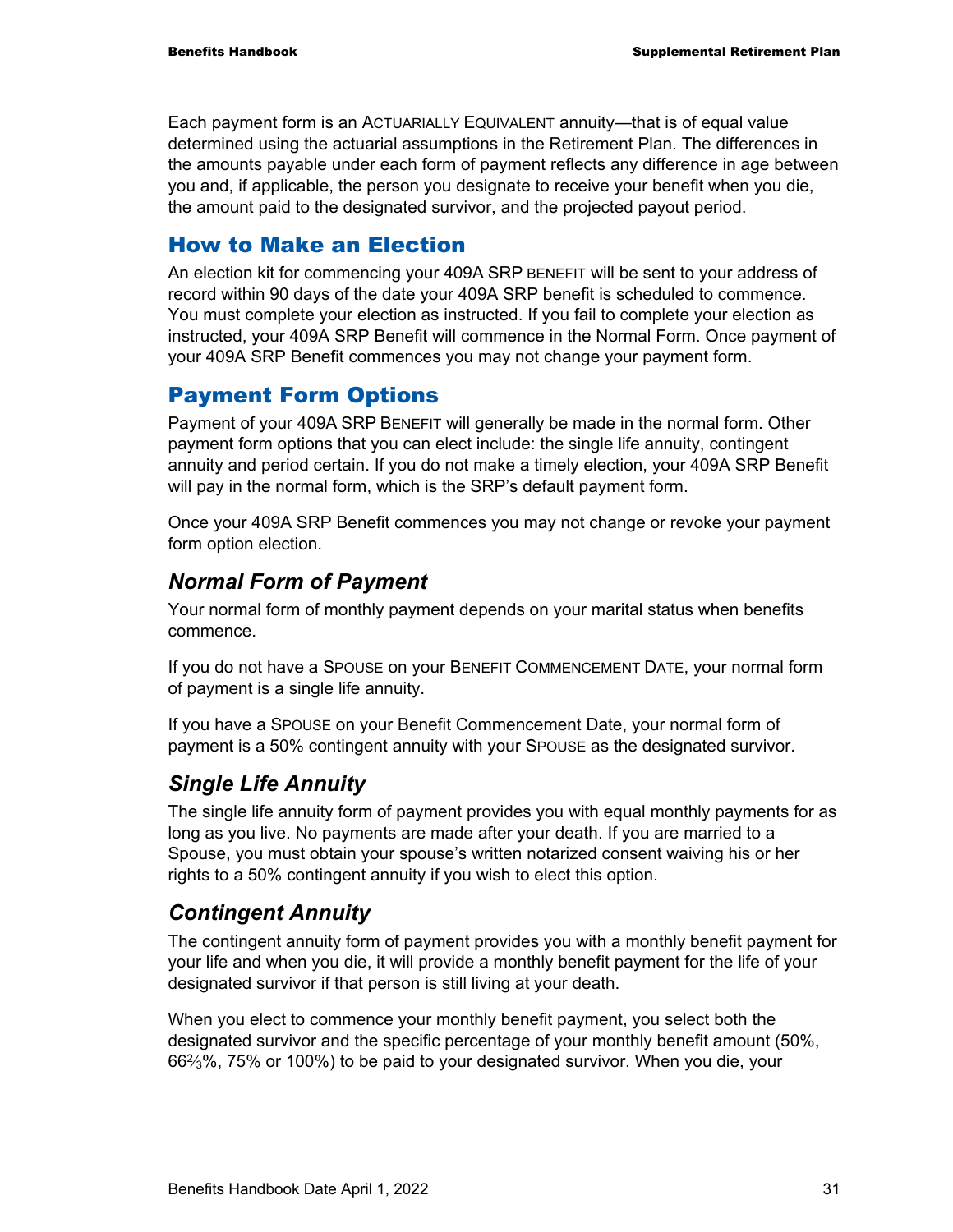Each payment form is an ACTUARIALLY EQUIVALENT annuity—that is of equal value determined using the actuarial assumptions in the Retirement Plan. The differences in the amounts payable under each form of payment reflects any difference in age between you and, if applicable, the person you designate to receive your benefit when you die, the amount paid to the designated survivor, and the projected payout period.

## How to Make an Election

An election kit for commencing your 409A SRP BENEFIT will be sent to your address of record within 90 days of the date your 409A SRP benefit is scheduled to commence. You must complete your election as instructed. If you fail to complete your election as instructed, your 409A SRP Benefit will commence in the Normal Form. Once payment of your 409A SRP Benefit commences you may not change your payment form.

## Payment Form Options

Payment of your 409A SRP BENEFIT will generally be made in the normal form. Other payment form options that you can elect include: the single life annuity, contingent annuity and period certain. If you do not make a timely election, your 409A SRP Benefit will pay in the normal form, which is the SRP's default payment form.

Once your 409A SRP Benefit commences you may not change or revoke your payment form option election.

### *Normal Form of Payment*

Your normal form of monthly payment depends on your marital status when benefits commence.

If you do not have a SPOUSE on your BENEFIT COMMENCEMENT DATE, your normal form of payment is a single life annuity.

If you have a SPOUSE on your Benefit Commencement Date, your normal form of payment is a 50% contingent annuity with your SPOUSE as the designated survivor.

### *Single Life Annuity*

The single life annuity form of payment provides you with equal monthly payments for as long as you live. No payments are made after your death. If you are married to a Spouse, you must obtain your spouse's written notarized consent waiving his or her rights to a 50% contingent annuity if you wish to elect this option.

### *Contingent Annuity*

The contingent annuity form of payment provides you with a monthly benefit payment for your life and when you die, it will provide a monthly benefit payment for the life of your designated survivor if that person is still living at your death.

When you elect to commence your monthly benefit payment, you select both the designated survivor and the specific percentage of your monthly benefit amount (50%, 66⅔%, 75% or 100%) to be paid to your designated survivor. When you die, your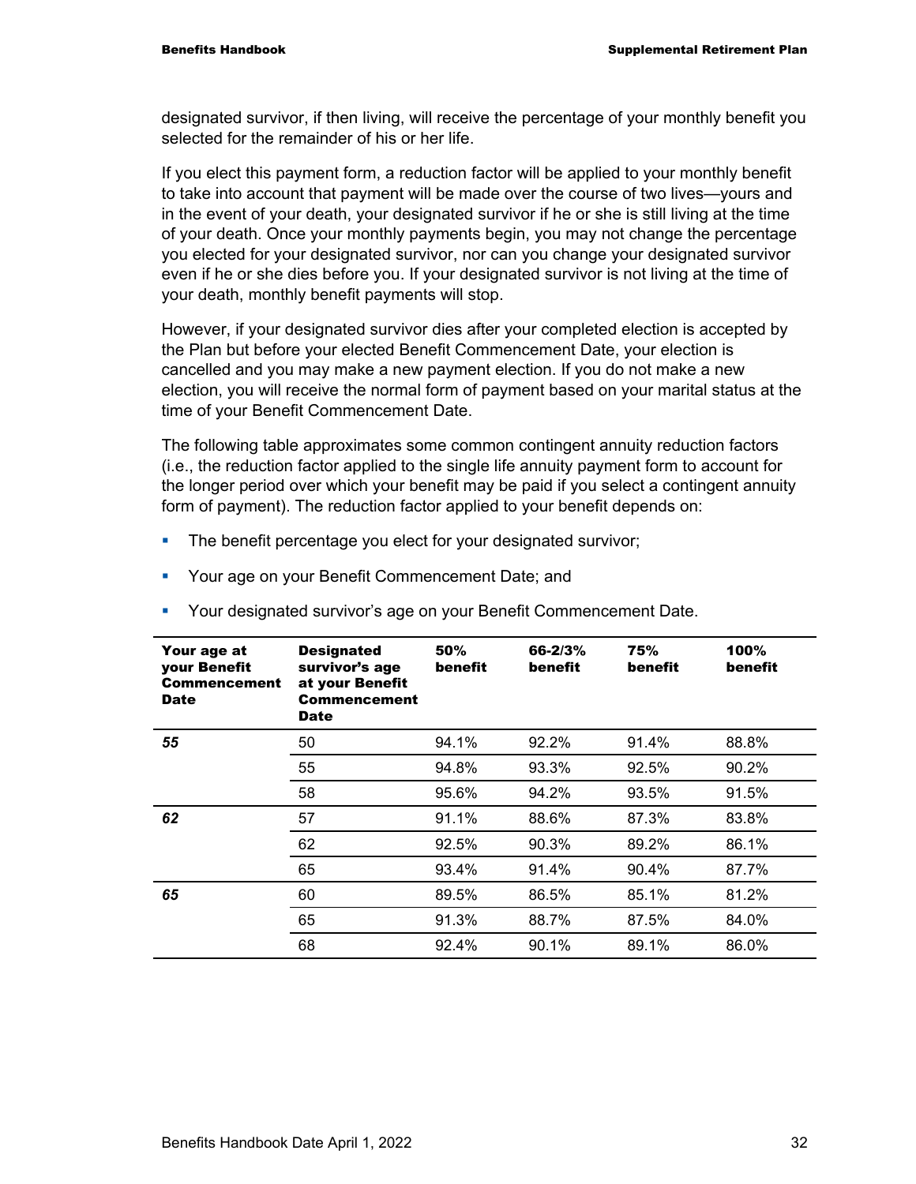designated survivor, if then living, will receive the percentage of your monthly benefit you selected for the remainder of his or her life.

If you elect this payment form, a reduction factor will be applied to your monthly benefit to take into account that payment will be made over the course of two lives—yours and in the event of your death, your designated survivor if he or she is still living at the time of your death. Once your monthly payments begin, you may not change the percentage you elected for your designated survivor, nor can you change your designated survivor even if he or she dies before you. If your designated survivor is not living at the time of your death, monthly benefit payments will stop.

However, if your designated survivor dies after your completed election is accepted by the Plan but before your elected Benefit Commencement Date, your election is cancelled and you may make a new payment election. If you do not make a new election, you will receive the normal form of payment based on your marital status at the time of your Benefit Commencement Date.

The following table approximates some common contingent annuity reduction factors (i.e., the reduction factor applied to the single life annuity payment form to account for the longer period over which your benefit may be paid if you select a contingent annuity form of payment). The reduction factor applied to your benefit depends on:

- The benefit percentage you elect for your designated survivor;
- Your age on your Benefit Commencement Date; and
- Your designated survivor's age on your Benefit Commencement Date.

| Your age at your Benefit Commencement Date | Designated survivor's age at your Benefit Commencement Date | 50% benefit | 66-2/3% benefit | 75% benefit | 100% benefit |
|---|---|---|---|---|---|
| ***55*** | 50 | 94.1% | 92.2% | 91.4% | 88.8% |
| | 55 | 94.8% | 93.3% | 92.5% | 90.2% |
| | 58 | 95.6% | 94.2% | 93.5% | 91.5% |
| ***62*** | 57 | 91.1% | 88.6% | 87.3% | 83.8% |
| | 62 | 92.5% | 90.3% | 89.2% | 86.1% |
| | 65 | 93.4% | 91.4% | 90.4% | 87.7% |
| ***65*** | 60 | 89.5% | 86.5% | 85.1% | 81.2% |
| | 65 | 91.3% | 88.7% | 87.5% | 84.0% |
| | 68 | 92.4% | 90.1% | 89.1% | 86.0% |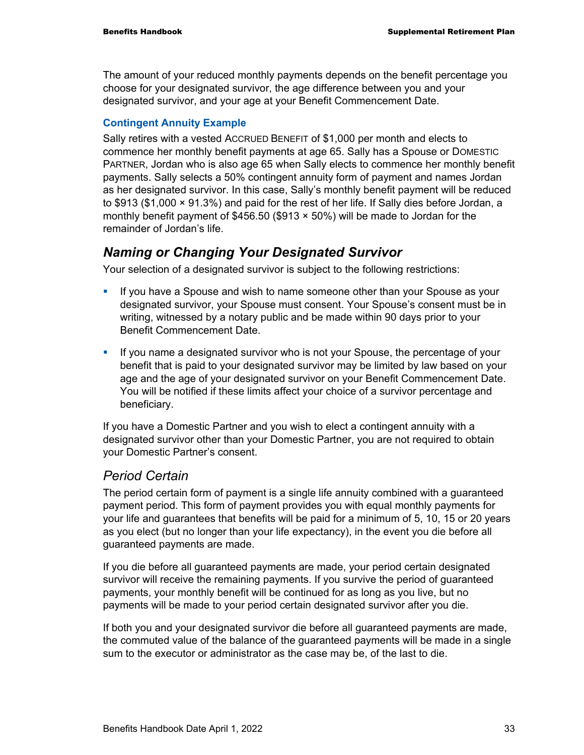The amount of your reduced monthly payments depends on the benefit percentage you choose for your designated survivor, the age difference between you and your designated survivor, and your age at your Benefit Commencement Date.

### Contingent Annuity Example

Sally retires with a vested ACCRUED BENEFIT of $1,000 per month and elects to commence her monthly benefit payments at age 65. Sally has a Spouse or DOMESTIC PARTNER, Jordan who is also age 65 when Sally elects to commence her monthly benefit payments. Sally selects a 50% contingent annuity form of payment and names Jordan as her designated survivor. In this case, Sally's monthly benefit payment will be reduced to $913 ($1,000 × 91.3%) and paid for the rest of her life. If Sally dies before Jordan, a monthly benefit payment of $456.50 ($913 × 50%) will be made to Jordan for the remainder of Jordan's life.

## *Naming or Changing Your Designated Survivor*

Your selection of a designated survivor is subject to the following restrictions:

- If you have a Spouse and wish to name someone other than your Spouse as your designated survivor, your Spouse must consent. Your Spouse's consent must be in writing, witnessed by a notary public and be made within 90 days prior to your Benefit Commencement Date.
- If you name a designated survivor who is not your Spouse, the percentage of your benefit that is paid to your designated survivor may be limited by law based on your age and the age of your designated survivor on your Benefit Commencement Date. You will be notified if these limits affect your choice of a survivor percentage and beneficiary.

If you have a Domestic Partner and you wish to elect a contingent annuity with a designated survivor other than your Domestic Partner, you are not required to obtain your Domestic Partner's consent.

## *Period Certain*

The period certain form of payment is a single life annuity combined with a guaranteed payment period. This form of payment provides you with equal monthly payments for your life and guarantees that benefits will be paid for a minimum of 5, 10, 15 or 20 years as you elect (but no longer than your life expectancy), in the event you die before all guaranteed payments are made.

If you die before all guaranteed payments are made, your period certain designated survivor will receive the remaining payments. If you survive the period of guaranteed payments, your monthly benefit will be continued for as long as you live, but no payments will be made to your period certain designated survivor after you die.

If both you and your designated survivor die before all guaranteed payments are made, the commuted value of the balance of the guaranteed payments will be made in a single sum to the executor or administrator as the case may be, of the last to die.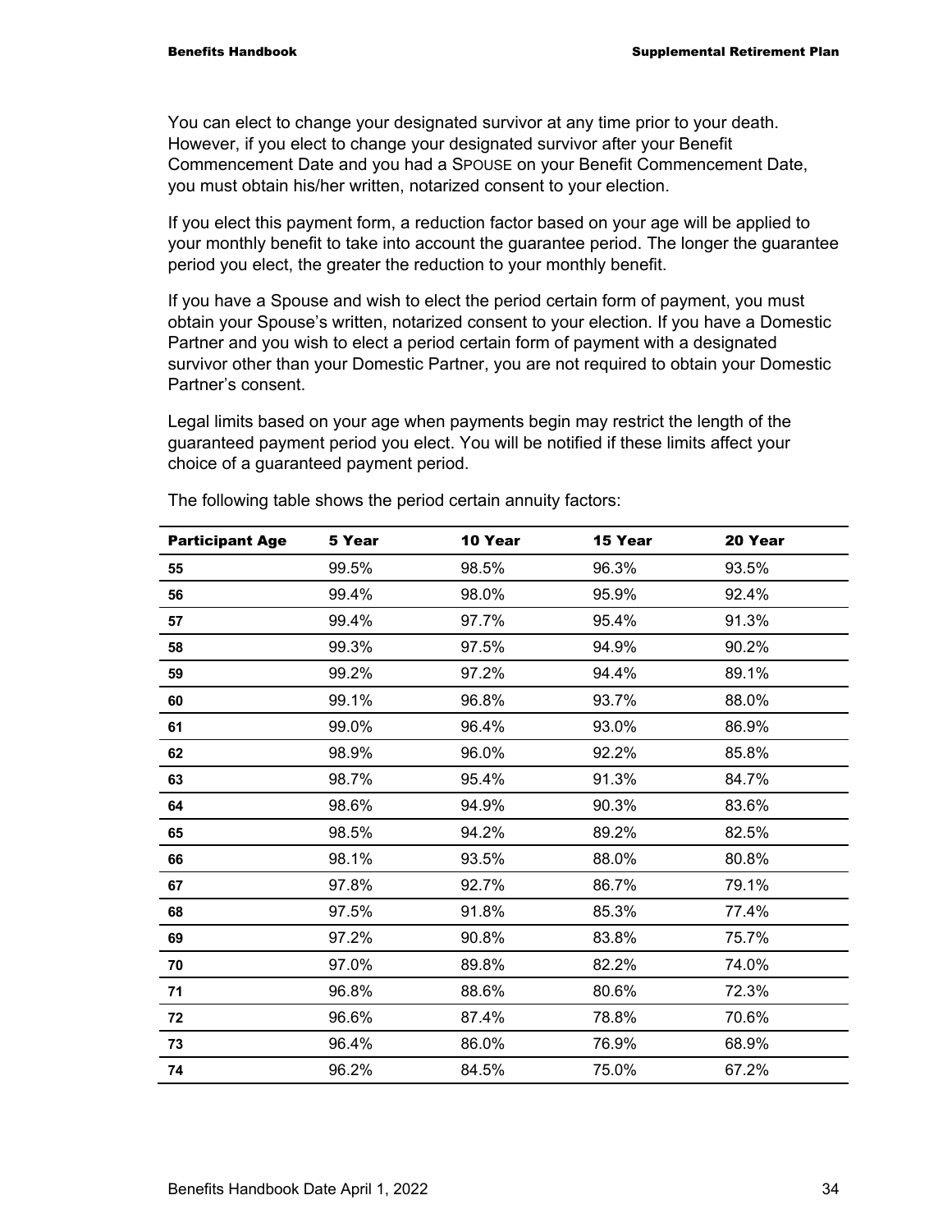You can elect to change your designated survivor at any time prior to your death. However, if you elect to change your designated survivor after your Benefit Commencement Date and you had a SPOUSE on your Benefit Commencement Date, you must obtain his/her written, notarized consent to your election.

If you elect this payment form, a reduction factor based on your age will be applied to your monthly benefit to take into account the guarantee period. The longer the guarantee period you elect, the greater the reduction to your monthly benefit.

If you have a Spouse and wish to elect the period certain form of payment, you must obtain your Spouse's written, notarized consent to your election. If you have a Domestic Partner and you wish to elect a period certain form of payment with a designated survivor other than your Domestic Partner, you are not required to obtain your Domestic Partner's consent.

Legal limits based on your age when payments begin may restrict the length of the guaranteed payment period you elect. You will be notified if these limits affect your choice of a guaranteed payment period.

The following table shows the period certain annuity factors:

| Participant Age | 5 Year | 10 Year | 15 Year | 20 Year |
|---|---|---|---|---|
| 55 | 99.5% | 98.5% | 96.3% | 93.5% |
| 56 | 99.4% | 98.0% | 95.9% | 92.4% |
| 57 | 99.4% | 97.7% | 95.4% | 91.3% |
| 58 | 99.3% | 97.5% | 94.9% | 90.2% |
| 59 | 99.2% | 97.2% | 94.4% | 89.1% |
| 60 | 99.1% | 96.8% | 93.7% | 88.0% |
| 61 | 99.0% | 96.4% | 93.0% | 86.9% |
| 62 | 98.9% | 96.0% | 92.2% | 85.8% |
| 63 | 98.7% | 95.4% | 91.3% | 84.7% |
| 64 | 98.6% | 94.9% | 90.3% | 83.6% |
| 65 | 98.5% | 94.2% | 89.2% | 82.5% |
| 66 | 98.1% | 93.5% | 88.0% | 80.8% |
| 67 | 97.8% | 92.7% | 86.7% | 79.1% |
| 68 | 97.5% | 91.8% | 85.3% | 77.4% |
| 69 | 97.2% | 90.8% | 83.8% | 75.7% |
| 70 | 97.0% | 89.8% | 82.2% | 74.0% |
| 71 | 96.8% | 88.6% | 80.6% | 72.3% |
| 72 | 96.6% | 87.4% | 78.8% | 70.6% |
| 73 | 96.4% | 86.0% | 76.9% | 68.9% |
| 74 | 96.2% | 84.5% | 75.0% | 67.2% |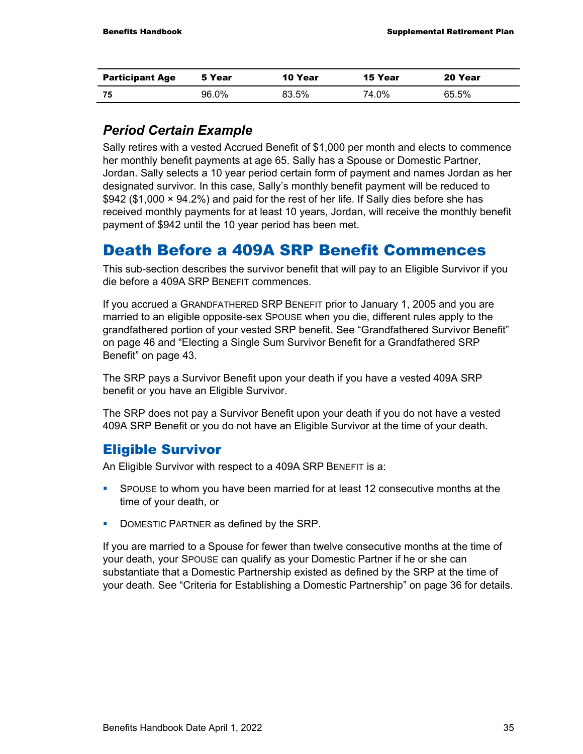| Participant Age | 5 Year | 10 Year | 15 Year | 20 Year |
|---|---|---|---|---|
| 75 | 96.0% | 83.5% | 74.0% | 65.5% |

### *Period Certain Example*

Sally retires with a vested Accrued Benefit of $1,000 per month and elects to commence her monthly benefit payments at age 65. Sally has a Spouse or Domestic Partner, Jordan. Sally selects a 10 year period certain form of payment and names Jordan as her designated survivor. In this case, Sally's monthly benefit payment will be reduced to $942 ($1,000 × 94.2%) and paid for the rest of her life. If Sally dies before she has received monthly payments for at least 10 years, Jordan, will receive the monthly benefit payment of $942 until the 10 year period has been met.

# Death Before a 409A SRP Benefit Commences

This sub-section describes the survivor benefit that will pay to an Eligible Survivor if you die before a 409A SRP BENEFIT commences.

If you accrued a GRANDFATHERED SRP BENEFIT prior to January 1, 2005 and you are married to an eligible opposite-sex SPOUSE when you die, different rules apply to the grandfathered portion of your vested SRP benefit. See "Grandfathered Survivor Benefit" on page 46 and "Electing a Single Sum Survivor Benefit for a Grandfathered SRP Benefit" on page 43.

The SRP pays a Survivor Benefit upon your death if you have a vested 409A SRP benefit or you have an Eligible Survivor.

The SRP does not pay a Survivor Benefit upon your death if you do not have a vested 409A SRP Benefit or you do not have an Eligible Survivor at the time of your death.

## Eligible Survivor

An Eligible Survivor with respect to a 409A SRP BENEFIT is a:

- SPOUSE to whom you have been married for at least 12 consecutive months at the time of your death, or
- DOMESTIC PARTNER as defined by the SRP.

If you are married to a Spouse for fewer than twelve consecutive months at the time of your death, your SPOUSE can qualify as your Domestic Partner if he or she can substantiate that a Domestic Partnership existed as defined by the SRP at the time of your death. See "Criteria for Establishing a Domestic Partnership" on page 36 for details.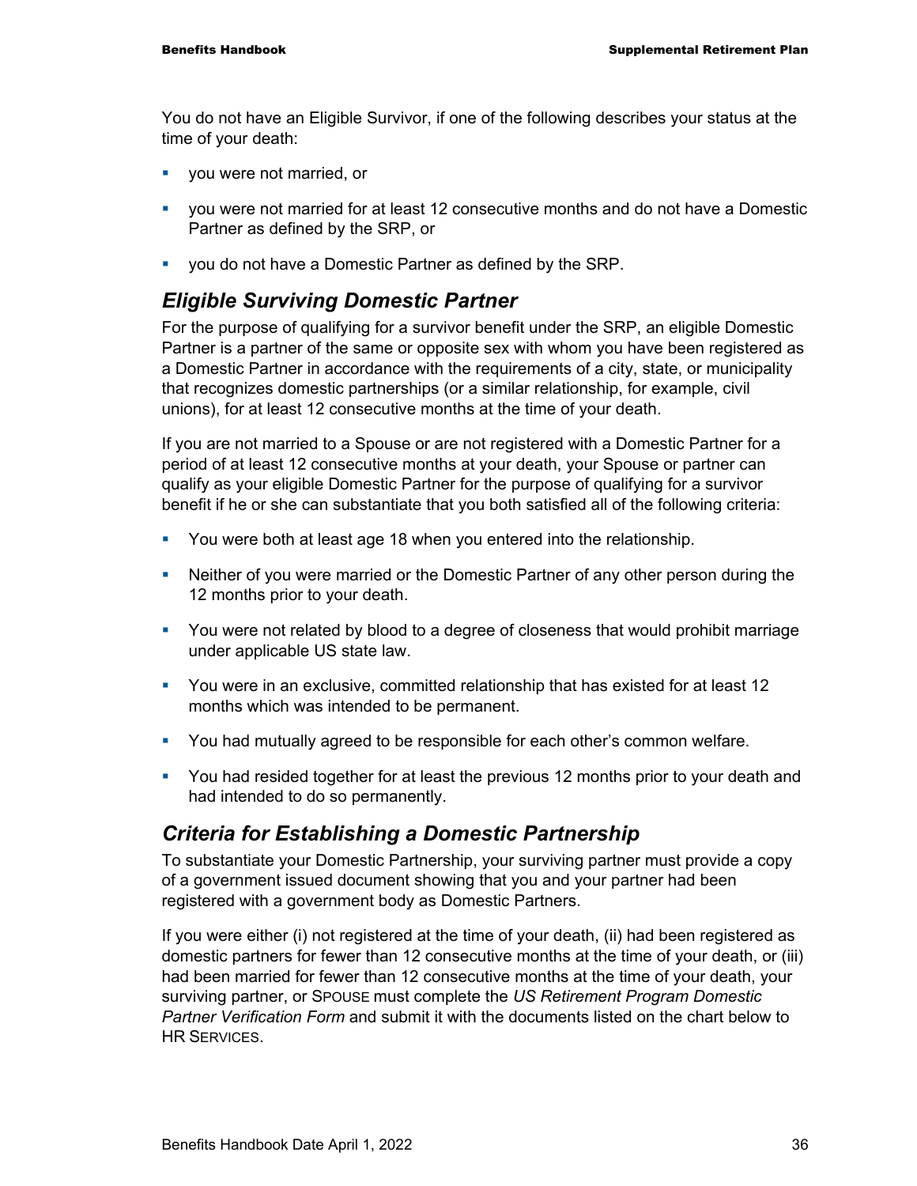You do not have an Eligible Survivor, if one of the following describes your status at the time of your death:

- you were not married, or
- you were not married for at least 12 consecutive months and do not have a Domestic Partner as defined by the SRP, or
- you do not have a Domestic Partner as defined by the SRP.

## *Eligible Surviving Domestic Partner*

For the purpose of qualifying for a survivor benefit under the SRP, an eligible Domestic Partner is a partner of the same or opposite sex with whom you have been registered as a Domestic Partner in accordance with the requirements of a city, state, or municipality that recognizes domestic partnerships (or a similar relationship, for example, civil unions), for at least 12 consecutive months at the time of your death.

If you are not married to a Spouse or are not registered with a Domestic Partner for a period of at least 12 consecutive months at your death, your Spouse or partner can qualify as your eligible Domestic Partner for the purpose of qualifying for a survivor benefit if he or she can substantiate that you both satisfied all of the following criteria:

- You were both at least age 18 when you entered into the relationship.
- Neither of you were married or the Domestic Partner of any other person during the 12 months prior to your death.
- You were not related by blood to a degree of closeness that would prohibit marriage under applicable US state law.
- You were in an exclusive, committed relationship that has existed for at least 12 months which was intended to be permanent.
- You had mutually agreed to be responsible for each other's common welfare.
- You had resided together for at least the previous 12 months prior to your death and had intended to do so permanently.

## *Criteria for Establishing a Domestic Partnership*

To substantiate your Domestic Partnership, your surviving partner must provide a copy of a government issued document showing that you and your partner had been registered with a government body as Domestic Partners.

If you were either (i) not registered at the time of your death, (ii) had been registered as domestic partners for fewer than 12 consecutive months at the time of your death, or (iii) had been married for fewer than 12 consecutive months at the time of your death, your surviving partner, or SPOUSE must complete the *US Retirement Program Domestic Partner Verification Form* and submit it with the documents listed on the chart below to HR SERVICES.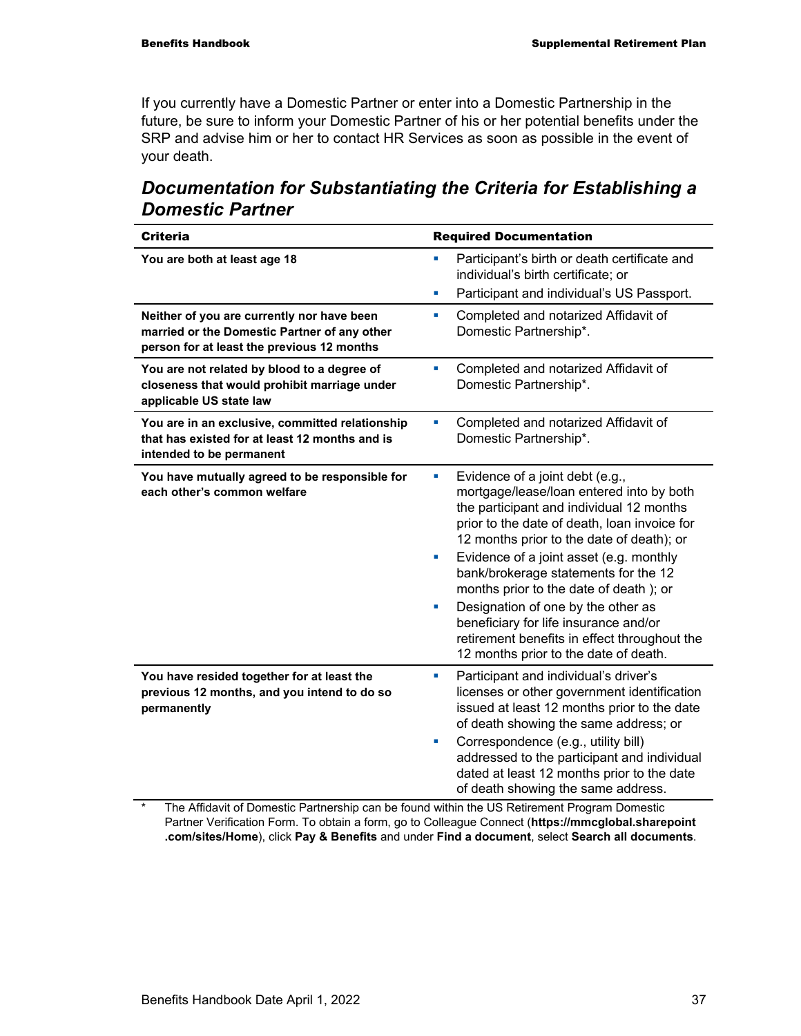If you currently have a Domestic Partner or enter into a Domestic Partnership in the future, be sure to inform your Domestic Partner of his or her potential benefits under the SRP and advise him or her to contact HR Services as soon as possible in the event of your death.

## *Documentation for Substantiating the Criteria for Establishing a Domestic Partner*

| Criteria | Required Documentation |
|---|---|
| **You are both at least age 18** | ▪ Participant's birth or death certificate and individual's birth certificate; or<br>▪ Participant and individual's US Passport. |
| **Neither of you are currently nor have been married or the Domestic Partner of any other person for at least the previous 12 months** | ▪ Completed and notarized Affidavit of Domestic Partnership*. |
| **You are not related by blood to a degree of closeness that would prohibit marriage under applicable US state law** | ▪ Completed and notarized Affidavit of Domestic Partnership*. |
| **You are in an exclusive, committed relationship that has existed for at least 12 months and is intended to be permanent** | ▪ Completed and notarized Affidavit of Domestic Partnership*. |
| **You have mutually agreed to be responsible for each other's common welfare** | ▪ Evidence of a joint debt (e.g., mortgage/lease/loan entered into by both the participant and individual 12 months prior to the date of death, loan invoice for 12 months prior to the date of death); or<br>▪ Evidence of a joint asset (e.g. monthly bank/brokerage statements for the 12 months prior to the date of death ); or<br>▪ Designation of one by the other as beneficiary for life insurance and/or retirement benefits in effect throughout the 12 months prior to the date of death. |
| **You have resided together for at least the previous 12 months, and you intend to do so permanently** | ▪ Participant and individual's driver's licenses or other government identification issued at least 12 months prior to the date of death showing the same address; or<br>▪ Correspondence (e.g., utility bill) addressed to the participant and individual dated at least 12 months prior to the date of death showing the same address. |

\* The Affidavit of Domestic Partnership can be found within the US Retirement Program Domestic Partner Verification Form. To obtain a form, go to Colleague Connect (**https://mmcglobal.sharepoint .com/sites/Home**), click **Pay & Benefits** and under **Find a document**, select **Search all documents**.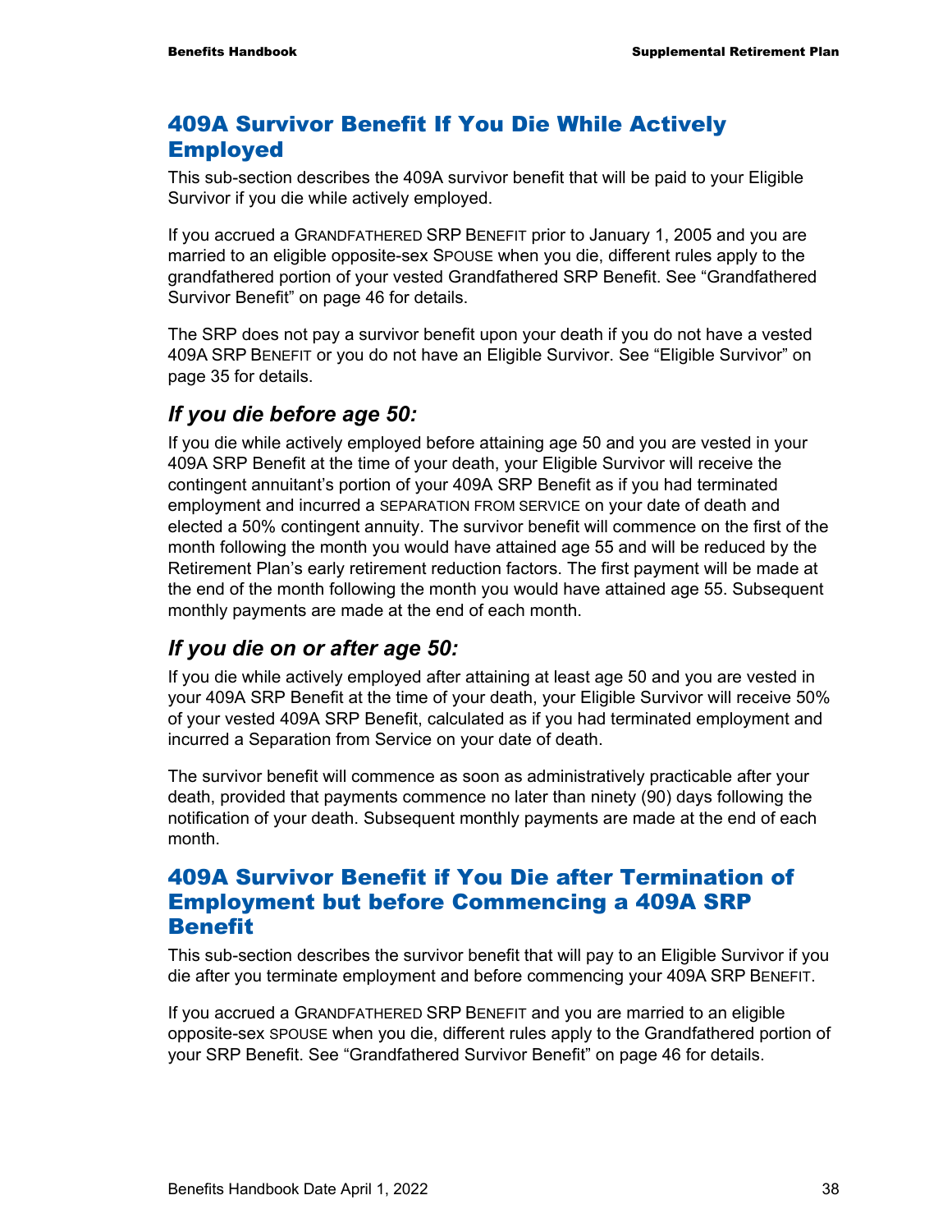## 409A Survivor Benefit If You Die While Actively Employed

This sub-section describes the 409A survivor benefit that will be paid to your Eligible Survivor if you die while actively employed.

If you accrued a GRANDFATHERED SRP BENEFIT prior to January 1, 2005 and you are married to an eligible opposite-sex SPOUSE when you die, different rules apply to the grandfathered portion of your vested Grandfathered SRP Benefit. See "Grandfathered Survivor Benefit" on page 46 for details.

The SRP does not pay a survivor benefit upon your death if you do not have a vested 409A SRP BENEFIT or you do not have an Eligible Survivor. See "Eligible Survivor" on page 35 for details.

### *If you die before age 50:*

If you die while actively employed before attaining age 50 and you are vested in your 409A SRP Benefit at the time of your death, your Eligible Survivor will receive the contingent annuitant's portion of your 409A SRP Benefit as if you had terminated employment and incurred a SEPARATION FROM SERVICE on your date of death and elected a 50% contingent annuity. The survivor benefit will commence on the first of the month following the month you would have attained age 55 and will be reduced by the Retirement Plan's early retirement reduction factors. The first payment will be made at the end of the month following the month you would have attained age 55. Subsequent monthly payments are made at the end of each month.

### *If you die on or after age 50:*

If you die while actively employed after attaining at least age 50 and you are vested in your 409A SRP Benefit at the time of your death, your Eligible Survivor will receive 50% of your vested 409A SRP Benefit, calculated as if you had terminated employment and incurred a Separation from Service on your date of death.

The survivor benefit will commence as soon as administratively practicable after your death, provided that payments commence no later than ninety (90) days following the notification of your death. Subsequent monthly payments are made at the end of each month.

## 409A Survivor Benefit if You Die after Termination of Employment but before Commencing a 409A SRP Benefit

This sub-section describes the survivor benefit that will pay to an Eligible Survivor if you die after you terminate employment and before commencing your 409A SRP BENEFIT.

If you accrued a GRANDFATHERED SRP BENEFIT and you are married to an eligible opposite-sex SPOUSE when you die, different rules apply to the Grandfathered portion of your SRP Benefit. See "Grandfathered Survivor Benefit" on page 46 for details.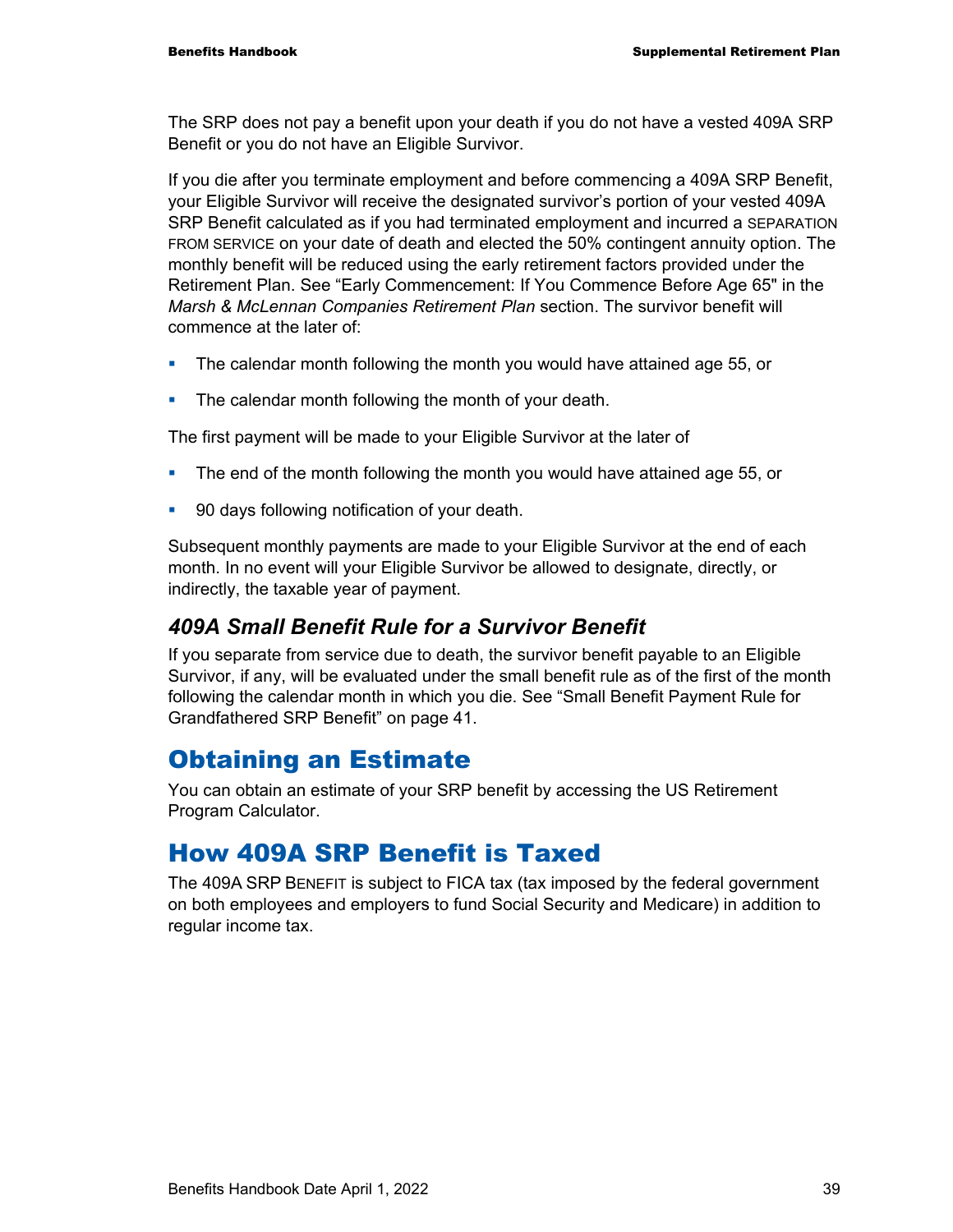The SRP does not pay a benefit upon your death if you do not have a vested 409A SRP Benefit or you do not have an Eligible Survivor.

If you die after you terminate employment and before commencing a 409A SRP Benefit, your Eligible Survivor will receive the designated survivor's portion of your vested 409A SRP Benefit calculated as if you had terminated employment and incurred a SEPARATION FROM SERVICE on your date of death and elected the 50% contingent annuity option. The monthly benefit will be reduced using the early retirement factors provided under the Retirement Plan. See "Early Commencement: If You Commence Before Age 65" in the *Marsh & McLennan Companies Retirement Plan* section. The survivor benefit will commence at the later of:

- The calendar month following the month you would have attained age 55, or
- The calendar month following the month of your death.

The first payment will be made to your Eligible Survivor at the later of

- The end of the month following the month you would have attained age 55, or
- 90 days following notification of your death.

Subsequent monthly payments are made to your Eligible Survivor at the end of each month. In no event will your Eligible Survivor be allowed to designate, directly, or indirectly, the taxable year of payment.

### *409A Small Benefit Rule for a Survivor Benefit*

If you separate from service due to death, the survivor benefit payable to an Eligible Survivor, if any, will be evaluated under the small benefit rule as of the first of the month following the calendar month in which you die. See "Small Benefit Payment Rule for Grandfathered SRP Benefit" on page 41.

## Obtaining an Estimate

You can obtain an estimate of your SRP benefit by accessing the US Retirement Program Calculator.

## How 409A SRP Benefit is Taxed

The 409A SRP BENEFIT is subject to FICA tax (tax imposed by the federal government on both employees and employers to fund Social Security and Medicare) in addition to regular income tax.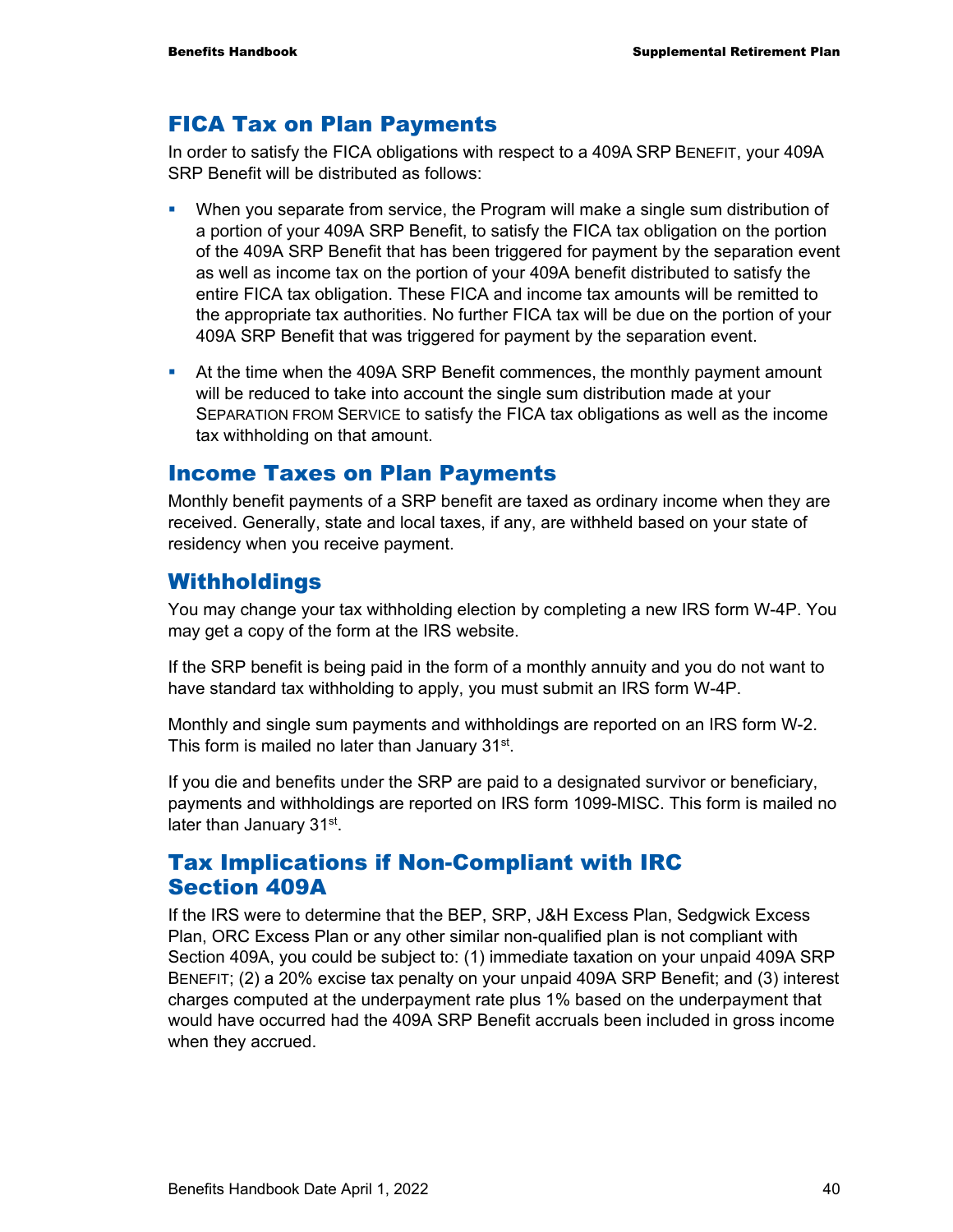## FICA Tax on Plan Payments

In order to satisfy the FICA obligations with respect to a 409A SRP BENEFIT, your 409A SRP Benefit will be distributed as follows:

- When you separate from service, the Program will make a single sum distribution of a portion of your 409A SRP Benefit, to satisfy the FICA tax obligation on the portion of the 409A SRP Benefit that has been triggered for payment by the separation event as well as income tax on the portion of your 409A benefit distributed to satisfy the entire FICA tax obligation. These FICA and income tax amounts will be remitted to the appropriate tax authorities. No further FICA tax will be due on the portion of your 409A SRP Benefit that was triggered for payment by the separation event.
- At the time when the 409A SRP Benefit commences, the monthly payment amount will be reduced to take into account the single sum distribution made at your SEPARATION FROM SERVICE to satisfy the FICA tax obligations as well as the income tax withholding on that amount.

## Income Taxes on Plan Payments

Monthly benefit payments of a SRP benefit are taxed as ordinary income when they are received. Generally, state and local taxes, if any, are withheld based on your state of residency when you receive payment.

## Withholdings

You may change your tax withholding election by completing a new IRS form W-4P. You may get a copy of the form at the IRS website.

If the SRP benefit is being paid in the form of a monthly annuity and you do not want to have standard tax withholding to apply, you must submit an IRS form W-4P.

Monthly and single sum payments and withholdings are reported on an IRS form W-2. This form is mailed no later than January 31st.

If you die and benefits under the SRP are paid to a designated survivor or beneficiary, payments and withholdings are reported on IRS form 1099-MISC. This form is mailed no later than January 31st.

## Tax Implications if Non-Compliant with IRC Section 409A

If the IRS were to determine that the BEP, SRP, J&H Excess Plan, Sedgwick Excess Plan, ORC Excess Plan or any other similar non-qualified plan is not compliant with Section 409A, you could be subject to: (1) immediate taxation on your unpaid 409A SRP BENEFIT; (2) a 20% excise tax penalty on your unpaid 409A SRP Benefit; and (3) interest charges computed at the underpayment rate plus 1% based on the underpayment that would have occurred had the 409A SRP Benefit accruals been included in gross income when they accrued.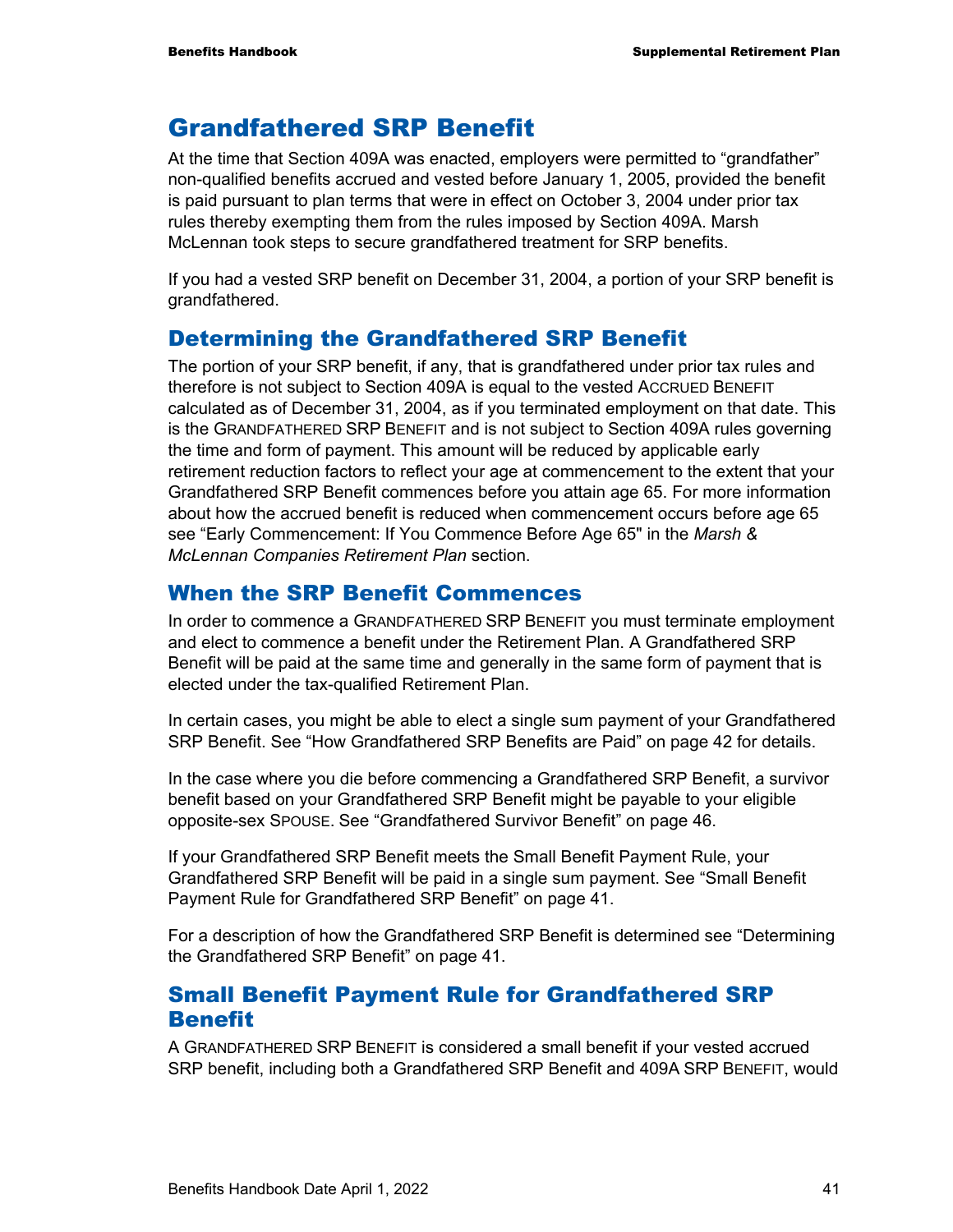# Grandfathered SRP Benefit

At the time that Section 409A was enacted, employers were permitted to "grandfather" non-qualified benefits accrued and vested before January 1, 2005, provided the benefit is paid pursuant to plan terms that were in effect on October 3, 2004 under prior tax rules thereby exempting them from the rules imposed by Section 409A. Marsh McLennan took steps to secure grandfathered treatment for SRP benefits.

If you had a vested SRP benefit on December 31, 2004, a portion of your SRP benefit is grandfathered.

## Determining the Grandfathered SRP Benefit

The portion of your SRP benefit, if any, that is grandfathered under prior tax rules and therefore is not subject to Section 409A is equal to the vested ACCRUED BENEFIT calculated as of December 31, 2004, as if you terminated employment on that date. This is the GRANDFATHERED SRP BENEFIT and is not subject to Section 409A rules governing the time and form of payment. This amount will be reduced by applicable early retirement reduction factors to reflect your age at commencement to the extent that your Grandfathered SRP Benefit commences before you attain age 65. For more information about how the accrued benefit is reduced when commencement occurs before age 65 see "Early Commencement: If You Commence Before Age 65" in the *Marsh & McLennan Companies Retirement Plan* section.

## When the SRP Benefit Commences

In order to commence a GRANDFATHERED SRP BENEFIT you must terminate employment and elect to commence a benefit under the Retirement Plan. A Grandfathered SRP Benefit will be paid at the same time and generally in the same form of payment that is elected under the tax-qualified Retirement Plan.

In certain cases, you might be able to elect a single sum payment of your Grandfathered SRP Benefit. See "How Grandfathered SRP Benefits are Paid" on page 42 for details.

In the case where you die before commencing a Grandfathered SRP Benefit, a survivor benefit based on your Grandfathered SRP Benefit might be payable to your eligible opposite-sex SPOUSE. See "Grandfathered Survivor Benefit" on page 46.

If your Grandfathered SRP Benefit meets the Small Benefit Payment Rule, your Grandfathered SRP Benefit will be paid in a single sum payment. See "Small Benefit Payment Rule for Grandfathered SRP Benefit" on page 41.

For a description of how the Grandfathered SRP Benefit is determined see "Determining the Grandfathered SRP Benefit" on page 41.

## Small Benefit Payment Rule for Grandfathered SRP Benefit

A GRANDFATHERED SRP BENEFIT is considered a small benefit if your vested accrued SRP benefit, including both a Grandfathered SRP Benefit and 409A SRP BENEFIT, would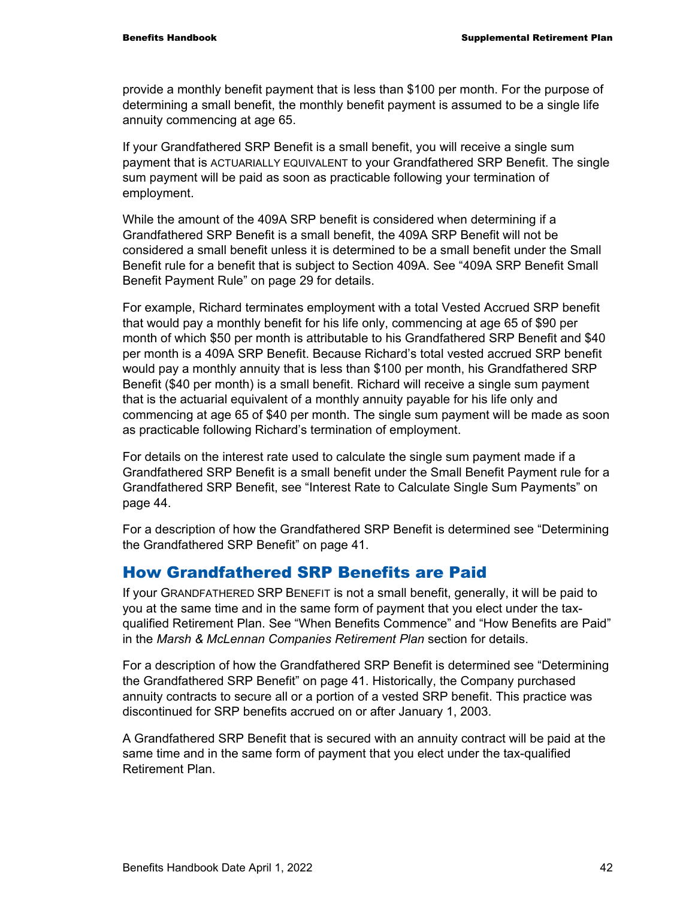provide a monthly benefit payment that is less than $100 per month. For the purpose of determining a small benefit, the monthly benefit payment is assumed to be a single life annuity commencing at age 65.

If your Grandfathered SRP Benefit is a small benefit, you will receive a single sum payment that is ACTUARIALLY EQUIVALENT to your Grandfathered SRP Benefit. The single sum payment will be paid as soon as practicable following your termination of employment.

While the amount of the 409A SRP benefit is considered when determining if a Grandfathered SRP Benefit is a small benefit, the 409A SRP Benefit will not be considered a small benefit unless it is determined to be a small benefit under the Small Benefit rule for a benefit that is subject to Section 409A. See "409A SRP Benefit Small Benefit Payment Rule" on page 29 for details.

For example, Richard terminates employment with a total Vested Accrued SRP benefit that would pay a monthly benefit for his life only, commencing at age 65 of $90 per month of which $50 per month is attributable to his Grandfathered SRP Benefit and $40 per month is a 409A SRP Benefit. Because Richard's total vested accrued SRP benefit would pay a monthly annuity that is less than $100 per month, his Grandfathered SRP Benefit ($40 per month) is a small benefit. Richard will receive a single sum payment that is the actuarial equivalent of a monthly annuity payable for his life only and commencing at age 65 of $40 per month. The single sum payment will be made as soon as practicable following Richard's termination of employment.

For details on the interest rate used to calculate the single sum payment made if a Grandfathered SRP Benefit is a small benefit under the Small Benefit Payment rule for a Grandfathered SRP Benefit, see "Interest Rate to Calculate Single Sum Payments" on page 44.

For a description of how the Grandfathered SRP Benefit is determined see "Determining the Grandfathered SRP Benefit" on page 41.

## How Grandfathered SRP Benefits are Paid

If your GRANDFATHERED SRP BENEFIT is not a small benefit, generally, it will be paid to you at the same time and in the same form of payment that you elect under the tax-qualified Retirement Plan. See "When Benefits Commence" and "How Benefits are Paid" in the *Marsh & McLennan Companies Retirement Plan* section for details.

For a description of how the Grandfathered SRP Benefit is determined see "Determining the Grandfathered SRP Benefit" on page 41. Historically, the Company purchased annuity contracts to secure all or a portion of a vested SRP benefit. This practice was discontinued for SRP benefits accrued on or after January 1, 2003.

A Grandfathered SRP Benefit that is secured with an annuity contract will be paid at the same time and in the same form of payment that you elect under the tax-qualified Retirement Plan.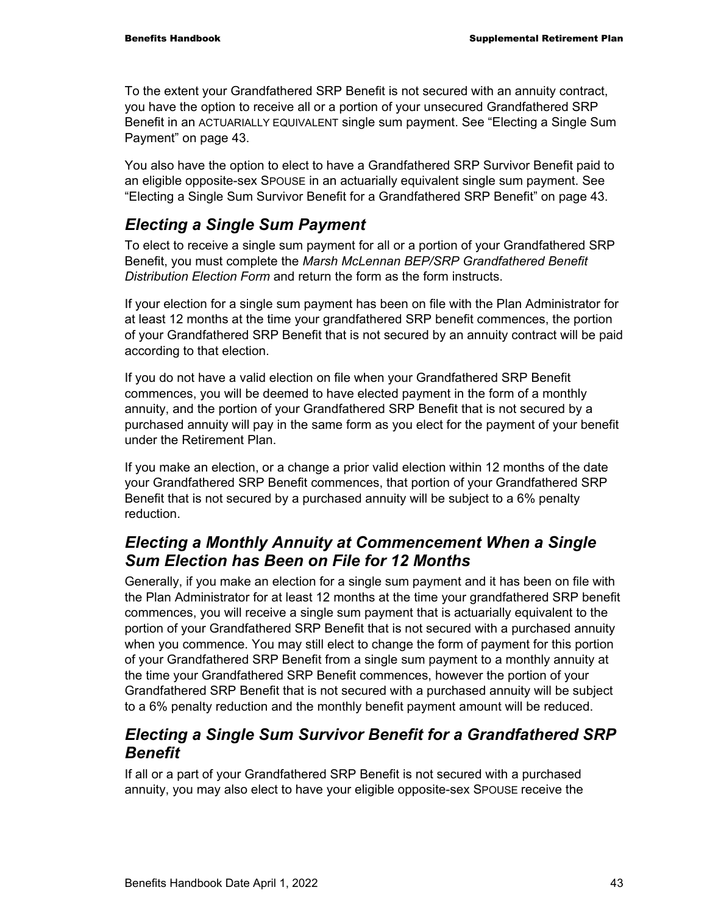To the extent your Grandfathered SRP Benefit is not secured with an annuity contract, you have the option to receive all or a portion of your unsecured Grandfathered SRP Benefit in an ACTUARIALLY EQUIVALENT single sum payment. See “Electing a Single Sum Payment” on page 43.

You also have the option to elect to have a Grandfathered SRP Survivor Benefit paid to an eligible opposite-sex SPOUSE in an actuarially equivalent single sum payment. See “Electing a Single Sum Survivor Benefit for a Grandfathered SRP Benefit” on page 43.

## *Electing a Single Sum Payment*

To elect to receive a single sum payment for all or a portion of your Grandfathered SRP Benefit, you must complete the *Marsh McLennan BEP/SRP Grandfathered Benefit Distribution Election Form* and return the form as the form instructs.

If your election for a single sum payment has been on file with the Plan Administrator for at least 12 months at the time your grandfathered SRP benefit commences, the portion of your Grandfathered SRP Benefit that is not secured by an annuity contract will be paid according to that election.

If you do not have a valid election on file when your Grandfathered SRP Benefit commences, you will be deemed to have elected payment in the form of a monthly annuity, and the portion of your Grandfathered SRP Benefit that is not secured by a purchased annuity will pay in the same form as you elect for the payment of your benefit under the Retirement Plan.

If you make an election, or a change a prior valid election within 12 months of the date your Grandfathered SRP Benefit commences, that portion of your Grandfathered SRP Benefit that is not secured by a purchased annuity will be subject to a 6% penalty reduction.

## *Electing a Monthly Annuity at Commencement When a Single Sum Election has Been on File for 12 Months*

Generally, if you make an election for a single sum payment and it has been on file with the Plan Administrator for at least 12 months at the time your grandfathered SRP benefit commences, you will receive a single sum payment that is actuarially equivalent to the portion of your Grandfathered SRP Benefit that is not secured with a purchased annuity when you commence. You may still elect to change the form of payment for this portion of your Grandfathered SRP Benefit from a single sum payment to a monthly annuity at the time your Grandfathered SRP Benefit commences, however the portion of your Grandfathered SRP Benefit that is not secured with a purchased annuity will be subject to a 6% penalty reduction and the monthly benefit payment amount will be reduced.

## *Electing a Single Sum Survivor Benefit for a Grandfathered SRP Benefit*

If all or a part of your Grandfathered SRP Benefit is not secured with a purchased annuity, you may also elect to have your eligible opposite-sex SPOUSE receive the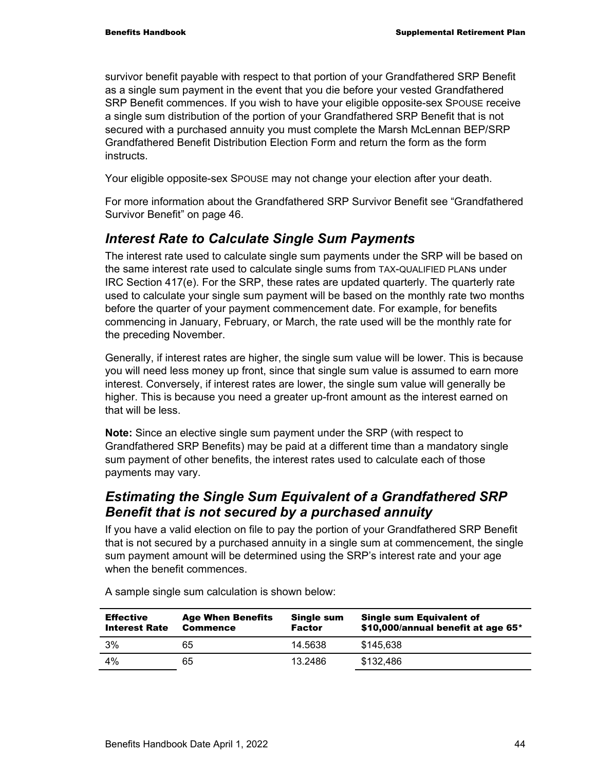survivor benefit payable with respect to that portion of your Grandfathered SRP Benefit as a single sum payment in the event that you die before your vested Grandfathered SRP Benefit commences. If you wish to have your eligible opposite-sex SPOUSE receive a single sum distribution of the portion of your Grandfathered SRP Benefit that is not secured with a purchased annuity you must complete the Marsh McLennan BEP/SRP Grandfathered Benefit Distribution Election Form and return the form as the form instructs.

Your eligible opposite-sex SPOUSE may not change your election after your death.

For more information about the Grandfathered SRP Survivor Benefit see "Grandfathered Survivor Benefit" on page 46.

## *Interest Rate to Calculate Single Sum Payments*

The interest rate used to calculate single sum payments under the SRP will be based on the same interest rate used to calculate single sums from TAX-QUALIFIED PLANS under IRC Section 417(e). For the SRP, these rates are updated quarterly. The quarterly rate used to calculate your single sum payment will be based on the monthly rate two months before the quarter of your payment commencement date. For example, for benefits commencing in January, February, or March, the rate used will be the monthly rate for the preceding November.

Generally, if interest rates are higher, the single sum value will be lower. This is because you will need less money up front, since that single sum value is assumed to earn more interest. Conversely, if interest rates are lower, the single sum value will generally be higher. This is because you need a greater up-front amount as the interest earned on that will be less.

**Note:** Since an elective single sum payment under the SRP (with respect to Grandfathered SRP Benefits) may be paid at a different time than a mandatory single sum payment of other benefits, the interest rates used to calculate each of those payments may vary.

## *Estimating the Single Sum Equivalent of a Grandfathered SRP Benefit that is not secured by a purchased annuity*

If you have a valid election on file to pay the portion of your Grandfathered SRP Benefit that is not secured by a purchased annuity in a single sum at commencement, the single sum payment amount will be determined using the SRP's interest rate and your age when the benefit commences.

A sample single sum calculation is shown below:

| Effective Interest Rate | Age When Benefits Commence | Single sum Factor | Single sum Equivalent of $10,000/annual benefit at age 65* |
|---|---|---|---|
| 3% | 65 | 14.5638 | $145,638 |
| 4% | 65 | 13.2486 | $132,486 |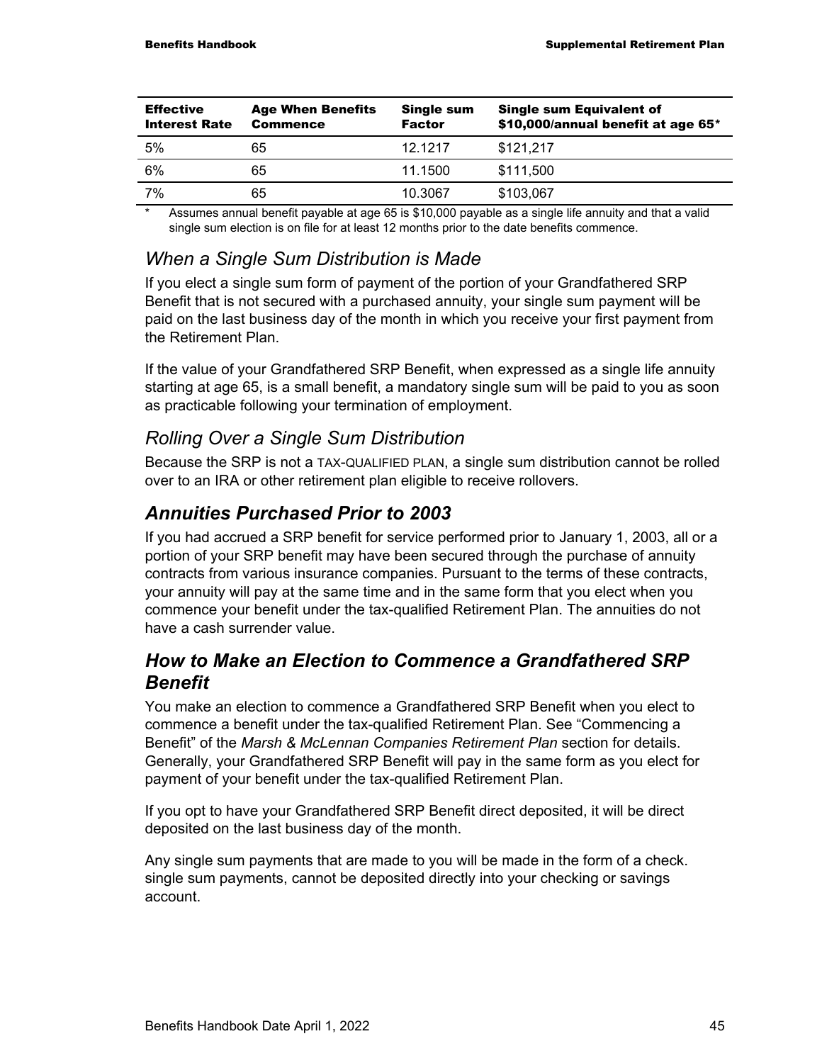| Effective Interest Rate | Age When Benefits Commence | Single sum Factor | Single sum Equivalent of $10,000/annual benefit at age 65* |
|---|---|---|---|
| 5% | 65 | 12.1217 | $121,217 |
| 6% | 65 | 11.1500 | $111,500 |
| 7% | 65 | 10.3067 | $103,067 |

* Assumes annual benefit payable at age 65 is $10,000 payable as a single life annuity and that a valid single sum election is on file for at least 12 months prior to the date benefits commence.

### *When a Single Sum Distribution is Made*

If you elect a single sum form of payment of the portion of your Grandfathered SRP Benefit that is not secured with a purchased annuity, your single sum payment will be paid on the last business day of the month in which you receive your first payment from the Retirement Plan.

If the value of your Grandfathered SRP Benefit, when expressed as a single life annuity starting at age 65, is a small benefit, a mandatory single sum will be paid to you as soon as practicable following your termination of employment.

### *Rolling Over a Single Sum Distribution*

Because the SRP is not a TAX-QUALIFIED PLAN, a single sum distribution cannot be rolled over to an IRA or other retirement plan eligible to receive rollovers.

## ***Annuities Purchased Prior to 2003***

If you had accrued a SRP benefit for service performed prior to January 1, 2003, all or a portion of your SRP benefit may have been secured through the purchase of annuity contracts from various insurance companies. Pursuant to the terms of these contracts, your annuity will pay at the same time and in the same form that you elect when you commence your benefit under the tax-qualified Retirement Plan. The annuities do not have a cash surrender value.

## ***How to Make an Election to Commence a Grandfathered SRP Benefit***

You make an election to commence a Grandfathered SRP Benefit when you elect to commence a benefit under the tax-qualified Retirement Plan. See "Commencing a Benefit" of the *Marsh & McLennan Companies Retirement Plan* section for details. Generally, your Grandfathered SRP Benefit will pay in the same form as you elect for payment of your benefit under the tax-qualified Retirement Plan.

If you opt to have your Grandfathered SRP Benefit direct deposited, it will be direct deposited on the last business day of the month.

Any single sum payments that are made to you will be made in the form of a check. single sum payments, cannot be deposited directly into your checking or savings account.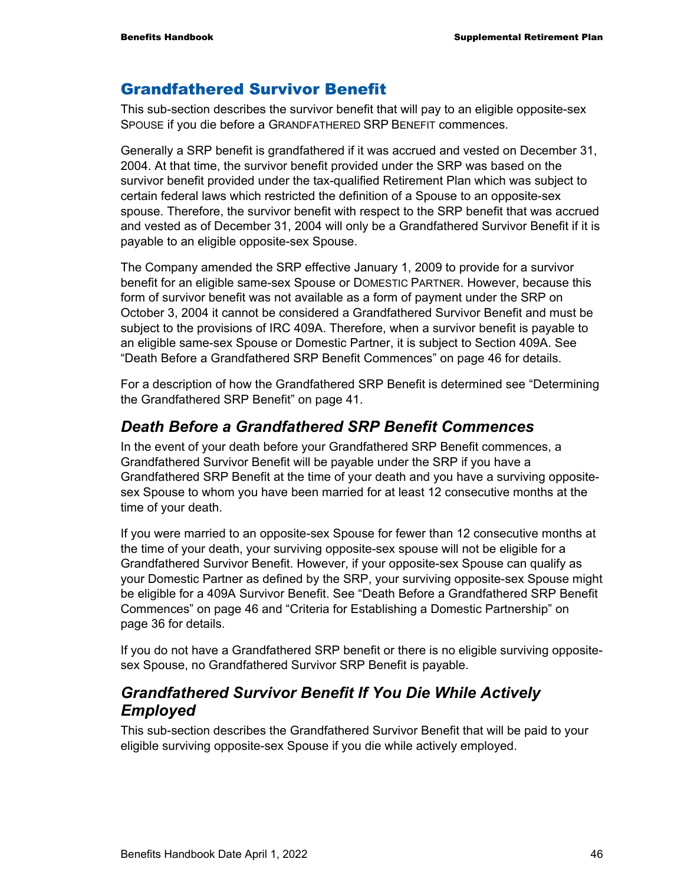## Grandfathered Survivor Benefit

This sub-section describes the survivor benefit that will pay to an eligible opposite-sex SPOUSE if you die before a GRANDFATHERED SRP BENEFIT commences.

Generally a SRP benefit is grandfathered if it was accrued and vested on December 31, 2004. At that time, the survivor benefit provided under the SRP was based on the survivor benefit provided under the tax-qualified Retirement Plan which was subject to certain federal laws which restricted the definition of a Spouse to an opposite-sex spouse. Therefore, the survivor benefit with respect to the SRP benefit that was accrued and vested as of December 31, 2004 will only be a Grandfathered Survivor Benefit if it is payable to an eligible opposite-sex Spouse.

The Company amended the SRP effective January 1, 2009 to provide for a survivor benefit for an eligible same-sex Spouse or DOMESTIC PARTNER. However, because this form of survivor benefit was not available as a form of payment under the SRP on October 3, 2004 it cannot be considered a Grandfathered Survivor Benefit and must be subject to the provisions of IRC 409A. Therefore, when a survivor benefit is payable to an eligible same-sex Spouse or Domestic Partner, it is subject to Section 409A. See "Death Before a Grandfathered SRP Benefit Commences" on page 46 for details.

For a description of how the Grandfathered SRP Benefit is determined see "Determining the Grandfathered SRP Benefit" on page 41.

### *Death Before a Grandfathered SRP Benefit Commences*

In the event of your death before your Grandfathered SRP Benefit commences, a Grandfathered Survivor Benefit will be payable under the SRP if you have a Grandfathered SRP Benefit at the time of your death and you have a surviving opposite-sex Spouse to whom you have been married for at least 12 consecutive months at the time of your death.

If you were married to an opposite-sex Spouse for fewer than 12 consecutive months at the time of your death, your surviving opposite-sex spouse will not be eligible for a Grandfathered Survivor Benefit. However, if your opposite-sex Spouse can qualify as your Domestic Partner as defined by the SRP, your surviving opposite-sex Spouse might be eligible for a 409A Survivor Benefit. See "Death Before a Grandfathered SRP Benefit Commences" on page 46 and "Criteria for Establishing a Domestic Partnership" on page 36 for details.

If you do not have a Grandfathered SRP benefit or there is no eligible surviving opposite-sex Spouse, no Grandfathered Survivor SRP Benefit is payable.

### *Grandfathered Survivor Benefit If You Die While Actively Employed*

This sub-section describes the Grandfathered Survivor Benefit that will be paid to your eligible surviving opposite-sex Spouse if you die while actively employed.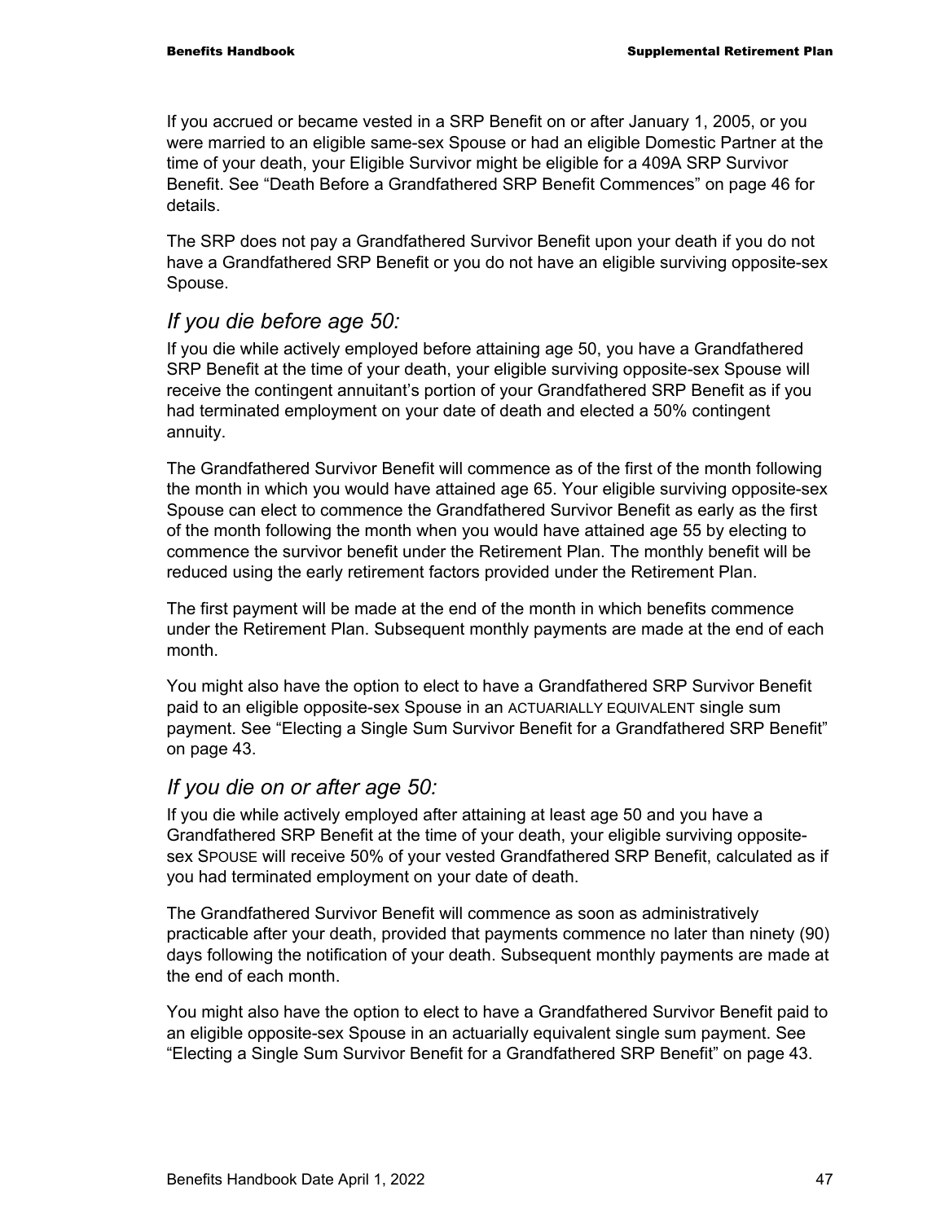If you accrued or became vested in a SRP Benefit on or after January 1, 2005, or you were married to an eligible same-sex Spouse or had an eligible Domestic Partner at the time of your death, your Eligible Survivor might be eligible for a 409A SRP Survivor Benefit. See "Death Before a Grandfathered SRP Benefit Commences" on page 46 for details.

The SRP does not pay a Grandfathered Survivor Benefit upon your death if you do not have a Grandfathered SRP Benefit or you do not have an eligible surviving opposite-sex Spouse.

## *If you die before age 50:*

If you die while actively employed before attaining age 50, you have a Grandfathered SRP Benefit at the time of your death, your eligible surviving opposite-sex Spouse will receive the contingent annuitant's portion of your Grandfathered SRP Benefit as if you had terminated employment on your date of death and elected a 50% contingent annuity.

The Grandfathered Survivor Benefit will commence as of the first of the month following the month in which you would have attained age 65. Your eligible surviving opposite-sex Spouse can elect to commence the Grandfathered Survivor Benefit as early as the first of the month following the month when you would have attained age 55 by electing to commence the survivor benefit under the Retirement Plan. The monthly benefit will be reduced using the early retirement factors provided under the Retirement Plan.

The first payment will be made at the end of the month in which benefits commence under the Retirement Plan. Subsequent monthly payments are made at the end of each month.

You might also have the option to elect to have a Grandfathered SRP Survivor Benefit paid to an eligible opposite-sex Spouse in an ACTUARIALLY EQUIVALENT single sum payment. See "Electing a Single Sum Survivor Benefit for a Grandfathered SRP Benefit" on page 43.

## *If you die on or after age 50:*

If you die while actively employed after attaining at least age 50 and you have a Grandfathered SRP Benefit at the time of your death, your eligible surviving opposite-sex SPOUSE will receive 50% of your vested Grandfathered SRP Benefit, calculated as if you had terminated employment on your date of death.

The Grandfathered Survivor Benefit will commence as soon as administratively practicable after your death, provided that payments commence no later than ninety (90) days following the notification of your death. Subsequent monthly payments are made at the end of each month.

You might also have the option to elect to have a Grandfathered Survivor Benefit paid to an eligible opposite-sex Spouse in an actuarially equivalent single sum payment. See "Electing a Single Sum Survivor Benefit for a Grandfathered SRP Benefit" on page 43.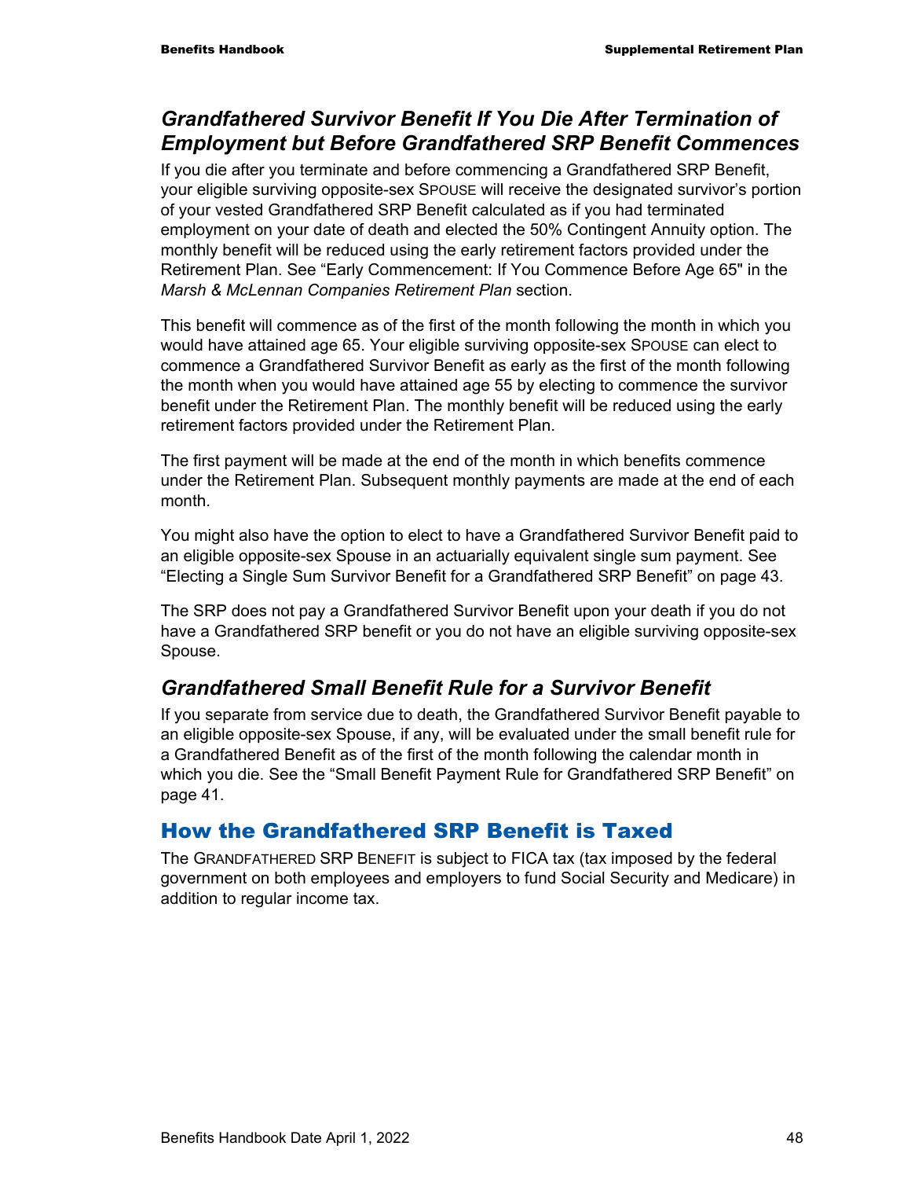### *Grandfathered Survivor Benefit If You Die After Termination of Employment but Before Grandfathered SRP Benefit Commences*

If you die after you terminate and before commencing a Grandfathered SRP Benefit, your eligible surviving opposite-sex SPOUSE will receive the designated survivor's portion of your vested Grandfathered SRP Benefit calculated as if you had terminated employment on your date of death and elected the 50% Contingent Annuity option. The monthly benefit will be reduced using the early retirement factors provided under the Retirement Plan. See "Early Commencement: If You Commence Before Age 65" in the *Marsh & McLennan Companies Retirement Plan* section.

This benefit will commence as of the first of the month following the month in which you would have attained age 65. Your eligible surviving opposite-sex SPOUSE can elect to commence a Grandfathered Survivor Benefit as early as the first of the month following the month when you would have attained age 55 by electing to commence the survivor benefit under the Retirement Plan. The monthly benefit will be reduced using the early retirement factors provided under the Retirement Plan.

The first payment will be made at the end of the month in which benefits commence under the Retirement Plan. Subsequent monthly payments are made at the end of each month.

You might also have the option to elect to have a Grandfathered Survivor Benefit paid to an eligible opposite-sex Spouse in an actuarially equivalent single sum payment. See "Electing a Single Sum Survivor Benefit for a Grandfathered SRP Benefit" on page 43.

The SRP does not pay a Grandfathered Survivor Benefit upon your death if you do not have a Grandfathered SRP benefit or you do not have an eligible surviving opposite-sex Spouse.

### *Grandfathered Small Benefit Rule for a Survivor Benefit*

If you separate from service due to death, the Grandfathered Survivor Benefit payable to an eligible opposite-sex Spouse, if any, will be evaluated under the small benefit rule for a Grandfathered Benefit as of the first of the month following the calendar month in which you die. See the "Small Benefit Payment Rule for Grandfathered SRP Benefit" on page 41.

## How the Grandfathered SRP Benefit is Taxed

The GRANDFATHERED SRP BENEFIT is subject to FICA tax (tax imposed by the federal government on both employees and employers to fund Social Security and Medicare) in addition to regular income tax.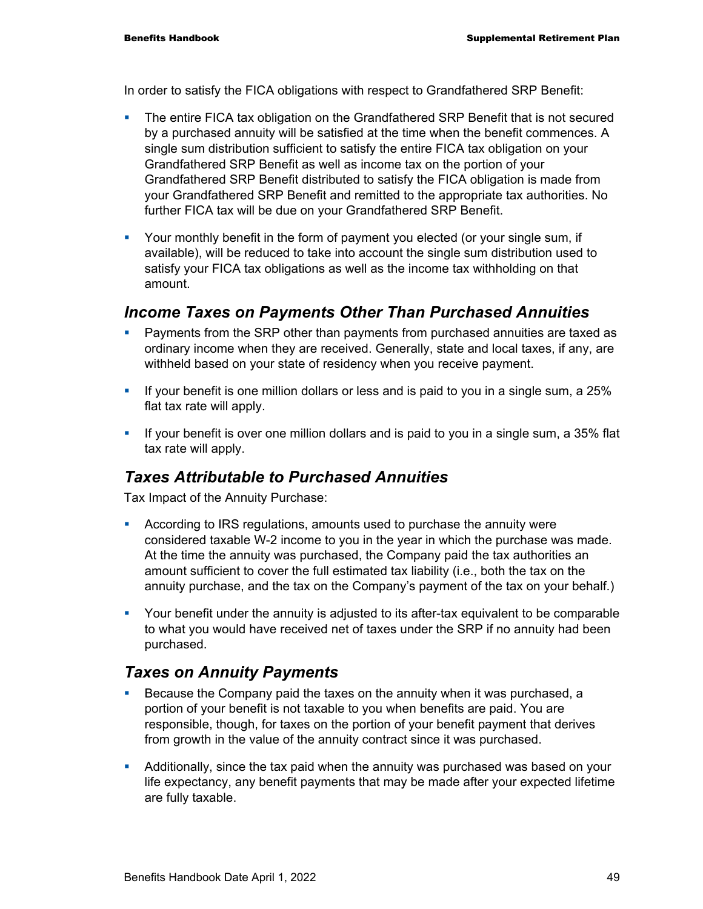In order to satisfy the FICA obligations with respect to Grandfathered SRP Benefit:

- The entire FICA tax obligation on the Grandfathered SRP Benefit that is not secured by a purchased annuity will be satisfied at the time when the benefit commences. A single sum distribution sufficient to satisfy the entire FICA tax obligation on your Grandfathered SRP Benefit as well as income tax on the portion of your Grandfathered SRP Benefit distributed to satisfy the FICA obligation is made from your Grandfathered SRP Benefit and remitted to the appropriate tax authorities. No further FICA tax will be due on your Grandfathered SRP Benefit.
- Your monthly benefit in the form of payment you elected (or your single sum, if available), will be reduced to take into account the single sum distribution used to satisfy your FICA tax obligations as well as the income tax withholding on that amount.

## *Income Taxes on Payments Other Than Purchased Annuities*

- Payments from the SRP other than payments from purchased annuities are taxed as ordinary income when they are received. Generally, state and local taxes, if any, are withheld based on your state of residency when you receive payment.
- If your benefit is one million dollars or less and is paid to you in a single sum, a 25% flat tax rate will apply.
- If your benefit is over one million dollars and is paid to you in a single sum, a 35% flat tax rate will apply.

## *Taxes Attributable to Purchased Annuities*

Tax Impact of the Annuity Purchase:

- According to IRS regulations, amounts used to purchase the annuity were considered taxable W-2 income to you in the year in which the purchase was made. At the time the annuity was purchased, the Company paid the tax authorities an amount sufficient to cover the full estimated tax liability (i.e., both the tax on the annuity purchase, and the tax on the Company's payment of the tax on your behalf.)
- Your benefit under the annuity is adjusted to its after-tax equivalent to be comparable to what you would have received net of taxes under the SRP if no annuity had been purchased.

## *Taxes on Annuity Payments*

- Because the Company paid the taxes on the annuity when it was purchased, a portion of your benefit is not taxable to you when benefits are paid. You are responsible, though, for taxes on the portion of your benefit payment that derives from growth in the value of the annuity contract since it was purchased.
- Additionally, since the tax paid when the annuity was purchased was based on your life expectancy, any benefit payments that may be made after your expected lifetime are fully taxable.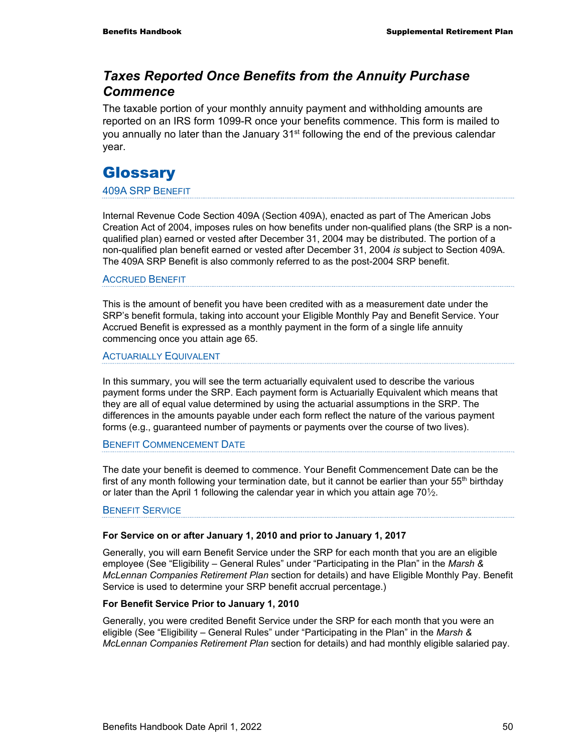## *Taxes Reported Once Benefits from the Annuity Purchase Commence*

The taxable portion of your monthly annuity payment and withholding amounts are reported on an IRS form 1099-R once your benefits commence. This form is mailed to you annually no later than the January 31st following the end of the previous calendar year.

# Glossary

### 409A SRP Benefit

Internal Revenue Code Section 409A (Section 409A), enacted as part of The American Jobs Creation Act of 2004, imposes rules on how benefits under non-qualified plans (the SRP is a non-qualified plan) earned or vested after December 31, 2004 may be distributed. The portion of a non-qualified plan benefit earned or vested after December 31, 2004 *is* subject to Section 409A. The 409A SRP Benefit is also commonly referred to as the post-2004 SRP benefit.

### Accrued Benefit

This is the amount of benefit you have been credited with as a measurement date under the SRP's benefit formula, taking into account your Eligible Monthly Pay and Benefit Service. Your Accrued Benefit is expressed as a monthly payment in the form of a single life annuity commencing once you attain age 65.

### Actuarially Equivalent

In this summary, you will see the term actuarially equivalent used to describe the various payment forms under the SRP. Each payment form is Actuarially Equivalent which means that they are all of equal value determined by using the actuarial assumptions in the SRP. The differences in the amounts payable under each form reflect the nature of the various payment forms (e.g., guaranteed number of payments or payments over the course of two lives).

### Benefit Commencement Date

The date your benefit is deemed to commence. Your Benefit Commencement Date can be the first of any month following your termination date, but it cannot be earlier than your 55th birthday or later than the April 1 following the calendar year in which you attain age 70½.

### Benefit Service

**For Service on or after January 1, 2010 and prior to January 1, 2017**

Generally, you will earn Benefit Service under the SRP for each month that you are an eligible employee (See "Eligibility – General Rules" under "Participating in the Plan" in the *Marsh & McLennan Companies Retirement Plan* section for details) and have Eligible Monthly Pay. Benefit Service is used to determine your SRP benefit accrual percentage.)

**For Benefit Service Prior to January 1, 2010**

Generally, you were credited Benefit Service under the SRP for each month that you were an eligible (See "Eligibility – General Rules" under "Participating in the Plan" in the *Marsh & McLennan Companies Retirement Plan* section for details) and had monthly eligible salaried pay.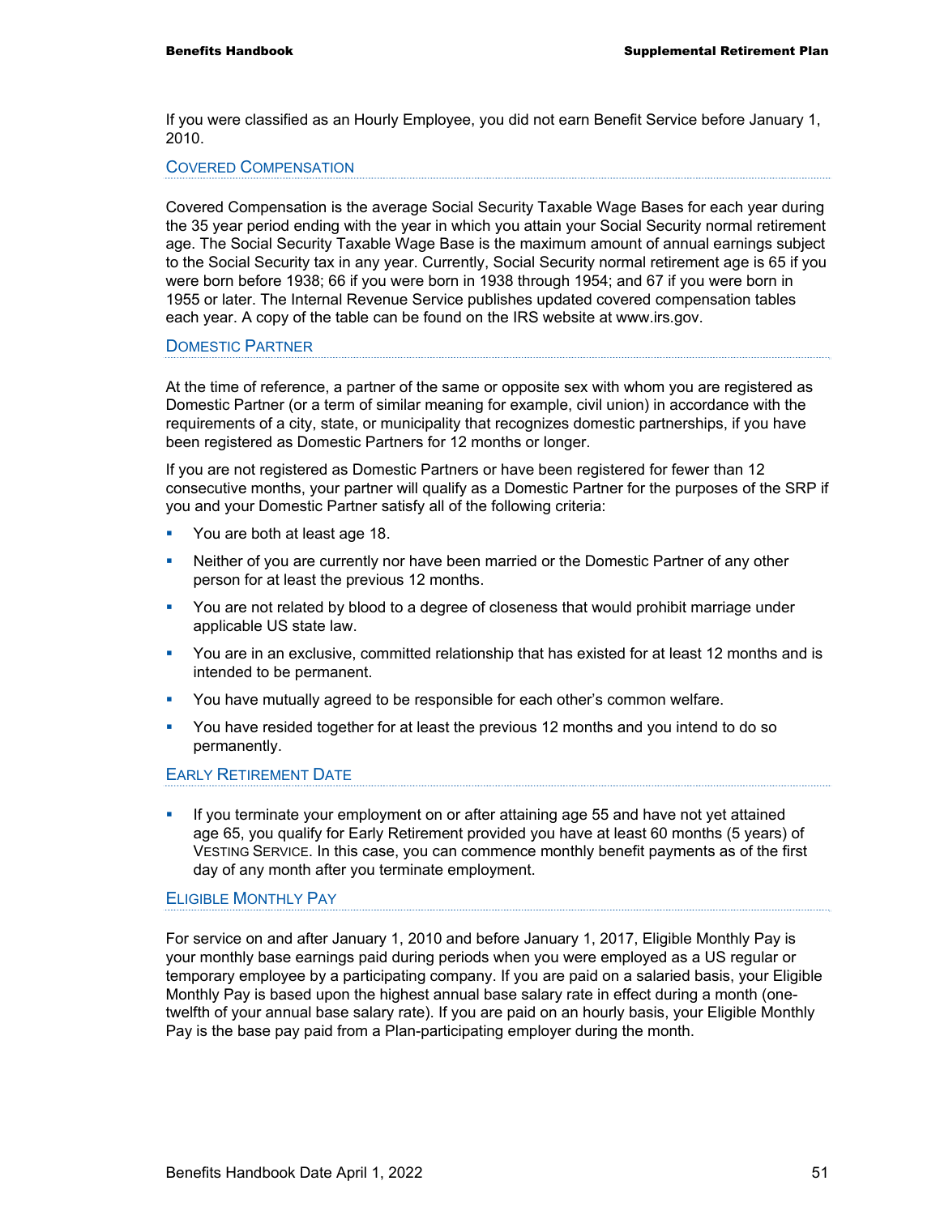If you were classified as an Hourly Employee, you did not earn Benefit Service before January 1, 2010.

### Covered Compensation

Covered Compensation is the average Social Security Taxable Wage Bases for each year during the 35 year period ending with the year in which you attain your Social Security normal retirement age. The Social Security Taxable Wage Base is the maximum amount of annual earnings subject to the Social Security tax in any year. Currently, Social Security normal retirement age is 65 if you were born before 1938; 66 if you were born in 1938 through 1954; and 67 if you were born in 1955 or later. The Internal Revenue Service publishes updated covered compensation tables each year. A copy of the table can be found on the IRS website at www.irs.gov.

### Domestic Partner

At the time of reference, a partner of the same or opposite sex with whom you are registered as Domestic Partner (or a term of similar meaning for example, civil union) in accordance with the requirements of a city, state, or municipality that recognizes domestic partnerships, if you have been registered as Domestic Partners for 12 months or longer.

If you are not registered as Domestic Partners or have been registered for fewer than 12 consecutive months, your partner will qualify as a Domestic Partner for the purposes of the SRP if you and your Domestic Partner satisfy all of the following criteria:

- You are both at least age 18.
- Neither of you are currently nor have been married or the Domestic Partner of any other person for at least the previous 12 months.
- You are not related by blood to a degree of closeness that would prohibit marriage under applicable US state law.
- You are in an exclusive, committed relationship that has existed for at least 12 months and is intended to be permanent.
- You have mutually agreed to be responsible for each other's common welfare.
- You have resided together for at least the previous 12 months and you intend to do so permanently.

### Early Retirement Date

- If you terminate your employment on or after attaining age 55 and have not yet attained age 65, you qualify for Early Retirement provided you have at least 60 months (5 years) of Vesting Service. In this case, you can commence monthly benefit payments as of the first day of any month after you terminate employment.

### Eligible Monthly Pay

For service on and after January 1, 2010 and before January 1, 2017, Eligible Monthly Pay is your monthly base earnings paid during periods when you were employed as a US regular or temporary employee by a participating company. If you are paid on a salaried basis, your Eligible Monthly Pay is based upon the highest annual base salary rate in effect during a month (one-twelfth of your annual base salary rate). If you are paid on an hourly basis, your Eligible Monthly Pay is the base pay paid from a Plan-participating employer during the month.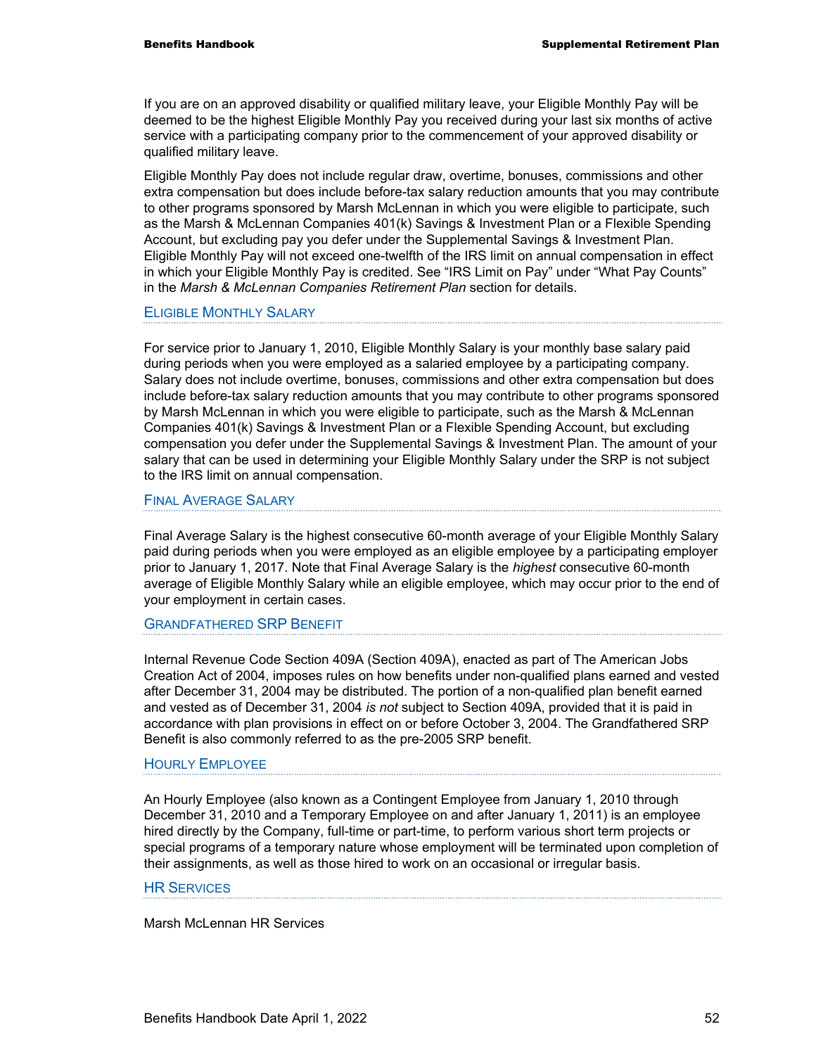If you are on an approved disability or qualified military leave, your Eligible Monthly Pay will be deemed to be the highest Eligible Monthly Pay you received during your last six months of active service with a participating company prior to the commencement of your approved disability or qualified military leave.

Eligible Monthly Pay does not include regular draw, overtime, bonuses, commissions and other extra compensation but does include before-tax salary reduction amounts that you may contribute to other programs sponsored by Marsh McLennan in which you were eligible to participate, such as the Marsh & McLennan Companies 401(k) Savings & Investment Plan or a Flexible Spending Account, but excluding pay you defer under the Supplemental Savings & Investment Plan. Eligible Monthly Pay will not exceed one-twelfth of the IRS limit on annual compensation in effect in which your Eligible Monthly Pay is credited. See "IRS Limit on Pay" under "What Pay Counts" in the *Marsh & McLennan Companies Retirement Plan* section for details.

### Eligible Monthly Salary

For service prior to January 1, 2010, Eligible Monthly Salary is your monthly base salary paid during periods when you were employed as a salaried employee by a participating company. Salary does not include overtime, bonuses, commissions and other extra compensation but does include before-tax salary reduction amounts that you may contribute to other programs sponsored by Marsh McLennan in which you were eligible to participate, such as the Marsh & McLennan Companies 401(k) Savings & Investment Plan or a Flexible Spending Account, but excluding compensation you defer under the Supplemental Savings & Investment Plan. The amount of your salary that can be used in determining your Eligible Monthly Salary under the SRP is not subject to the IRS limit on annual compensation.

### Final Average Salary

Final Average Salary is the highest consecutive 60-month average of your Eligible Monthly Salary paid during periods when you were employed as an eligible employee by a participating employer prior to January 1, 2017. Note that Final Average Salary is the *highest* consecutive 60-month average of Eligible Monthly Salary while an eligible employee, which may occur prior to the end of your employment in certain cases.

### Grandfathered SRP Benefit

Internal Revenue Code Section 409A (Section 409A), enacted as part of The American Jobs Creation Act of 2004, imposes rules on how benefits under non-qualified plans earned and vested after December 31, 2004 may be distributed. The portion of a non-qualified plan benefit earned and vested as of December 31, 2004 *is not* subject to Section 409A, provided that it is paid in accordance with plan provisions in effect on or before October 3, 2004. The Grandfathered SRP Benefit is also commonly referred to as the pre-2005 SRP benefit.

### Hourly Employee

An Hourly Employee (also known as a Contingent Employee from January 1, 2010 through December 31, 2010 and a Temporary Employee on and after January 1, 2011) is an employee hired directly by the Company, full-time or part-time, to perform various short term projects or special programs of a temporary nature whose employment will be terminated upon completion of their assignments, as well as those hired to work on an occasional or irregular basis.

### HR Services

Marsh McLennan HR Services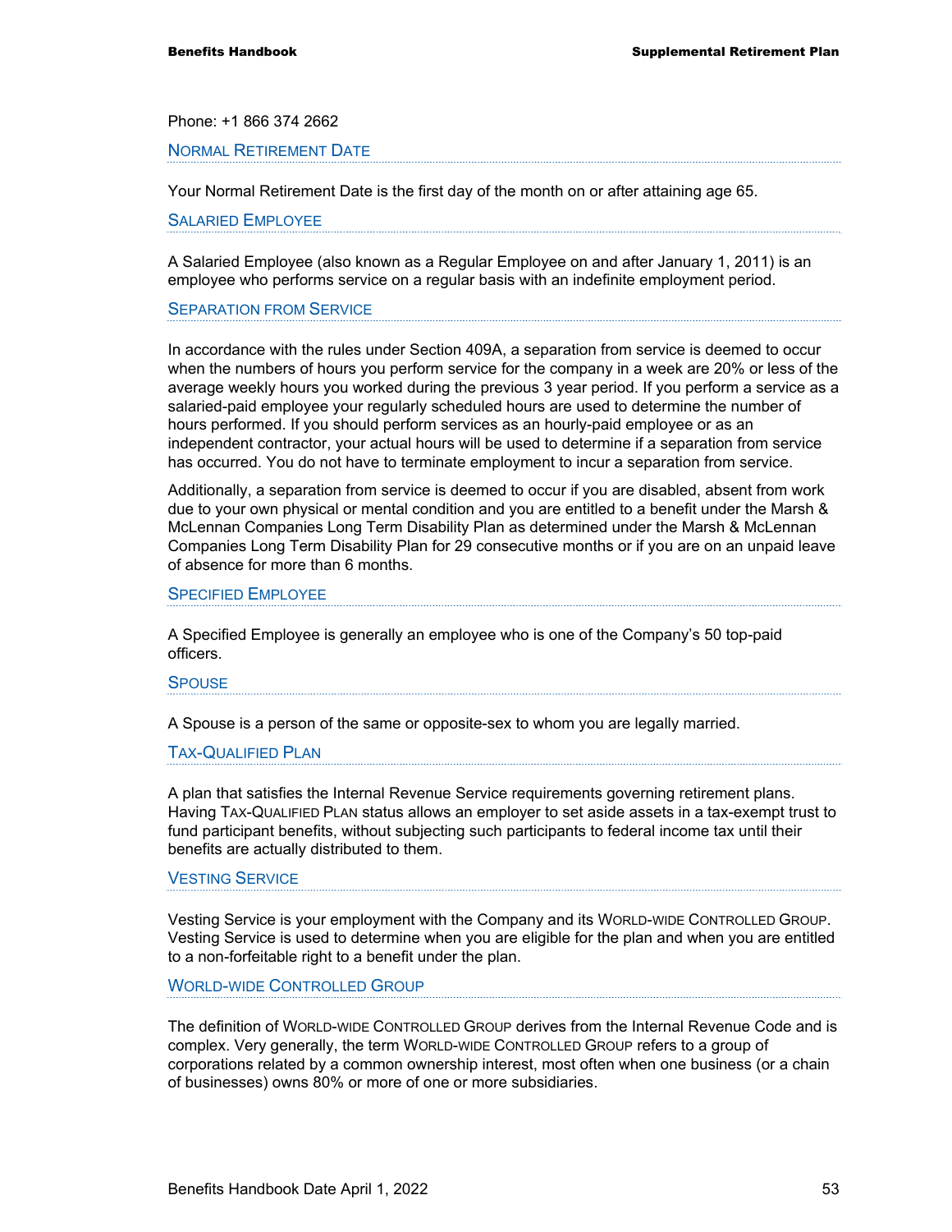Phone: +1 866 374 2662

### Normal Retirement Date

Your Normal Retirement Date is the first day of the month on or after attaining age 65.

### Salaried Employee

A Salaried Employee (also known as a Regular Employee on and after January 1, 2011) is an employee who performs service on a regular basis with an indefinite employment period.

### Separation from Service

In accordance with the rules under Section 409A, a separation from service is deemed to occur when the numbers of hours you perform service for the company in a week are 20% or less of the average weekly hours you worked during the previous 3 year period. If you perform a service as a salaried-paid employee your regularly scheduled hours are used to determine the number of hours performed. If you should perform services as an hourly-paid employee or as an independent contractor, your actual hours will be used to determine if a separation from service has occurred. You do not have to terminate employment to incur a separation from service.

Additionally, a separation from service is deemed to occur if you are disabled, absent from work due to your own physical or mental condition and you are entitled to a benefit under the Marsh & McLennan Companies Long Term Disability Plan as determined under the Marsh & McLennan Companies Long Term Disability Plan for 29 consecutive months or if you are on an unpaid leave of absence for more than 6 months.

### Specified Employee

A Specified Employee is generally an employee who is one of the Company's 50 top-paid officers.

### Spouse

A Spouse is a person of the same or opposite-sex to whom you are legally married.

### Tax-Qualified Plan

A plan that satisfies the Internal Revenue Service requirements governing retirement plans. Having Tax-Qualified Plan status allows an employer to set aside assets in a tax-exempt trust to fund participant benefits, without subjecting such participants to federal income tax until their benefits are actually distributed to them.

### Vesting Service

Vesting Service is your employment with the Company and its World-wide Controlled Group. Vesting Service is used to determine when you are eligible for the plan and when you are entitled to a non-forfeitable right to a benefit under the plan.

### World-wide Controlled Group

The definition of World-wide Controlled Group derives from the Internal Revenue Code and is complex. Very generally, the term World-wide Controlled Group refers to a group of corporations related by a common ownership interest, most often when one business (or a chain of businesses) owns 80% or more of one or more subsidiaries.